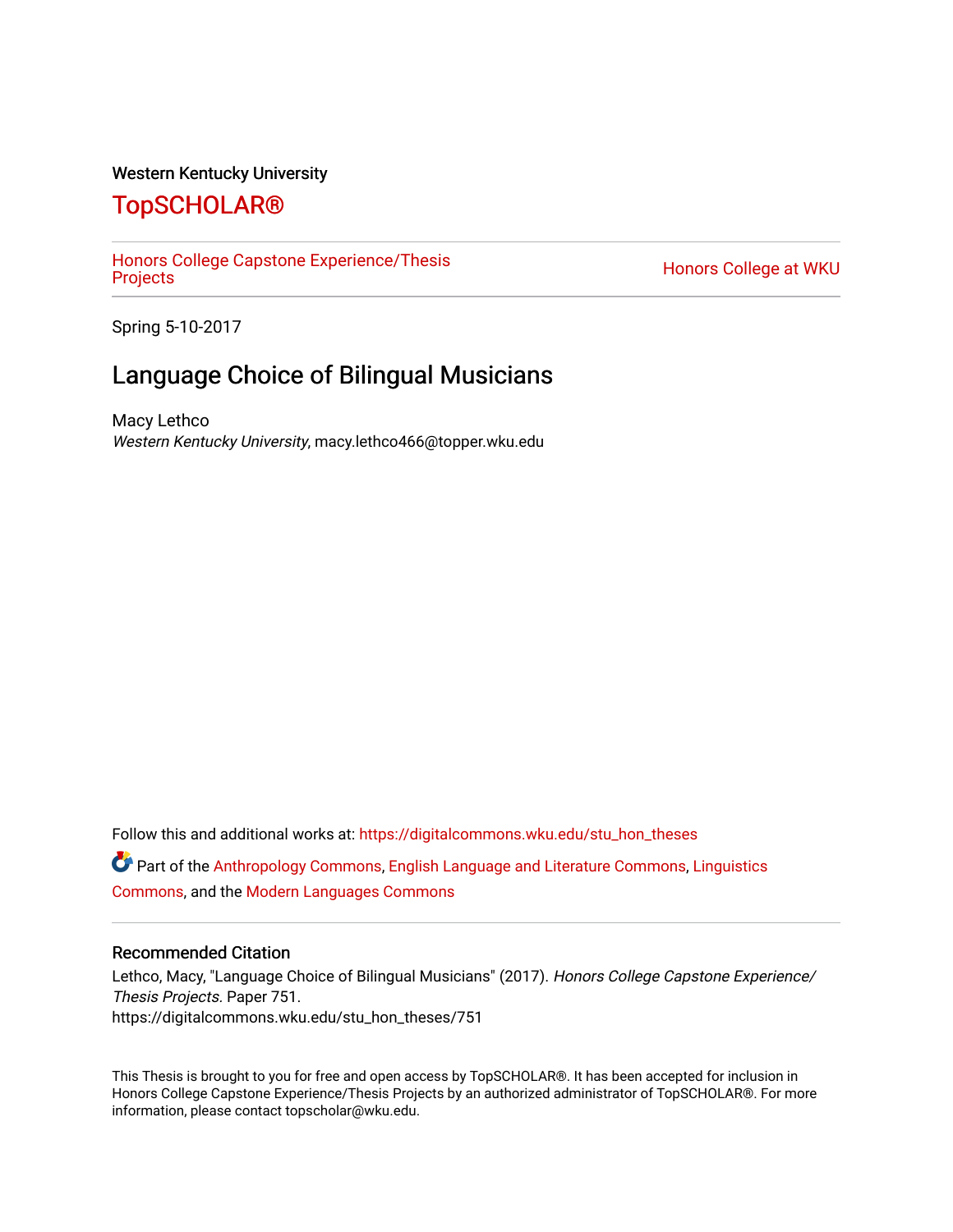Western Kentucky University

# TopSCHOLAR®

Honors College Capstone Experience/Thesis Projects

Honors College at WKU

Spring 5-10-2017

## Language Choice of Bilingual Musicians

Macy Lethco
*Western Kentucky University*, macy.lethco466@topper.wku.edu

Follow this and additional works at: https://digitalcommons.wku.edu/stu_hon_theses

Part of the Anthropology Commons, English Language and Literature Commons, Linguistics Commons, and the Modern Languages Commons

### Recommended Citation

Lethco, Macy, "Language Choice of Bilingual Musicians" (2017). *Honors College Capstone Experience/Thesis Projects.* Paper 751.
https://digitalcommons.wku.edu/stu_hon_theses/751

This Thesis is brought to you for free and open access by TopSCHOLAR®. It has been accepted for inclusion in Honors College Capstone Experience/Thesis Projects by an authorized administrator of TopSCHOLAR®. For more information, please contact topscholar@wku.edu.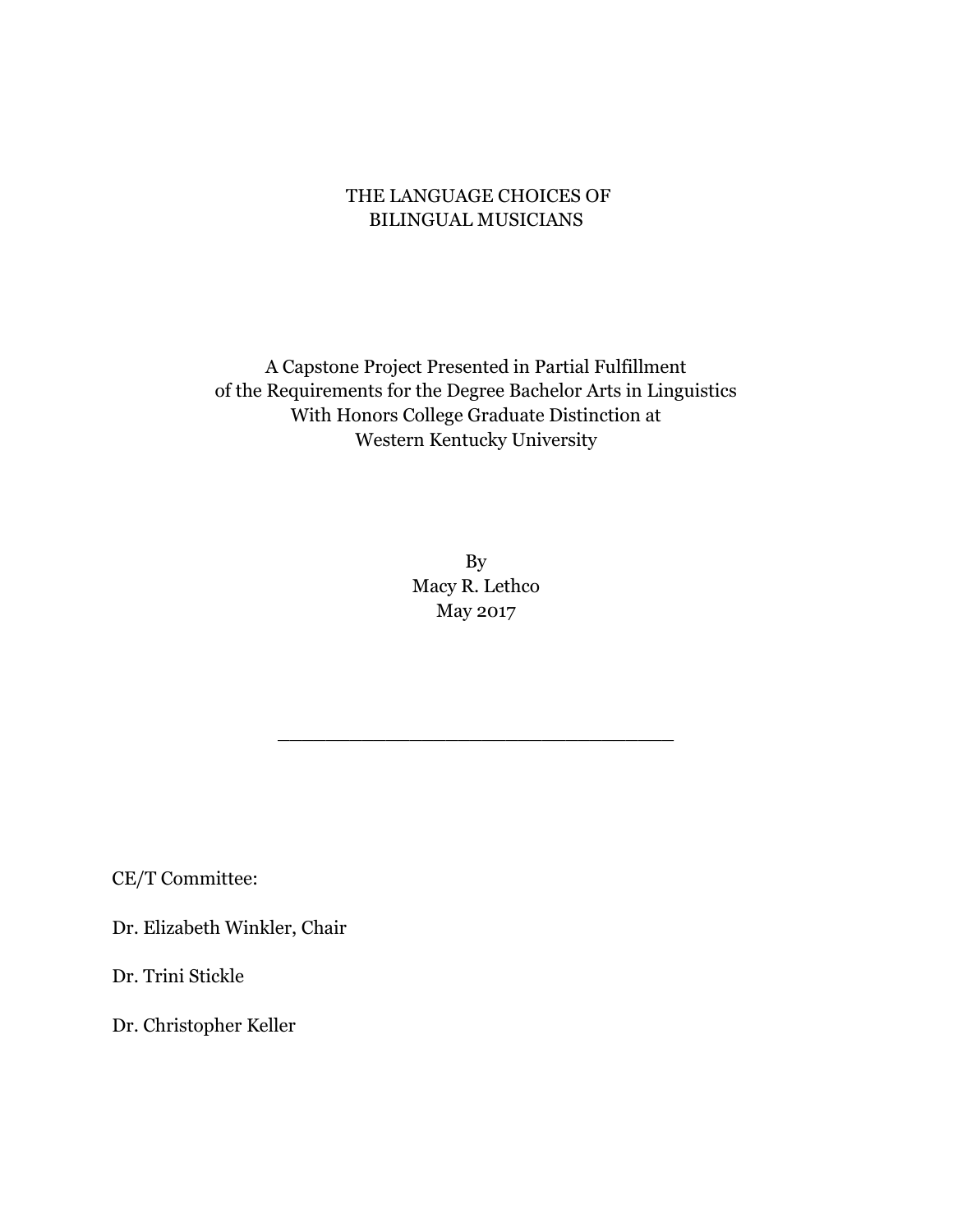# THE LANGUAGE CHOICES OF BILINGUAL MUSICIANS

A Capstone Project Presented in Partial Fulfillment
of the Requirements for the Degree Bachelor Arts in Linguistics
With Honors College Graduate Distinction at
Western Kentucky University

By
Macy R. Lethco
May 2017

\_\_\_\_\_\_\_\_\_\_\_\_\_\_\_\_\_\_\_\_\_\_\_\_\_\_\_\_\_\_\_\_\_\_\_\_

CE/T Committee:

Dr. Elizabeth Winkler, Chair

Dr. Trini Stickle

Dr. Christopher Keller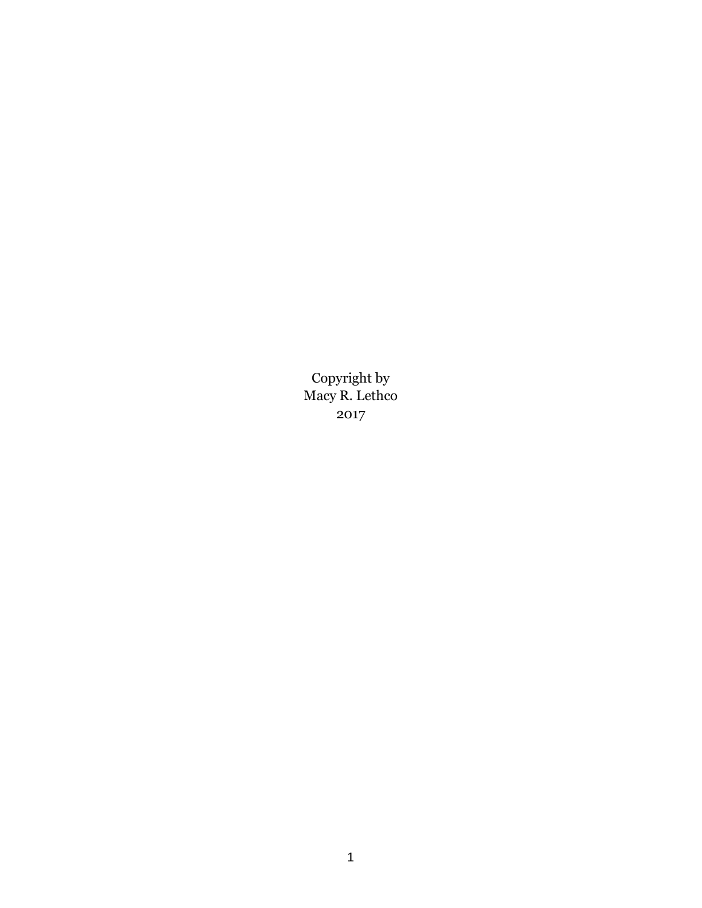Copyright by
Macy R. Lethco
2017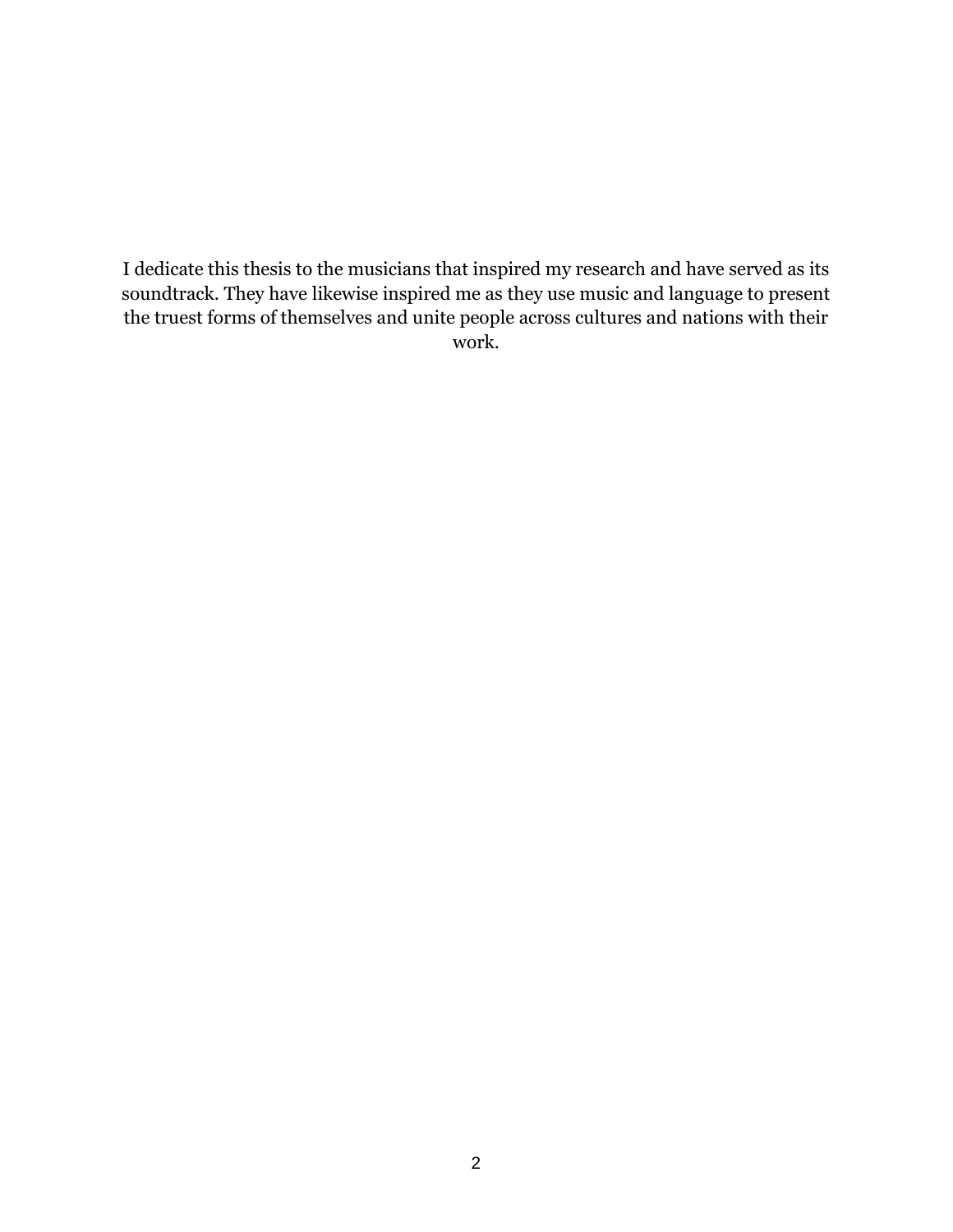I dedicate this thesis to the musicians that inspired my research and have served as its soundtrack. They have likewise inspired me as they use music and language to present the truest forms of themselves and unite people across cultures and nations with their work.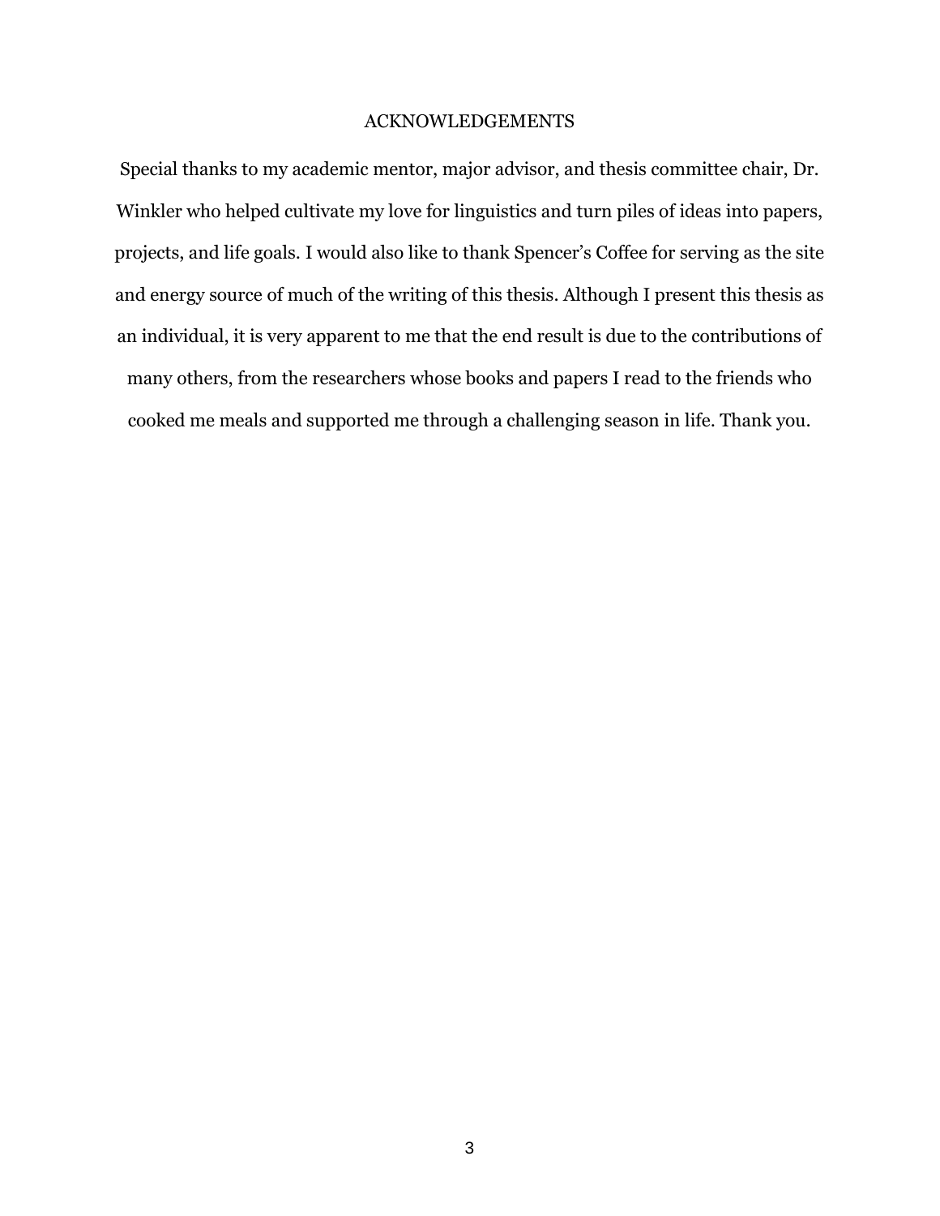# ACKNOWLEDGEMENTS

Special thanks to my academic mentor, major advisor, and thesis committee chair, Dr. Winkler who helped cultivate my love for linguistics and turn piles of ideas into papers, projects, and life goals. I would also like to thank Spencer's Coffee for serving as the site and energy source of much of the writing of this thesis. Although I present this thesis as an individual, it is very apparent to me that the end result is due to the contributions of many others, from the researchers whose books and papers I read to the friends who cooked me meals and supported me through a challenging season in life. Thank you.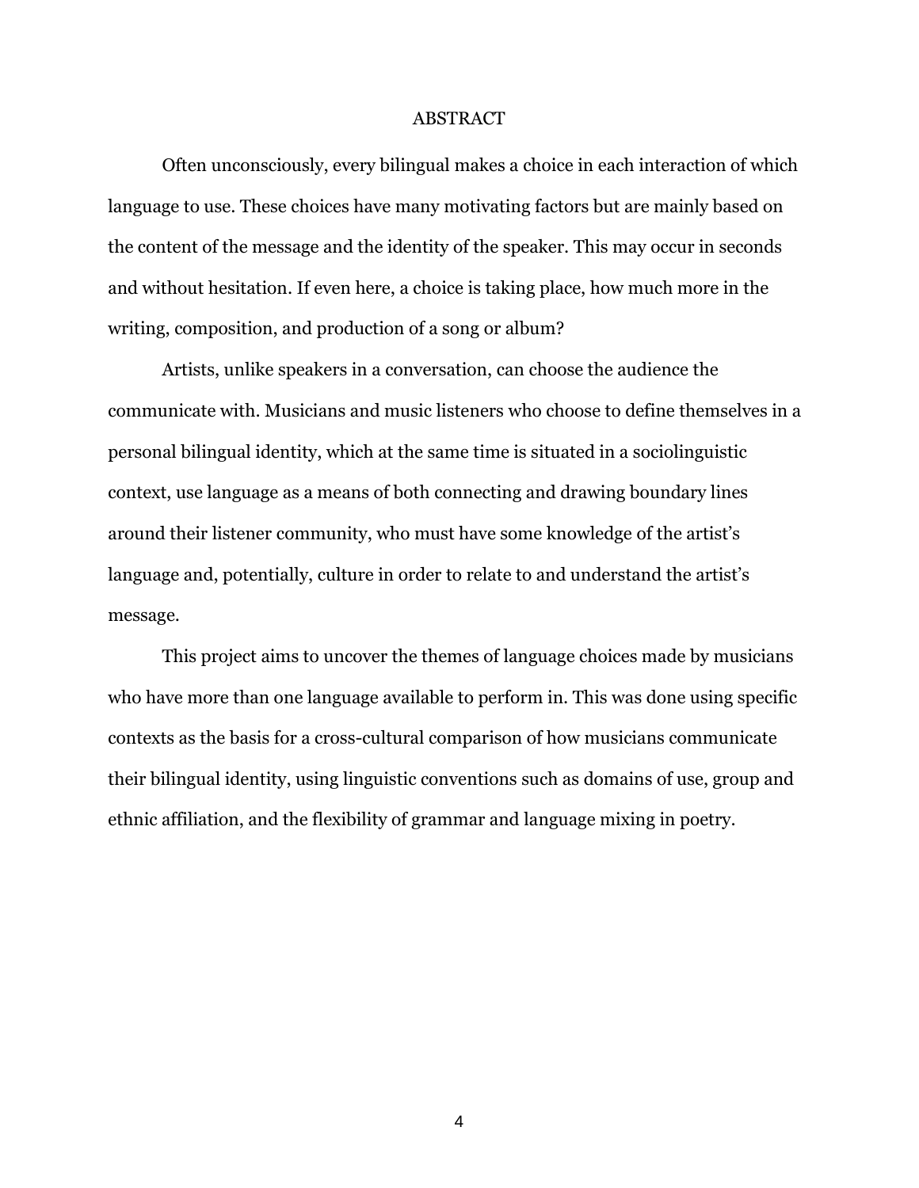# ABSTRACT

Often unconsciously, every bilingual makes a choice in each interaction of which language to use. These choices have many motivating factors but are mainly based on the content of the message and the identity of the speaker. This may occur in seconds and without hesitation. If even here, a choice is taking place, how much more in the writing, composition, and production of a song or album?

Artists, unlike speakers in a conversation, can choose the audience the communicate with. Musicians and music listeners who choose to define themselves in a personal bilingual identity, which at the same time is situated in a sociolinguistic context, use language as a means of both connecting and drawing boundary lines around their listener community, who must have some knowledge of the artist's language and, potentially, culture in order to relate to and understand the artist's message.

This project aims to uncover the themes of language choices made by musicians who have more than one language available to perform in. This was done using specific contexts as the basis for a cross-cultural comparison of how musicians communicate their bilingual identity, using linguistic conventions such as domains of use, group and ethnic affiliation, and the flexibility of grammar and language mixing in poetry.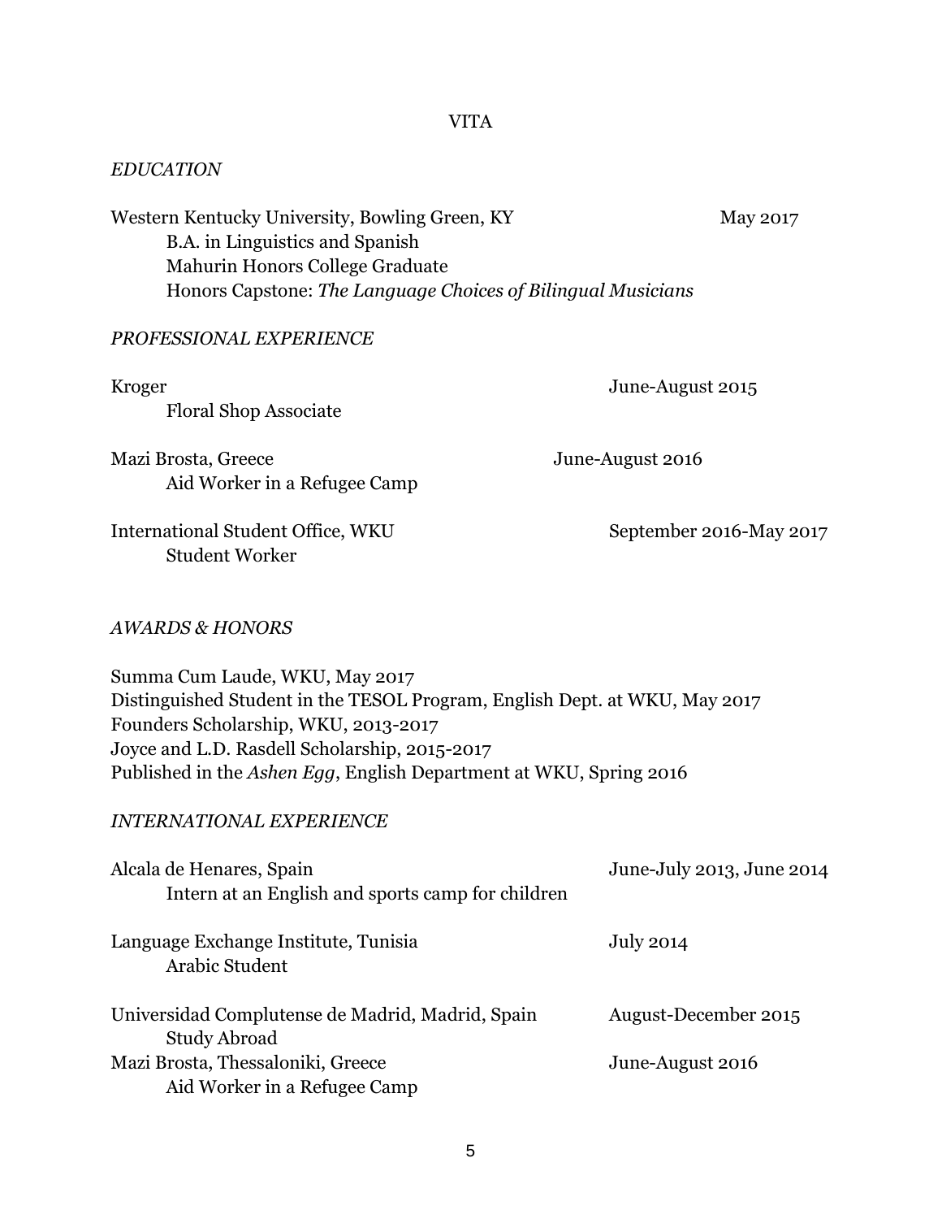# VITA

*EDUCATION*

Western Kentucky University, Bowling Green, KY — May 2017
- B.A. in Linguistics and Spanish
- Mahurin Honors College Graduate
- Honors Capstone: *The Language Choices of Bilingual Musicians*

*PROFESSIONAL EXPERIENCE*

Kroger — June-August 2015
- Floral Shop Associate

Mazi Brosta, Greece — June-August 2016
- Aid Worker in a Refugee Camp

International Student Office, WKU — September 2016-May 2017
- Student Worker

*AWARDS & HONORS*

Summa Cum Laude, WKU, May 2017
Distinguished Student in the TESOL Program, English Dept. at WKU, May 2017
Founders Scholarship, WKU, 2013-2017
Joyce and L.D. Rasdell Scholarship, 2015-2017
Published in the *Ashen Egg*, English Department at WKU, Spring 2016

*INTERNATIONAL EXPERIENCE*

Alcala de Henares, Spain — June-July 2013, June 2014
- Intern at an English and sports camp for children

Language Exchange Institute, Tunisia — July 2014
- Arabic Student

Universidad Complutense de Madrid, Madrid, Spain — August-December 2015
- Study Abroad

Mazi Brosta, Thessaloniki, Greece — June-August 2016
- Aid Worker in a Refugee Camp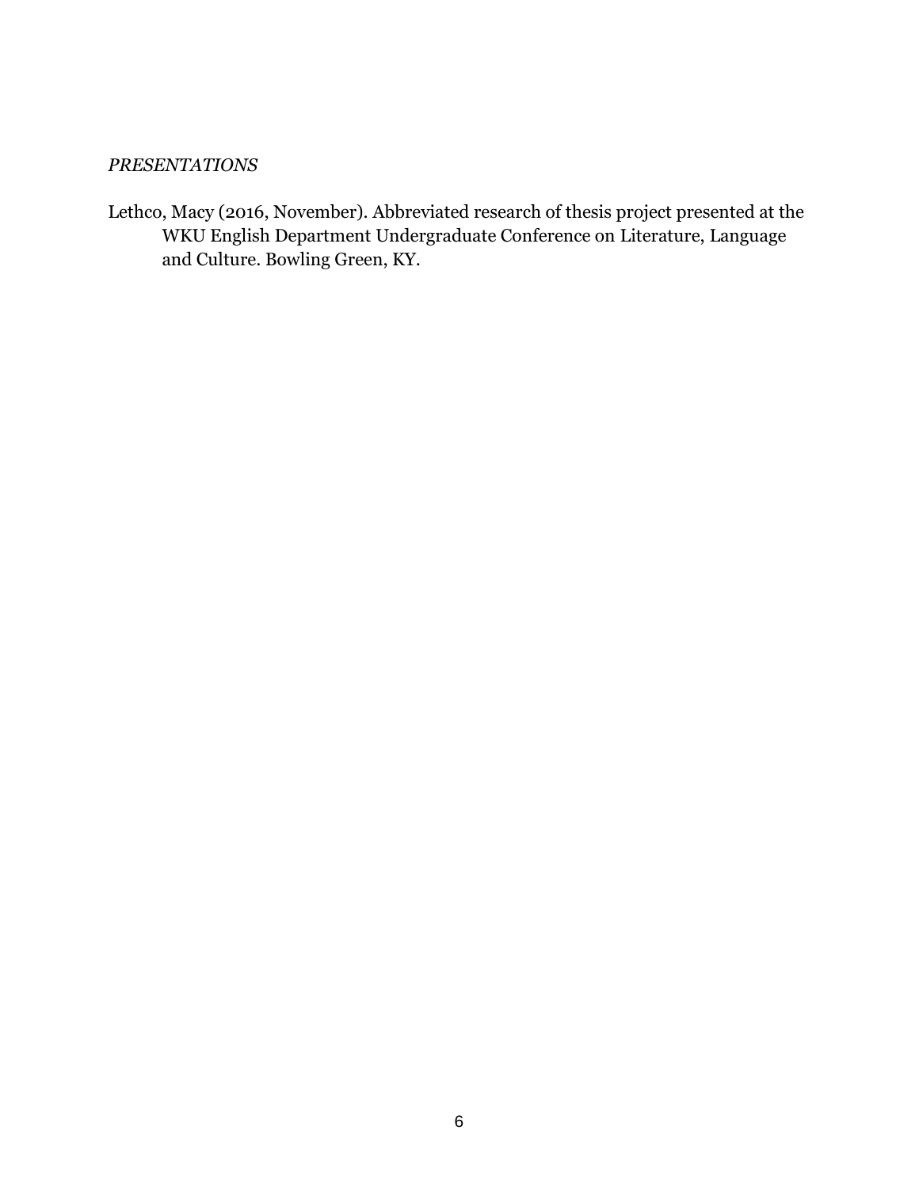*PRESENTATIONS*

Lethco, Macy (2016, November). Abbreviated research of thesis project presented at the WKU English Department Undergraduate Conference on Literature, Language and Culture. Bowling Green, KY.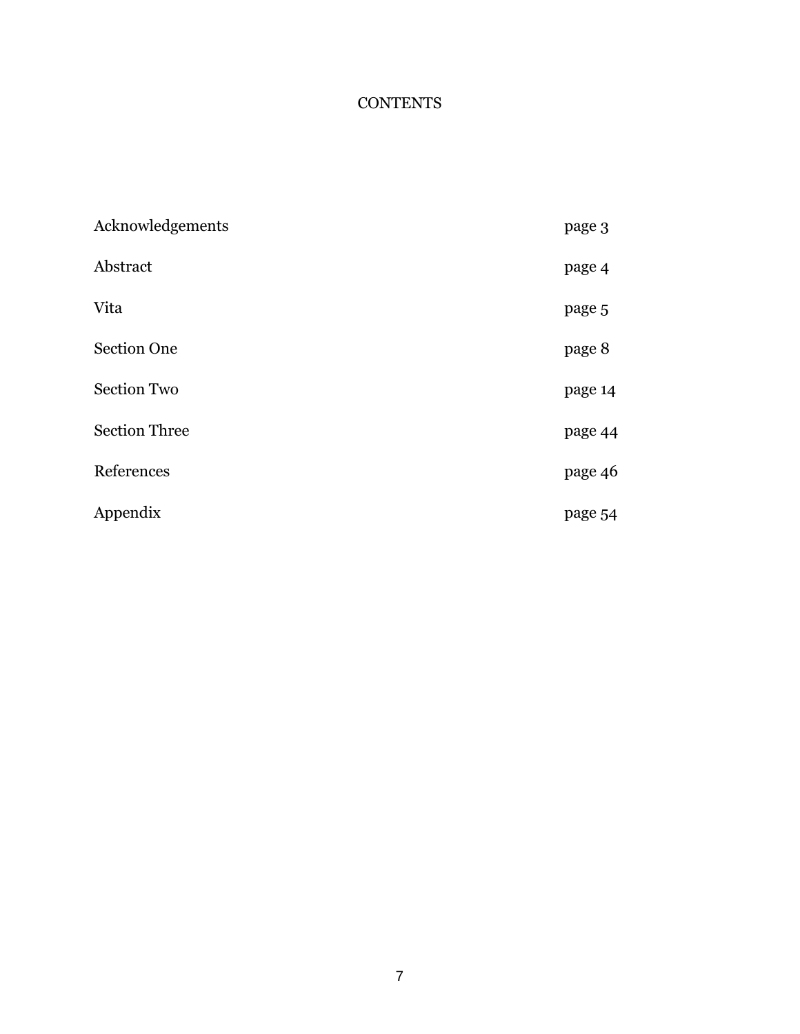# CONTENTS

| | |
|---|---|
| Acknowledgements | page 3 |
| Abstract | page 4 |
| Vita | page 5 |
| Section One | page 8 |
| Section Two | page 14 |
| Section Three | page 44 |
| References | page 46 |
| Appendix | page 54 |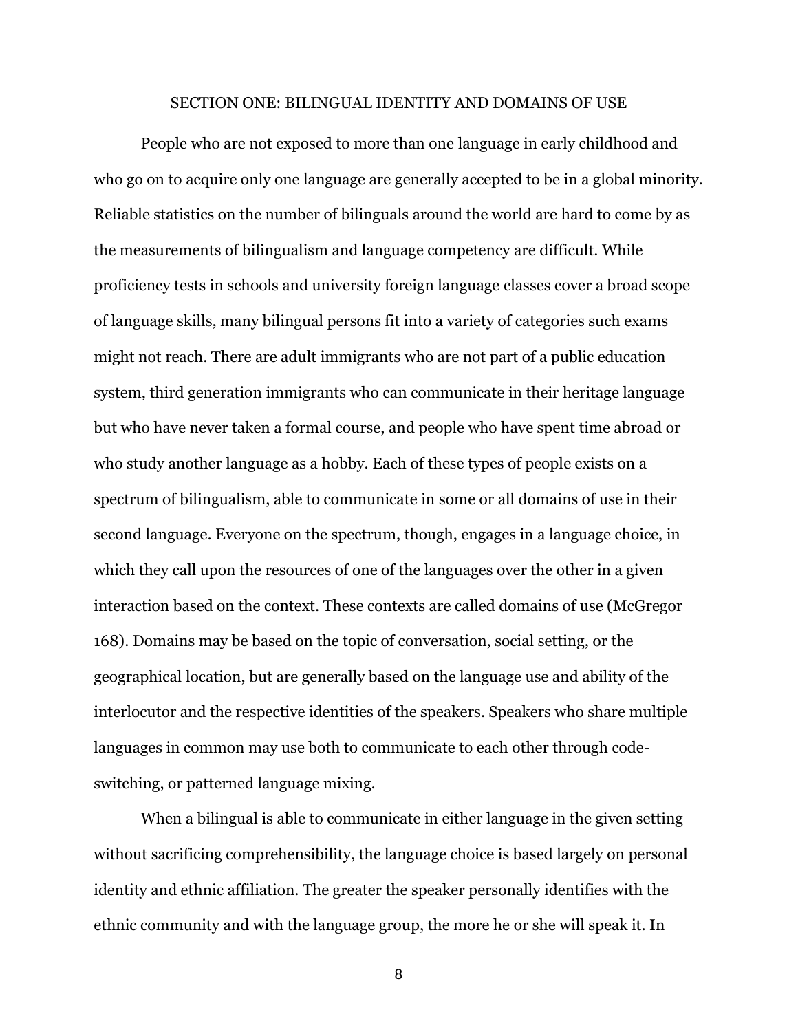## SECTION ONE: BILINGUAL IDENTITY AND DOMAINS OF USE

People who are not exposed to more than one language in early childhood and who go on to acquire only one language are generally accepted to be in a global minority. Reliable statistics on the number of bilinguals around the world are hard to come by as the measurements of bilingualism and language competency are difficult. While proficiency tests in schools and university foreign language classes cover a broad scope of language skills, many bilingual persons fit into a variety of categories such exams might not reach. There are adult immigrants who are not part of a public education system, third generation immigrants who can communicate in their heritage language but who have never taken a formal course, and people who have spent time abroad or who study another language as a hobby. Each of these types of people exists on a spectrum of bilingualism, able to communicate in some or all domains of use in their second language. Everyone on the spectrum, though, engages in a language choice, in which they call upon the resources of one of the languages over the other in a given interaction based on the context. These contexts are called domains of use (McGregor 168). Domains may be based on the topic of conversation, social setting, or the geographical location, but are generally based on the language use and ability of the interlocutor and the respective identities of the speakers. Speakers who share multiple languages in common may use both to communicate to each other through code-switching, or patterned language mixing.

When a bilingual is able to communicate in either language in the given setting without sacrificing comprehensibility, the language choice is based largely on personal identity and ethnic affiliation. The greater the speaker personally identifies with the ethnic community and with the language group, the more he or she will speak it. In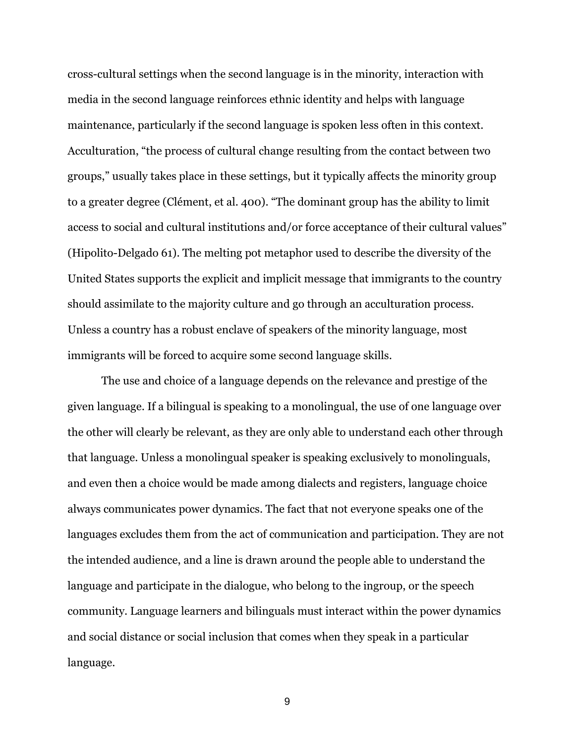cross-cultural settings when the second language is in the minority, interaction with media in the second language reinforces ethnic identity and helps with language maintenance, particularly if the second language is spoken less often in this context. Acculturation, "the process of cultural change resulting from the contact between two groups," usually takes place in these settings, but it typically affects the minority group to a greater degree (Clément, et al. 400). "The dominant group has the ability to limit access to social and cultural institutions and/or force acceptance of their cultural values" (Hipolito-Delgado 61). The melting pot metaphor used to describe the diversity of the United States supports the explicit and implicit message that immigrants to the country should assimilate to the majority culture and go through an acculturation process. Unless a country has a robust enclave of speakers of the minority language, most immigrants will be forced to acquire some second language skills.

The use and choice of a language depends on the relevance and prestige of the given language. If a bilingual is speaking to a monolingual, the use of one language over the other will clearly be relevant, as they are only able to understand each other through that language. Unless a monolingual speaker is speaking exclusively to monolinguals, and even then a choice would be made among dialects and registers, language choice always communicates power dynamics. The fact that not everyone speaks one of the languages excludes them from the act of communication and participation. They are not the intended audience, and a line is drawn around the people able to understand the language and participate in the dialogue, who belong to the ingroup, or the speech community. Language learners and bilinguals must interact within the power dynamics and social distance or social inclusion that comes when they speak in a particular language.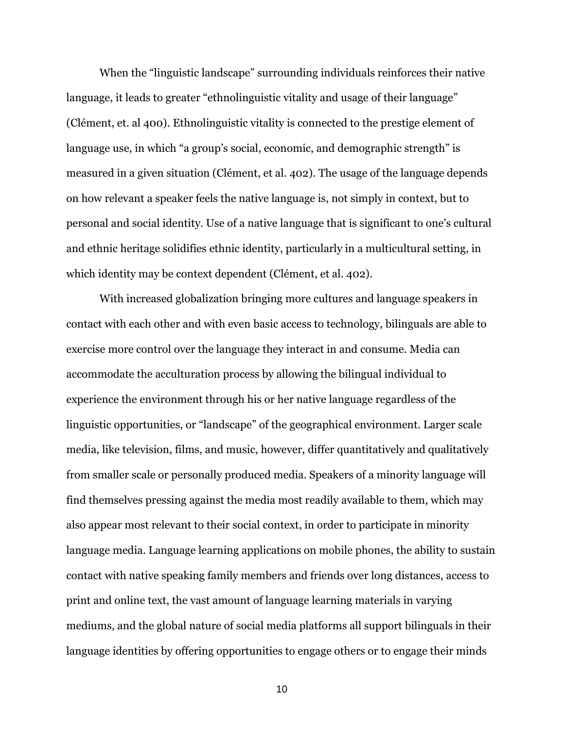When the “linguistic landscape” surrounding individuals reinforces their native language, it leads to greater “ethnolinguistic vitality and usage of their language” (Clément, et. al 400). Ethnolinguistic vitality is connected to the prestige element of language use, in which “a group’s social, economic, and demographic strength” is measured in a given situation (Clément, et al. 402). The usage of the language depends on how relevant a speaker feels the native language is, not simply in context, but to personal and social identity. Use of a native language that is significant to one’s cultural and ethnic heritage solidifies ethnic identity, particularly in a multicultural setting, in which identity may be context dependent (Clément, et al. 402).

With increased globalization bringing more cultures and language speakers in contact with each other and with even basic access to technology, bilinguals are able to exercise more control over the language they interact in and consume. Media can accommodate the acculturation process by allowing the bilingual individual to experience the environment through his or her native language regardless of the linguistic opportunities, or “landscape” of the geographical environment. Larger scale media, like television, films, and music, however, differ quantitatively and qualitatively from smaller scale or personally produced media. Speakers of a minority language will find themselves pressing against the media most readily available to them, which may also appear most relevant to their social context, in order to participate in minority language media. Language learning applications on mobile phones, the ability to sustain contact with native speaking family members and friends over long distances, access to print and online text, the vast amount of language learning materials in varying mediums, and the global nature of social media platforms all support bilinguals in their language identities by offering opportunities to engage others or to engage their minds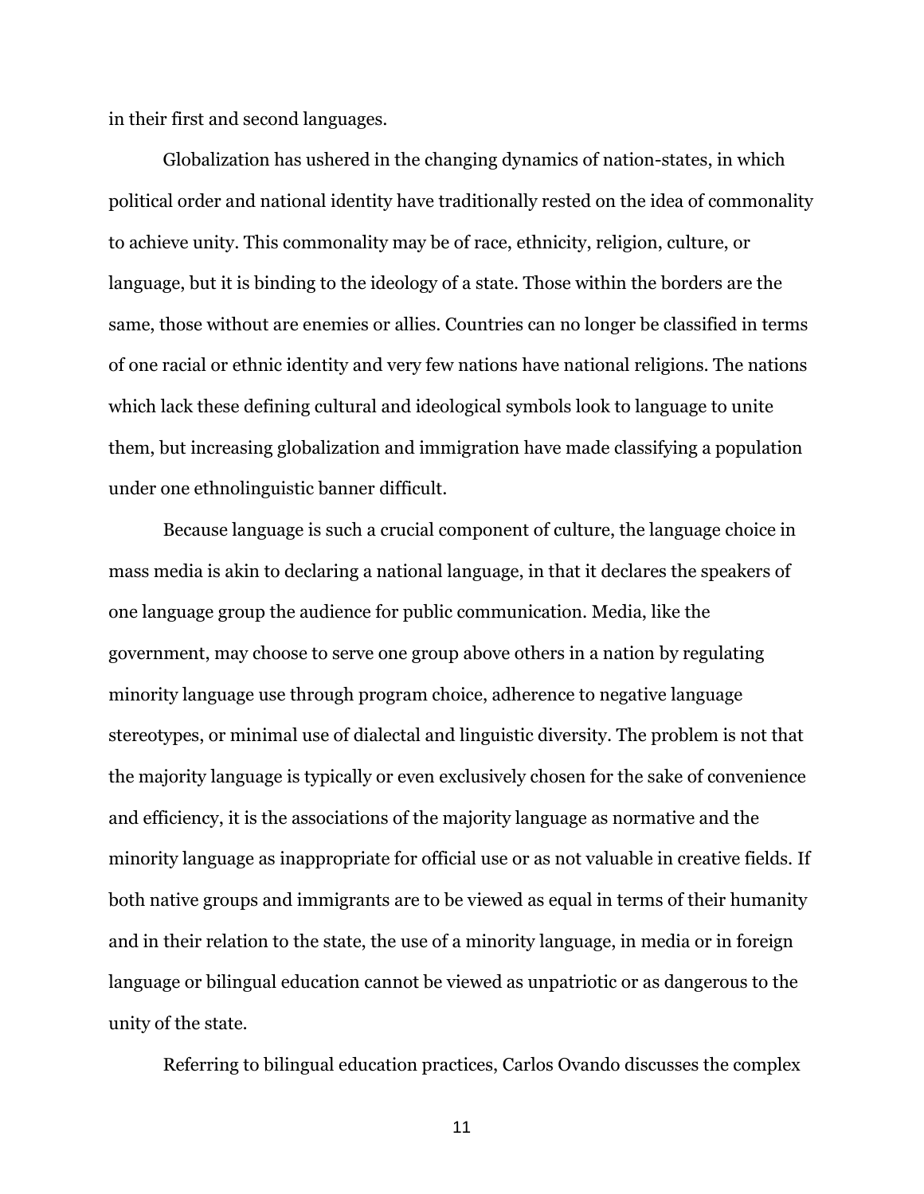in their first and second languages.

Globalization has ushered in the changing dynamics of nation-states, in which political order and national identity have traditionally rested on the idea of commonality to achieve unity. This commonality may be of race, ethnicity, religion, culture, or language, but it is binding to the ideology of a state. Those within the borders are the same, those without are enemies or allies. Countries can no longer be classified in terms of one racial or ethnic identity and very few nations have national religions. The nations which lack these defining cultural and ideological symbols look to language to unite them, but increasing globalization and immigration have made classifying a population under one ethnolinguistic banner difficult.

Because language is such a crucial component of culture, the language choice in mass media is akin to declaring a national language, in that it declares the speakers of one language group the audience for public communication. Media, like the government, may choose to serve one group above others in a nation by regulating minority language use through program choice, adherence to negative language stereotypes, or minimal use of dialectal and linguistic diversity. The problem is not that the majority language is typically or even exclusively chosen for the sake of convenience and efficiency, it is the associations of the majority language as normative and the minority language as inappropriate for official use or as not valuable in creative fields. If both native groups and immigrants are to be viewed as equal in terms of their humanity and in their relation to the state, the use of a minority language, in media or in foreign language or bilingual education cannot be viewed as unpatriotic or as dangerous to the unity of the state.

Referring to bilingual education practices, Carlos Ovando discusses the complex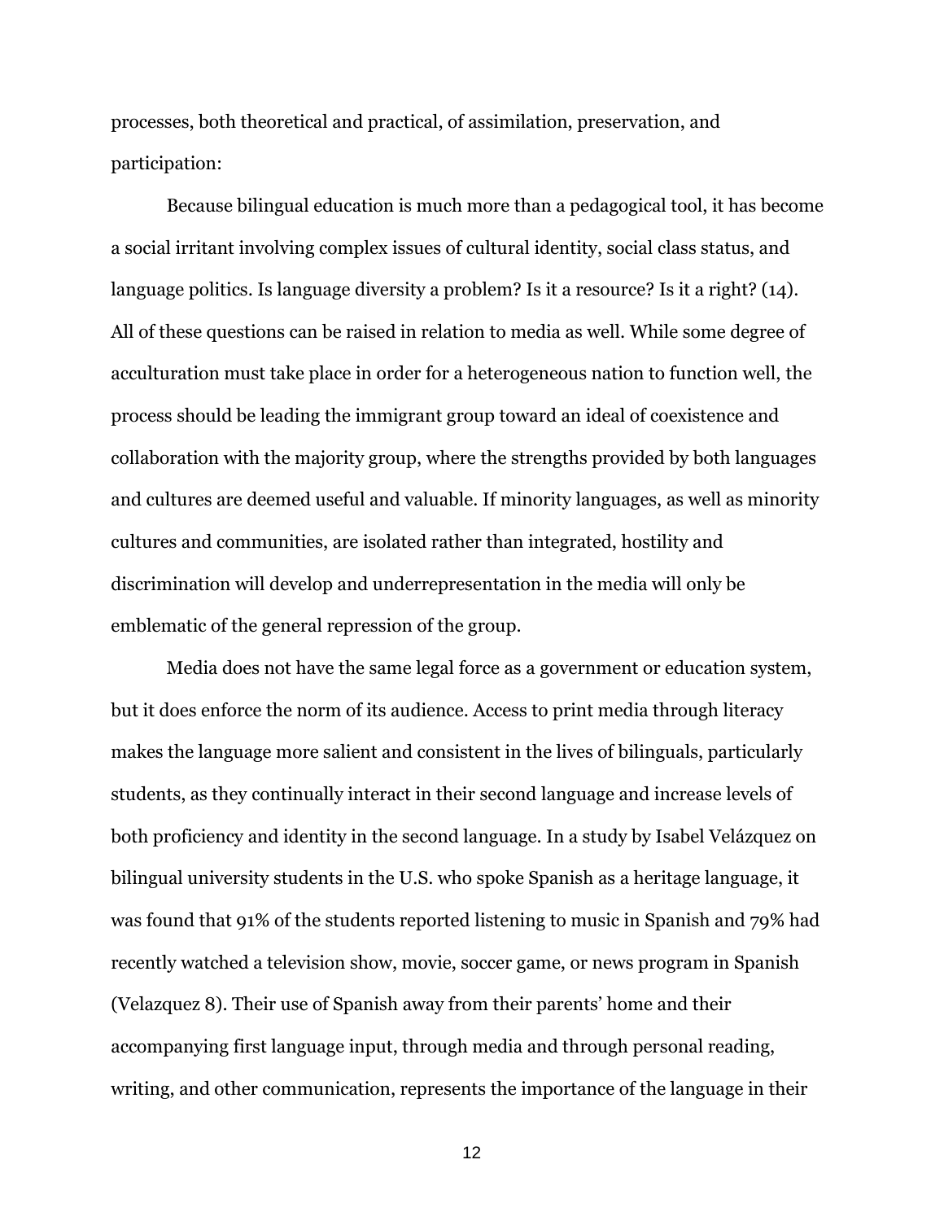processes, both theoretical and practical, of assimilation, preservation, and participation:

Because bilingual education is much more than a pedagogical tool, it has become a social irritant involving complex issues of cultural identity, social class status, and language politics. Is language diversity a problem? Is it a resource? Is it a right? (14).

All of these questions can be raised in relation to media as well. While some degree of acculturation must take place in order for a heterogeneous nation to function well, the process should be leading the immigrant group toward an ideal of coexistence and collaboration with the majority group, where the strengths provided by both languages and cultures are deemed useful and valuable. If minority languages, as well as minority cultures and communities, are isolated rather than integrated, hostility and discrimination will develop and underrepresentation in the media will only be emblematic of the general repression of the group.

Media does not have the same legal force as a government or education system, but it does enforce the norm of its audience. Access to print media through literacy makes the language more salient and consistent in the lives of bilinguals, particularly students, as they continually interact in their second language and increase levels of both proficiency and identity in the second language. In a study by Isabel Velázquez on bilingual university students in the U.S. who spoke Spanish as a heritage language, it was found that 91% of the students reported listening to music in Spanish and 79% had recently watched a television show, movie, soccer game, or news program in Spanish (Velazquez 8). Their use of Spanish away from their parents' home and their accompanying first language input, through media and through personal reading, writing, and other communication, represents the importance of the language in their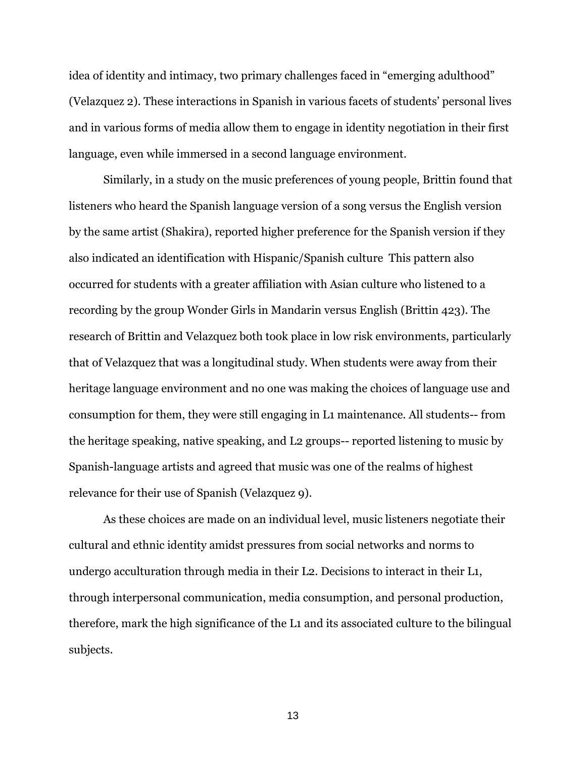idea of identity and intimacy, two primary challenges faced in "emerging adulthood" (Velazquez 2). These interactions in Spanish in various facets of students' personal lives and in various forms of media allow them to engage in identity negotiation in their first language, even while immersed in a second language environment.

Similarly, in a study on the music preferences of young people, Brittin found that listeners who heard the Spanish language version of a song versus the English version by the same artist (Shakira), reported higher preference for the Spanish version if they also indicated an identification with Hispanic/Spanish culture This pattern also occurred for students with a greater affiliation with Asian culture who listened to a recording by the group Wonder Girls in Mandarin versus English (Brittin 423). The research of Brittin and Velazquez both took place in low risk environments, particularly that of Velazquez that was a longitudinal study. When students were away from their heritage language environment and no one was making the choices of language use and consumption for them, they were still engaging in L1 maintenance. All students-- from the heritage speaking, native speaking, and L2 groups-- reported listening to music by Spanish-language artists and agreed that music was one of the realms of highest relevance for their use of Spanish (Velazquez 9).

As these choices are made on an individual level, music listeners negotiate their cultural and ethnic identity amidst pressures from social networks and norms to undergo acculturation through media in their L2. Decisions to interact in their L1, through interpersonal communication, media consumption, and personal production, therefore, mark the high significance of the L1 and its associated culture to the bilingual subjects.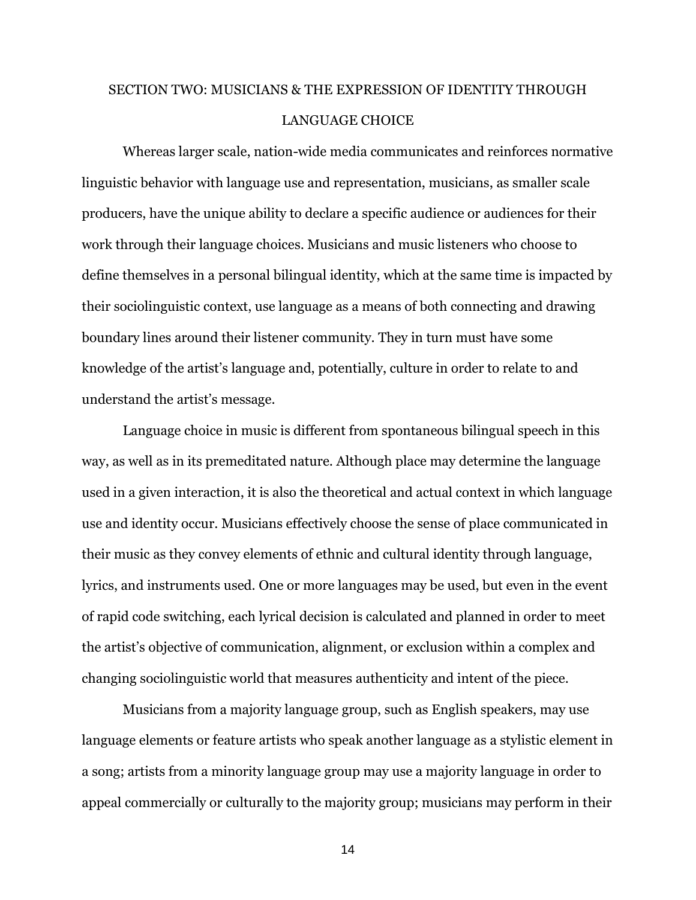## SECTION TWO: MUSICIANS & THE EXPRESSION OF IDENTITY THROUGH LANGUAGE CHOICE

Whereas larger scale, nation-wide media communicates and reinforces normative linguistic behavior with language use and representation, musicians, as smaller scale producers, have the unique ability to declare a specific audience or audiences for their work through their language choices. Musicians and music listeners who choose to define themselves in a personal bilingual identity, which at the same time is impacted by their sociolinguistic context, use language as a means of both connecting and drawing boundary lines around their listener community. They in turn must have some knowledge of the artist's language and, potentially, culture in order to relate to and understand the artist's message.

Language choice in music is different from spontaneous bilingual speech in this way, as well as in its premeditated nature. Although place may determine the language used in a given interaction, it is also the theoretical and actual context in which language use and identity occur. Musicians effectively choose the sense of place communicated in their music as they convey elements of ethnic and cultural identity through language, lyrics, and instruments used. One or more languages may be used, but even in the event of rapid code switching, each lyrical decision is calculated and planned in order to meet the artist's objective of communication, alignment, or exclusion within a complex and changing sociolinguistic world that measures authenticity and intent of the piece.

Musicians from a majority language group, such as English speakers, may use language elements or feature artists who speak another language as a stylistic element in a song; artists from a minority language group may use a majority language in order to appeal commercially or culturally to the majority group; musicians may perform in their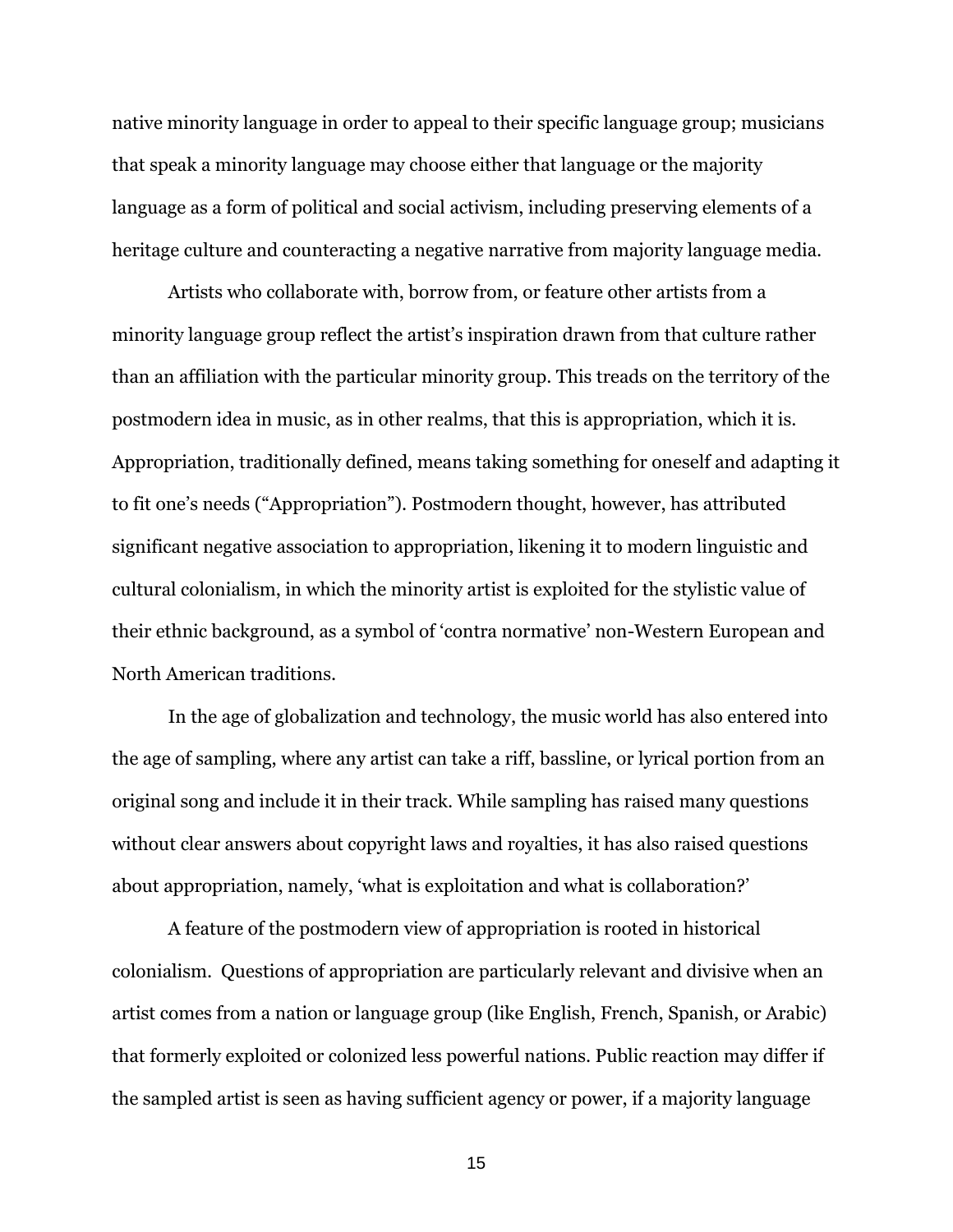native minority language in order to appeal to their specific language group; musicians that speak a minority language may choose either that language or the majority language as a form of political and social activism, including preserving elements of a heritage culture and counteracting a negative narrative from majority language media.

Artists who collaborate with, borrow from, or feature other artists from a minority language group reflect the artist's inspiration drawn from that culture rather than an affiliation with the particular minority group. This treads on the territory of the postmodern idea in music, as in other realms, that this is appropriation, which it is. Appropriation, traditionally defined, means taking something for oneself and adapting it to fit one's needs ("Appropriation"). Postmodern thought, however, has attributed significant negative association to appropriation, likening it to modern linguistic and cultural colonialism, in which the minority artist is exploited for the stylistic value of their ethnic background, as a symbol of 'contra normative' non-Western European and North American traditions.

In the age of globalization and technology, the music world has also entered into the age of sampling, where any artist can take a riff, bassline, or lyrical portion from an original song and include it in their track. While sampling has raised many questions without clear answers about copyright laws and royalties, it has also raised questions about appropriation, namely, 'what is exploitation and what is collaboration?'

A feature of the postmodern view of appropriation is rooted in historical colonialism. Questions of appropriation are particularly relevant and divisive when an artist comes from a nation or language group (like English, French, Spanish, or Arabic) that formerly exploited or colonized less powerful nations. Public reaction may differ if the sampled artist is seen as having sufficient agency or power, if a majority language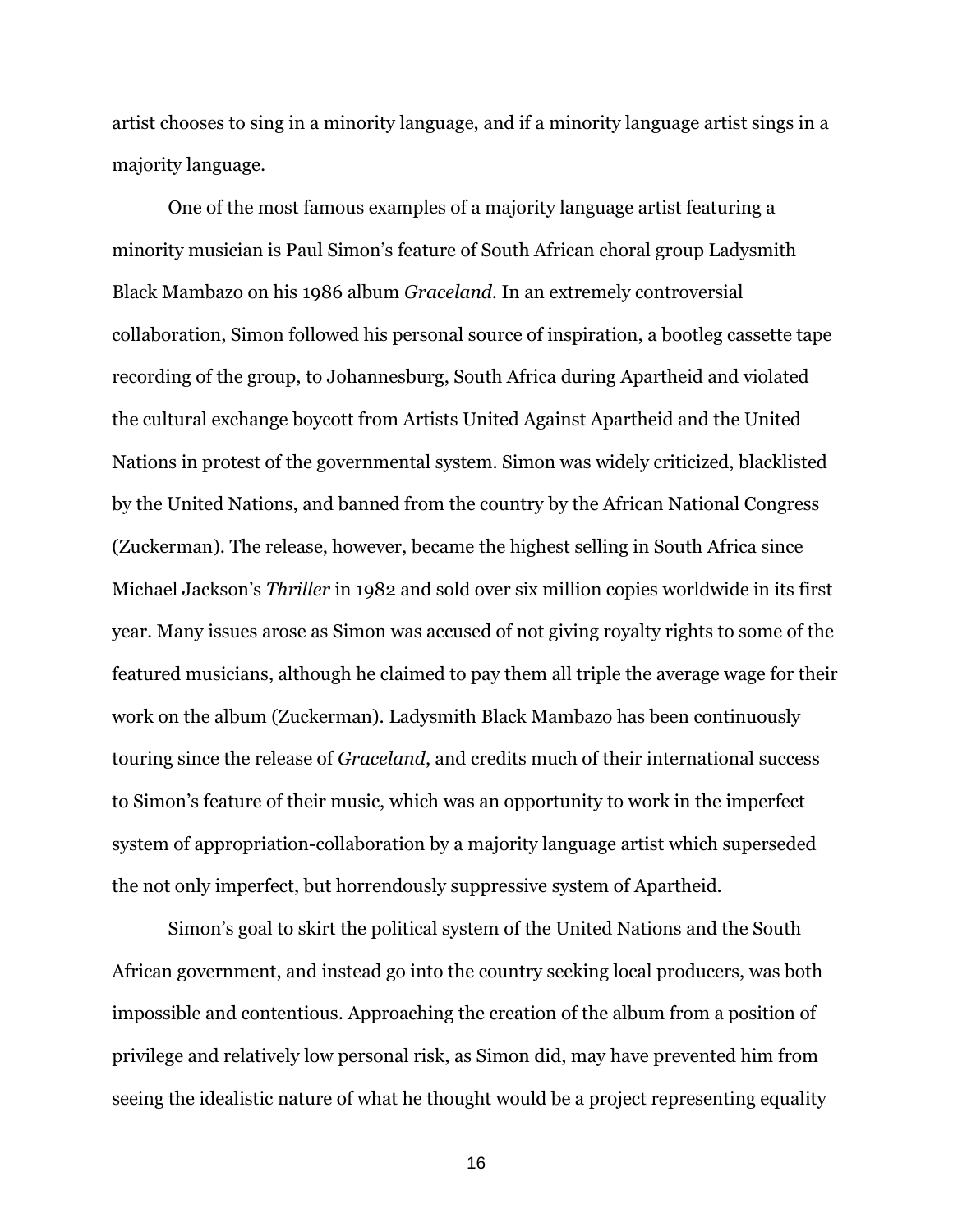artist chooses to sing in a minority language, and if a minority language artist sings in a majority language.

One of the most famous examples of a majority language artist featuring a minority musician is Paul Simon's feature of South African choral group Ladysmith Black Mambazo on his 1986 album *Graceland*. In an extremely controversial collaboration, Simon followed his personal source of inspiration, a bootleg cassette tape recording of the group, to Johannesburg, South Africa during Apartheid and violated the cultural exchange boycott from Artists United Against Apartheid and the United Nations in protest of the governmental system. Simon was widely criticized, blacklisted by the United Nations, and banned from the country by the African National Congress (Zuckerman). The release, however, became the highest selling in South Africa since Michael Jackson's *Thriller* in 1982 and sold over six million copies worldwide in its first year. Many issues arose as Simon was accused of not giving royalty rights to some of the featured musicians, although he claimed to pay them all triple the average wage for their work on the album (Zuckerman). Ladysmith Black Mambazo has been continuously touring since the release of *Graceland*, and credits much of their international success to Simon's feature of their music, which was an opportunity to work in the imperfect system of appropriation-collaboration by a majority language artist which superseded the not only imperfect, but horrendously suppressive system of Apartheid.

Simon's goal to skirt the political system of the United Nations and the South African government, and instead go into the country seeking local producers, was both impossible and contentious. Approaching the creation of the album from a position of privilege and relatively low personal risk, as Simon did, may have prevented him from seeing the idealistic nature of what he thought would be a project representing equality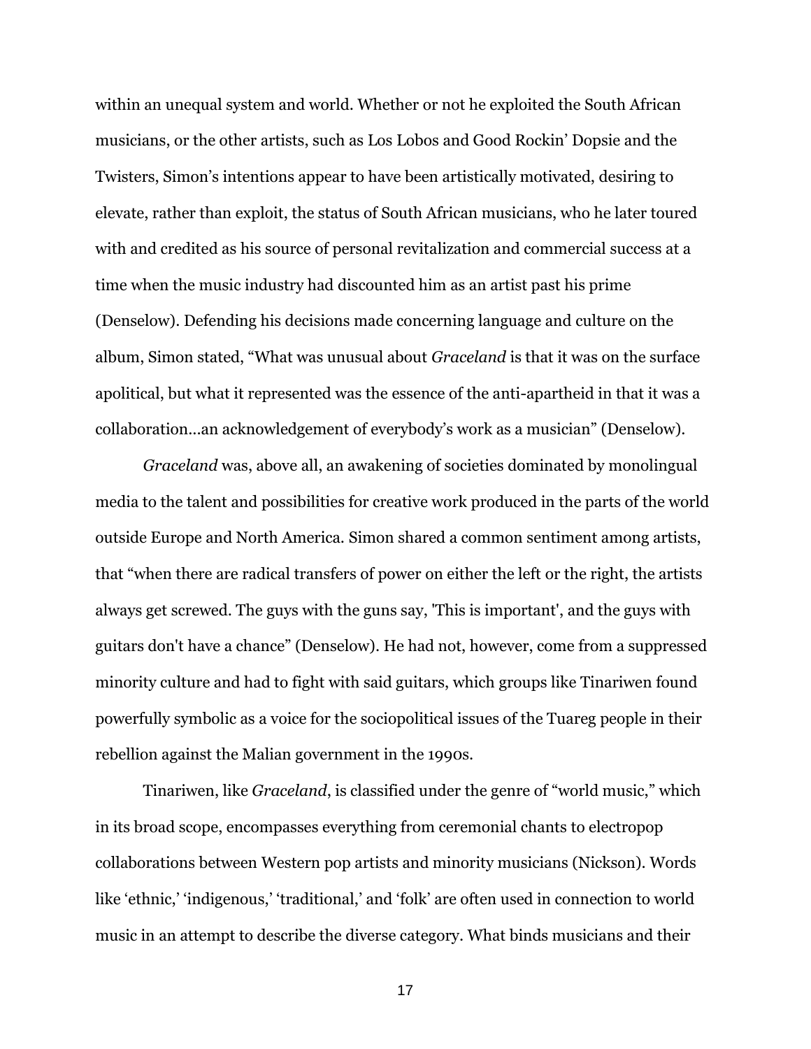within an unequal system and world. Whether or not he exploited the South African musicians, or the other artists, such as Los Lobos and Good Rockin' Dopsie and the Twisters, Simon's intentions appear to have been artistically motivated, desiring to elevate, rather than exploit, the status of South African musicians, who he later toured with and credited as his source of personal revitalization and commercial success at a time when the music industry had discounted him as an artist past his prime (Denselow). Defending his decisions made concerning language and culture on the album, Simon stated, "What was unusual about *Graceland* is that it was on the surface apolitical, but what it represented was the essence of the anti-apartheid in that it was a collaboration...an acknowledgement of everybody's work as a musician" (Denselow).

*Graceland* was, above all, an awakening of societies dominated by monolingual media to the talent and possibilities for creative work produced in the parts of the world outside Europe and North America. Simon shared a common sentiment among artists, that "when there are radical transfers of power on either the left or the right, the artists always get screwed. The guys with the guns say, 'This is important', and the guys with guitars don't have a chance" (Denselow). He had not, however, come from a suppressed minority culture and had to fight with said guitars, which groups like Tinariwen found powerfully symbolic as a voice for the sociopolitical issues of the Tuareg people in their rebellion against the Malian government in the 1990s.

Tinariwen, like *Graceland*, is classified under the genre of "world music," which in its broad scope, encompasses everything from ceremonial chants to electropop collaborations between Western pop artists and minority musicians (Nickson). Words like 'ethnic,' 'indigenous,' 'traditional,' and 'folk' are often used in connection to world music in an attempt to describe the diverse category. What binds musicians and their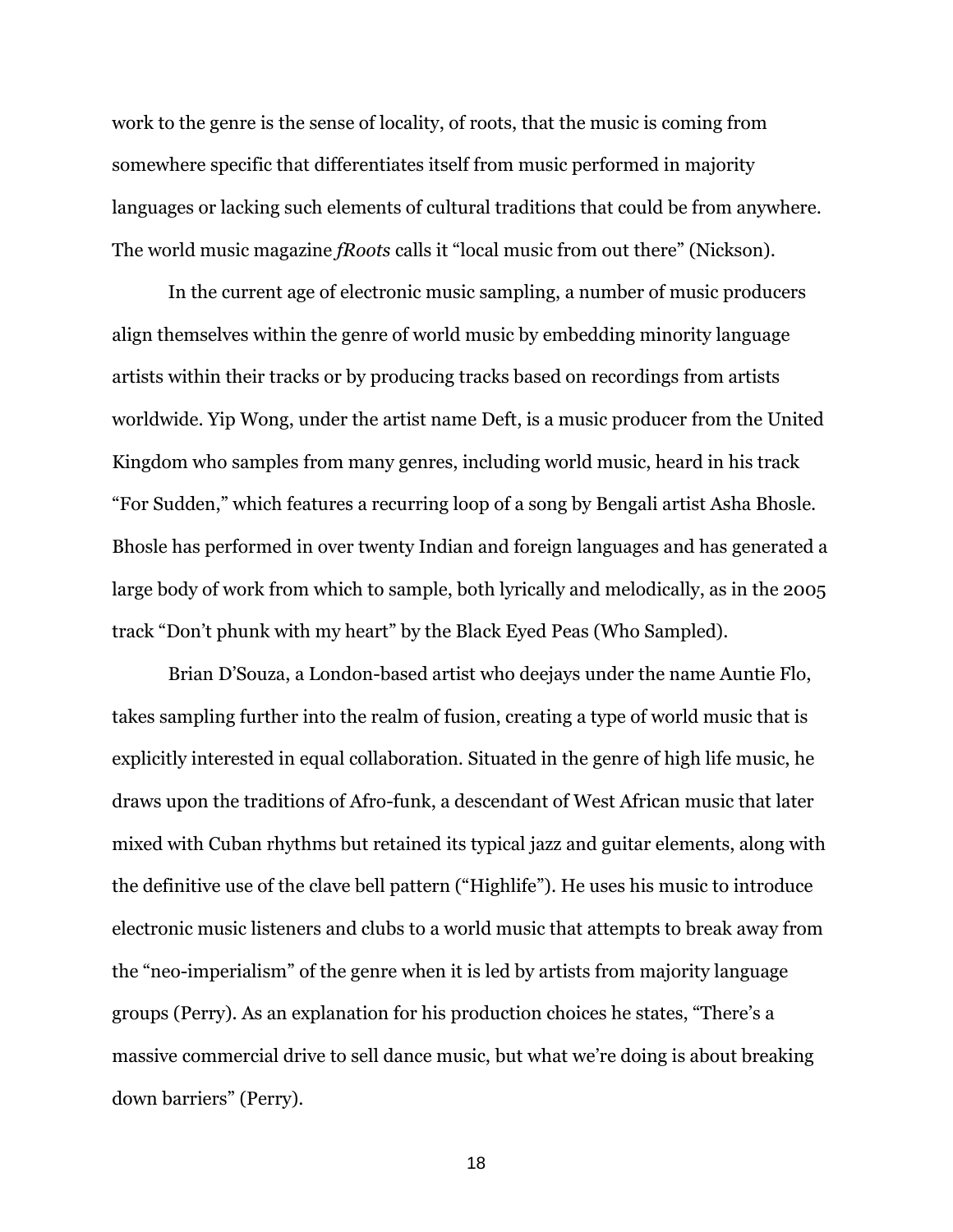work to the genre is the sense of locality, of roots, that the music is coming from somewhere specific that differentiates itself from music performed in majority languages or lacking such elements of cultural traditions that could be from anywhere. The world music magazine *fRoots* calls it "local music from out there" (Nickson).

In the current age of electronic music sampling, a number of music producers align themselves within the genre of world music by embedding minority language artists within their tracks or by producing tracks based on recordings from artists worldwide. Yip Wong, under the artist name Deft, is a music producer from the United Kingdom who samples from many genres, including world music, heard in his track "For Sudden," which features a recurring loop of a song by Bengali artist Asha Bhosle. Bhosle has performed in over twenty Indian and foreign languages and has generated a large body of work from which to sample, both lyrically and melodically, as in the 2005 track "Don't phunk with my heart" by the Black Eyed Peas (Who Sampled).

Brian D'Souza, a London-based artist who deejays under the name Auntie Flo, takes sampling further into the realm of fusion, creating a type of world music that is explicitly interested in equal collaboration. Situated in the genre of high life music, he draws upon the traditions of Afro-funk, a descendant of West African music that later mixed with Cuban rhythms but retained its typical jazz and guitar elements, along with the definitive use of the clave bell pattern ("Highlife"). He uses his music to introduce electronic music listeners and clubs to a world music that attempts to break away from the "neo-imperialism" of the genre when it is led by artists from majority language groups (Perry). As an explanation for his production choices he states, "There's a massive commercial drive to sell dance music, but what we're doing is about breaking down barriers" (Perry).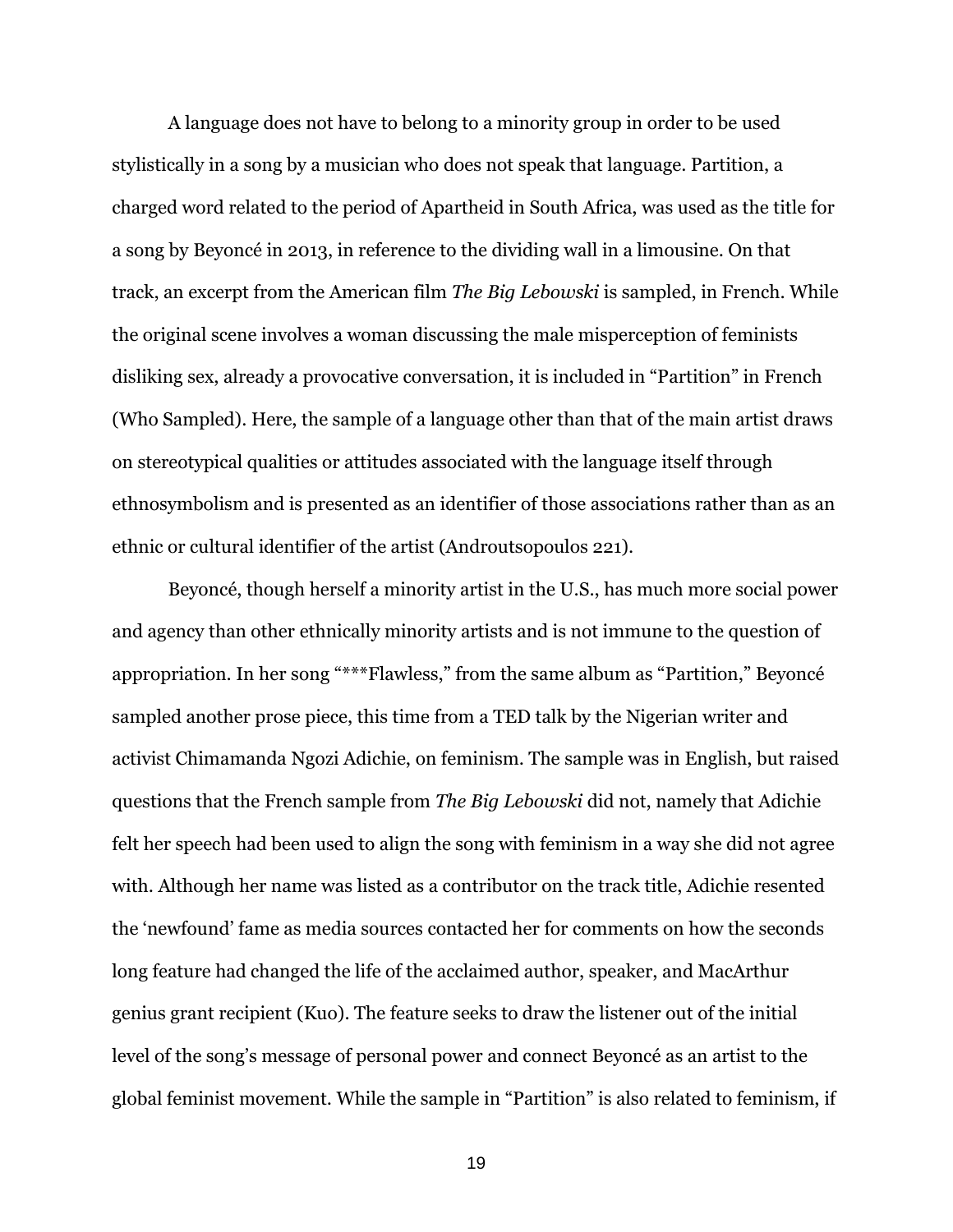A language does not have to belong to a minority group in order to be used stylistically in a song by a musician who does not speak that language. Partition, a charged word related to the period of Apartheid in South Africa, was used as the title for a song by Beyoncé in 2013, in reference to the dividing wall in a limousine. On that track, an excerpt from the American film *The Big Lebowski* is sampled, in French. While the original scene involves a woman discussing the male misperception of feminists disliking sex, already a provocative conversation, it is included in "Partition" in French (Who Sampled). Here, the sample of a language other than that of the main artist draws on stereotypical qualities or attitudes associated with the language itself through ethnosymbolism and is presented as an identifier of those associations rather than as an ethnic or cultural identifier of the artist (Androutsopoulos 221).

Beyoncé, though herself a minority artist in the U.S., has much more social power and agency than other ethnically minority artists and is not immune to the question of appropriation. In her song "***Flawless," from the same album as "Partition," Beyoncé sampled another prose piece, this time from a TED talk by the Nigerian writer and activist Chimamanda Ngozi Adichie, on feminism. The sample was in English, but raised questions that the French sample from *The Big Lebowski* did not, namely that Adichie felt her speech had been used to align the song with feminism in a way she did not agree with. Although her name was listed as a contributor on the track title, Adichie resented the 'newfound' fame as media sources contacted her for comments on how the seconds long feature had changed the life of the acclaimed author, speaker, and MacArthur genius grant recipient (Kuo). The feature seeks to draw the listener out of the initial level of the song's message of personal power and connect Beyoncé as an artist to the global feminist movement. While the sample in "Partition" is also related to feminism, if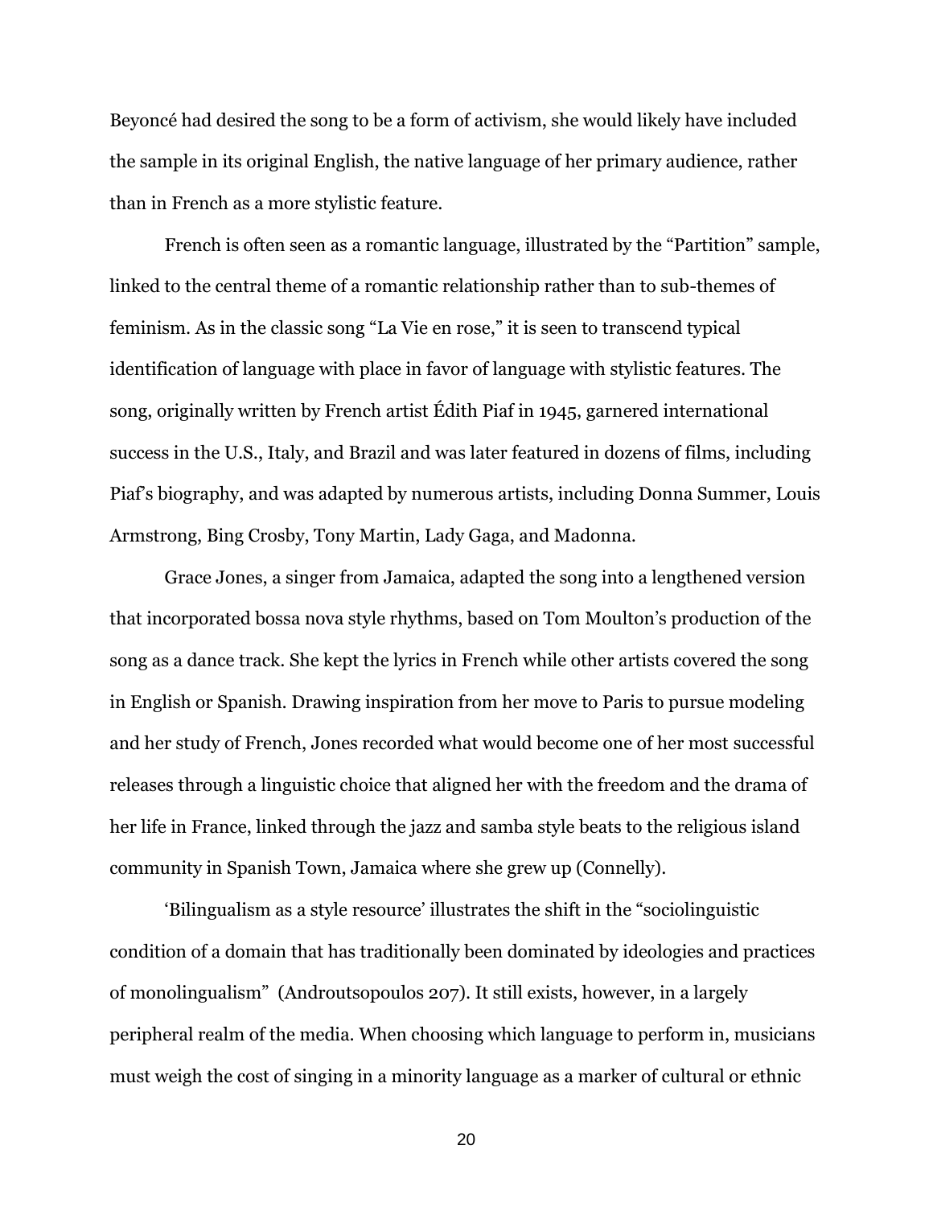Beyoncé had desired the song to be a form of activism, she would likely have included the sample in its original English, the native language of her primary audience, rather than in French as a more stylistic feature.

French is often seen as a romantic language, illustrated by the "Partition" sample, linked to the central theme of a romantic relationship rather than to sub-themes of feminism. As in the classic song "La Vie en rose," it is seen to transcend typical identification of language with place in favor of language with stylistic features. The song, originally written by French artist Édith Piaf in 1945, garnered international success in the U.S., Italy, and Brazil and was later featured in dozens of films, including Piaf's biography, and was adapted by numerous artists, including Donna Summer, Louis Armstrong, Bing Crosby, Tony Martin, Lady Gaga, and Madonna.

Grace Jones, a singer from Jamaica, adapted the song into a lengthened version that incorporated bossa nova style rhythms, based on Tom Moulton's production of the song as a dance track. She kept the lyrics in French while other artists covered the song in English or Spanish. Drawing inspiration from her move to Paris to pursue modeling and her study of French, Jones recorded what would become one of her most successful releases through a linguistic choice that aligned her with the freedom and the drama of her life in France, linked through the jazz and samba style beats to the religious island community in Spanish Town, Jamaica where she grew up (Connelly).

'Bilingualism as a style resource' illustrates the shift in the "sociolinguistic condition of a domain that has traditionally been dominated by ideologies and practices of monolingualism" (Androutsopoulos 207). It still exists, however, in a largely peripheral realm of the media. When choosing which language to perform in, musicians must weigh the cost of singing in a minority language as a marker of cultural or ethnic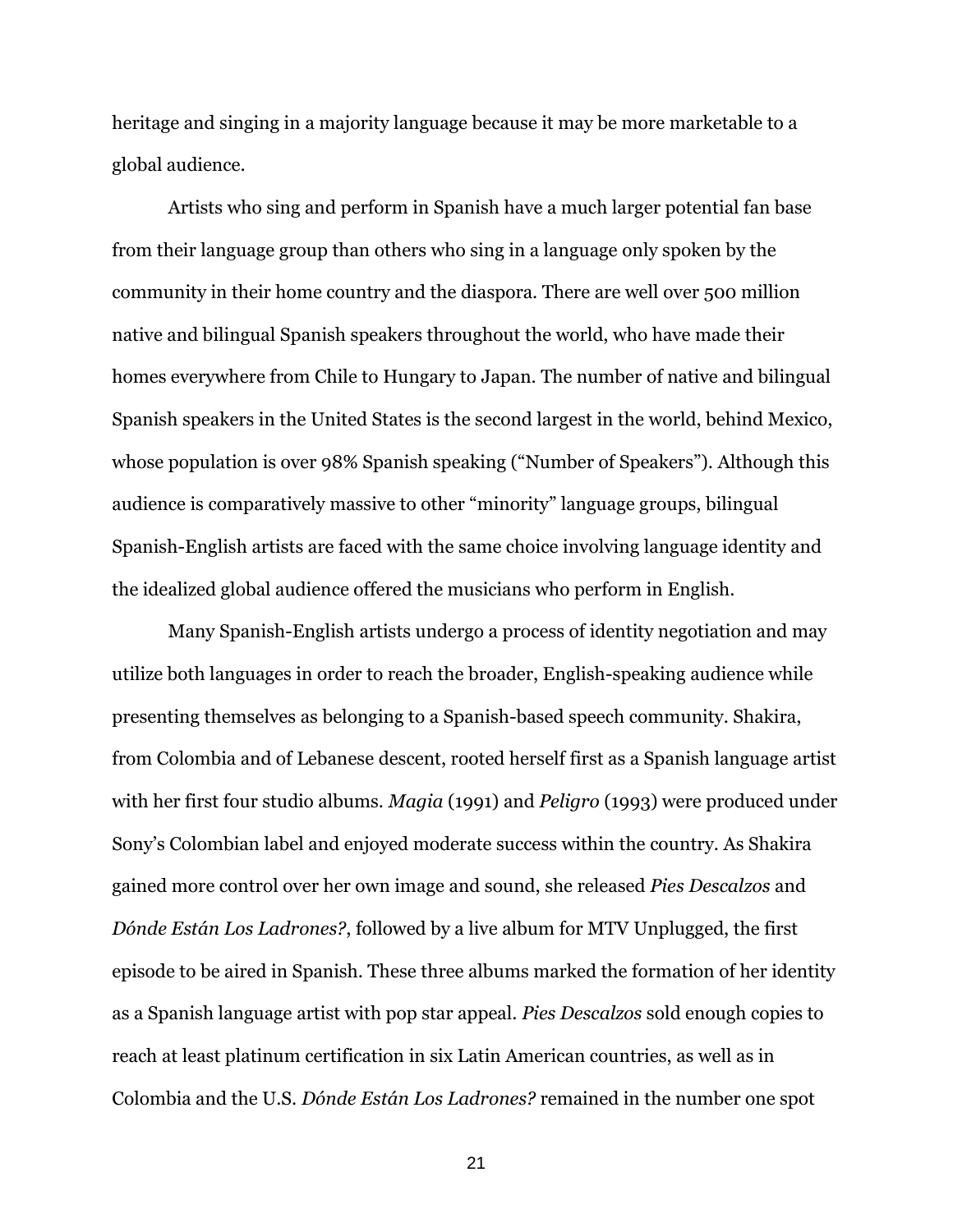heritage and singing in a majority language because it may be more marketable to a global audience.

Artists who sing and perform in Spanish have a much larger potential fan base from their language group than others who sing in a language only spoken by the community in their home country and the diaspora. There are well over 500 million native and bilingual Spanish speakers throughout the world, who have made their homes everywhere from Chile to Hungary to Japan. The number of native and bilingual Spanish speakers in the United States is the second largest in the world, behind Mexico, whose population is over 98% Spanish speaking ("Number of Speakers"). Although this audience is comparatively massive to other "minority" language groups, bilingual Spanish-English artists are faced with the same choice involving language identity and the idealized global audience offered the musicians who perform in English.

Many Spanish-English artists undergo a process of identity negotiation and may utilize both languages in order to reach the broader, English-speaking audience while presenting themselves as belonging to a Spanish-based speech community. Shakira, from Colombia and of Lebanese descent, rooted herself first as a Spanish language artist with her first four studio albums. *Magia* (1991) and *Peligro* (1993) were produced under Sony's Colombian label and enjoyed moderate success within the country. As Shakira gained more control over her own image and sound, she released *Pies Descalzos* and *Dónde Están Los Ladrones?*, followed by a live album for MTV Unplugged, the first episode to be aired in Spanish. These three albums marked the formation of her identity as a Spanish language artist with pop star appeal. *Pies Descalzos* sold enough copies to reach at least platinum certification in six Latin American countries, as well as in Colombia and the U.S. *Dónde Están Los Ladrones?* remained in the number one spot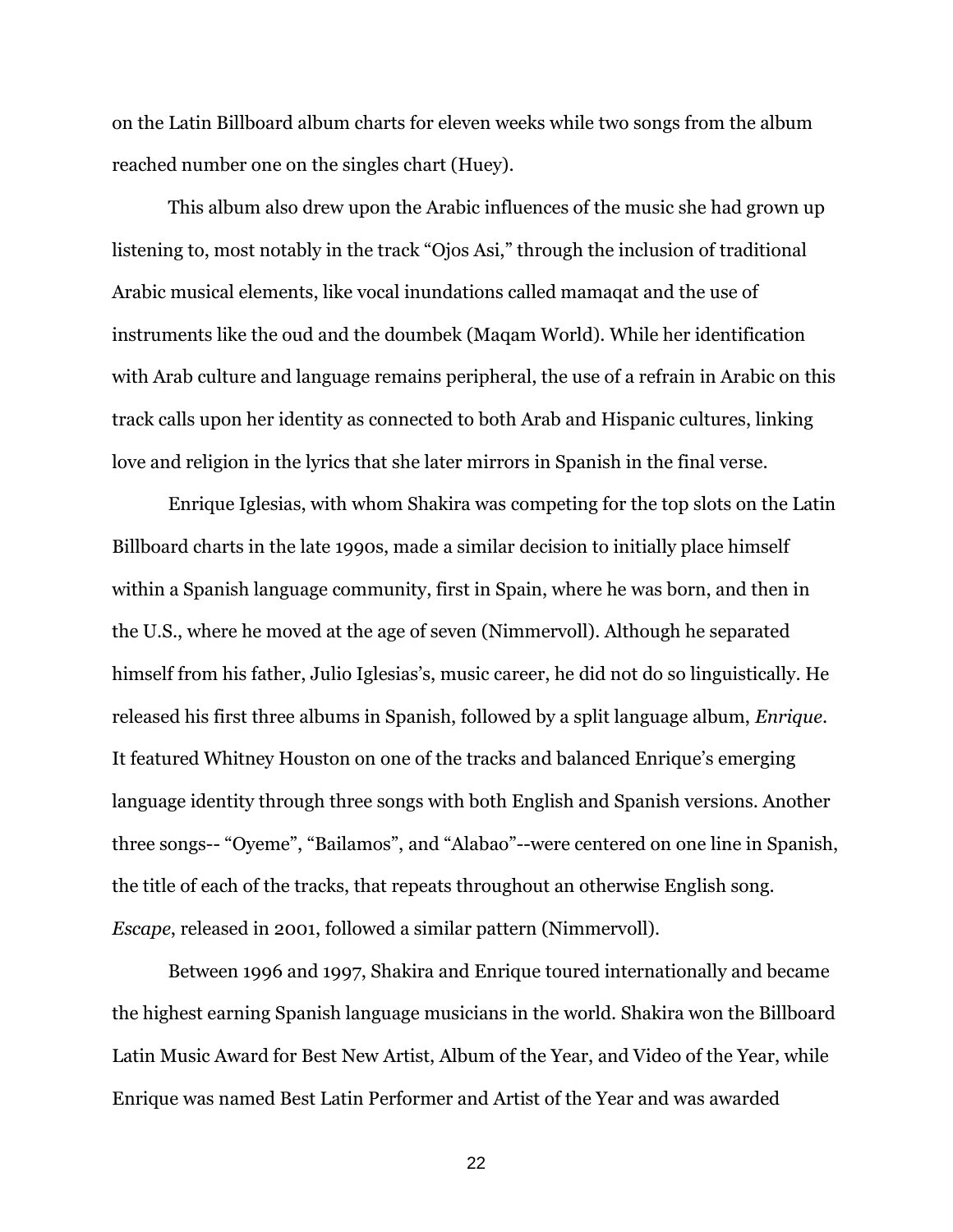on the Latin Billboard album charts for eleven weeks while two songs from the album reached number one on the singles chart (Huey).

This album also drew upon the Arabic influences of the music she had grown up listening to, most notably in the track "Ojos Asi," through the inclusion of traditional Arabic musical elements, like vocal inundations called mamaqat and the use of instruments like the oud and the doumbek (Maqam World). While her identification with Arab culture and language remains peripheral, the use of a refrain in Arabic on this track calls upon her identity as connected to both Arab and Hispanic cultures, linking love and religion in the lyrics that she later mirrors in Spanish in the final verse.

Enrique Iglesias, with whom Shakira was competing for the top slots on the Latin Billboard charts in the late 1990s, made a similar decision to initially place himself within a Spanish language community, first in Spain, where he was born, and then in the U.S., where he moved at the age of seven (Nimmervoll). Although he separated himself from his father, Julio Iglesias's, music career, he did not do so linguistically. He released his first three albums in Spanish, followed by a split language album, *Enrique*. It featured Whitney Houston on one of the tracks and balanced Enrique's emerging language identity through three songs with both English and Spanish versions. Another three songs-- "Oyeme", "Bailamos", and "Alabao"--were centered on one line in Spanish, the title of each of the tracks, that repeats throughout an otherwise English song. *Escape*, released in 2001, followed a similar pattern (Nimmervoll).

Between 1996 and 1997, Shakira and Enrique toured internationally and became the highest earning Spanish language musicians in the world. Shakira won the Billboard Latin Music Award for Best New Artist, Album of the Year, and Video of the Year, while Enrique was named Best Latin Performer and Artist of the Year and was awarded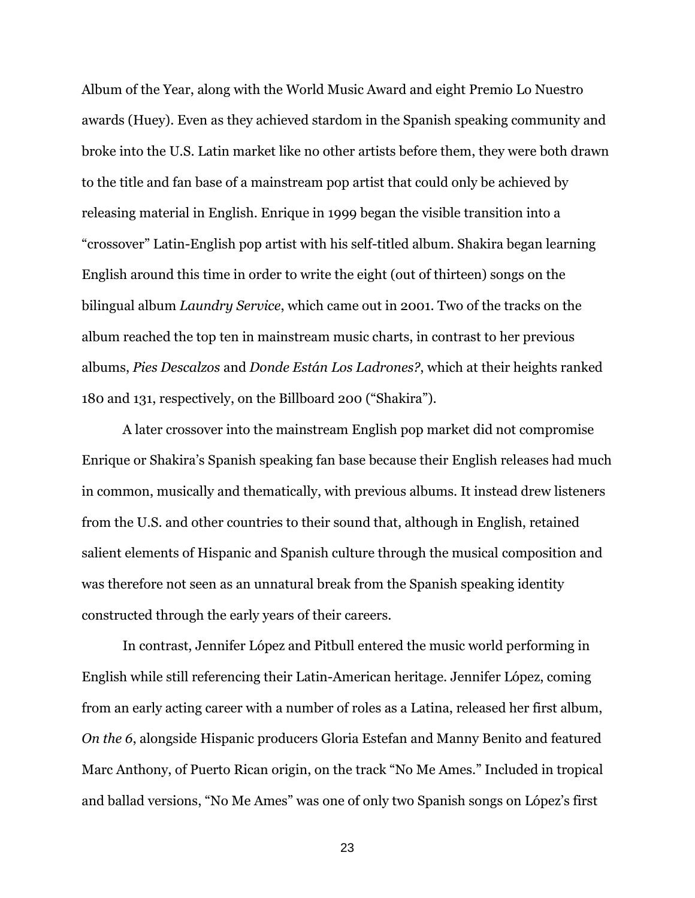Album of the Year, along with the World Music Award and eight Premio Lo Nuestro awards (Huey). Even as they achieved stardom in the Spanish speaking community and broke into the U.S. Latin market like no other artists before them, they were both drawn to the title and fan base of a mainstream pop artist that could only be achieved by releasing material in English. Enrique in 1999 began the visible transition into a "crossover" Latin-English pop artist with his self-titled album. Shakira began learning English around this time in order to write the eight (out of thirteen) songs on the bilingual album *Laundry Service*, which came out in 2001. Two of the tracks on the album reached the top ten in mainstream music charts, in contrast to her previous albums, *Pies Descalzos* and *Donde Están Los Ladrones?*, which at their heights ranked 180 and 131, respectively, on the Billboard 200 ("Shakira").

A later crossover into the mainstream English pop market did not compromise Enrique or Shakira's Spanish speaking fan base because their English releases had much in common, musically and thematically, with previous albums. It instead drew listeners from the U.S. and other countries to their sound that, although in English, retained salient elements of Hispanic and Spanish culture through the musical composition and was therefore not seen as an unnatural break from the Spanish speaking identity constructed through the early years of their careers.

In contrast, Jennifer López and Pitbull entered the music world performing in English while still referencing their Latin-American heritage. Jennifer López, coming from an early acting career with a number of roles as a Latina, released her first album, *On the 6,* alongside Hispanic producers Gloria Estefan and Manny Benito and featured Marc Anthony, of Puerto Rican origin, on the track "No Me Ames." Included in tropical and ballad versions, "No Me Ames" was one of only two Spanish songs on López's first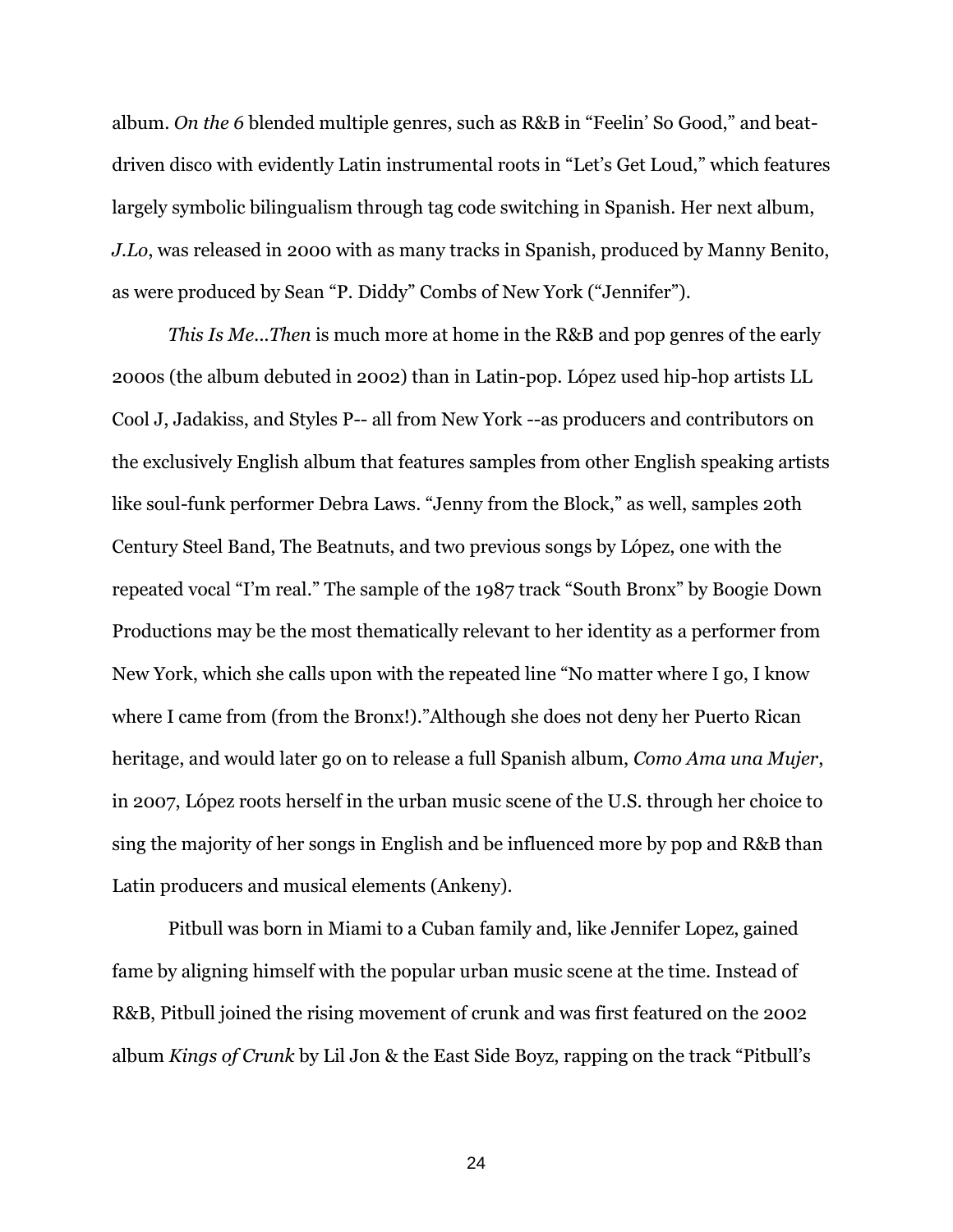album. *On the 6* blended multiple genres, such as R&B in "Feelin' So Good," and beat-driven disco with evidently Latin instrumental roots in "Let's Get Loud," which features largely symbolic bilingualism through tag code switching in Spanish. Her next album, *J.Lo*, was released in 2000 with as many tracks in Spanish, produced by Manny Benito, as were produced by Sean "P. Diddy" Combs of New York ("Jennifer").

*This Is Me…Then* is much more at home in the R&B and pop genres of the early 2000s (the album debuted in 2002) than in Latin-pop. López used hip-hop artists LL Cool J, Jadakiss, and Styles P-- all from New York --as producers and contributors on the exclusively English album that features samples from other English speaking artists like soul-funk performer Debra Laws. "Jenny from the Block," as well, samples 20th Century Steel Band, The Beatnuts, and two previous songs by López, one with the repeated vocal "I'm real." The sample of the 1987 track "South Bronx" by Boogie Down Productions may be the most thematically relevant to her identity as a performer from New York, which she calls upon with the repeated line "No matter where I go, I know where I came from (from the Bronx!)."Although she does not deny her Puerto Rican heritage, and would later go on to release a full Spanish album, *Como Ama una Mujer*, in 2007, López roots herself in the urban music scene of the U.S. through her choice to sing the majority of her songs in English and be influenced more by pop and R&B than Latin producers and musical elements (Ankeny).

Pitbull was born in Miami to a Cuban family and, like Jennifer Lopez, gained fame by aligning himself with the popular urban music scene at the time. Instead of R&B, Pitbull joined the rising movement of crunk and was first featured on the 2002 album *Kings of Crunk* by Lil Jon & the East Side Boyz, rapping on the track "Pitbull's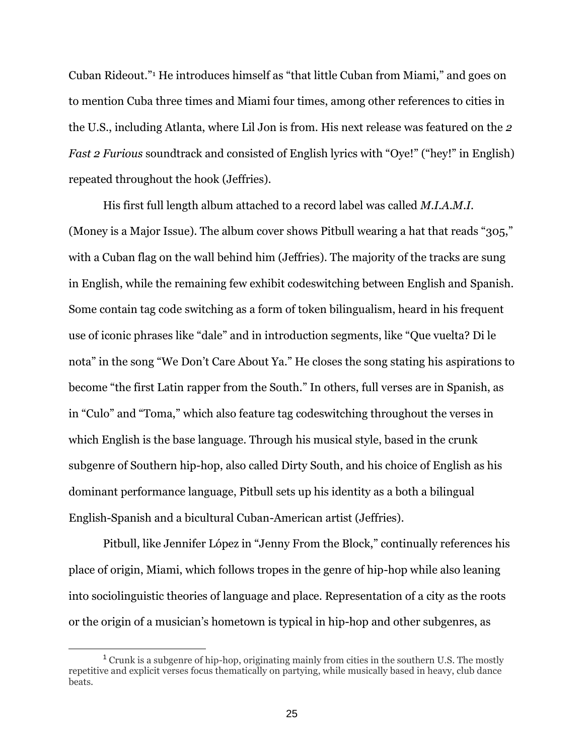Cuban Rideout."[1] He introduces himself as "that little Cuban from Miami," and goes on to mention Cuba three times and Miami four times, among other references to cities in the U.S., including Atlanta, where Lil Jon is from. His next release was featured on the *2 Fast 2 Furious* soundtrack and consisted of English lyrics with "Oye!" ("hey!" in English) repeated throughout the hook (Jeffries).

His first full length album attached to a record label was called *M.I.A.M.I.* (Money is a Major Issue). The album cover shows Pitbull wearing a hat that reads "305," with a Cuban flag on the wall behind him (Jeffries). The majority of the tracks are sung in English, while the remaining few exhibit codeswitching between English and Spanish. Some contain tag code switching as a form of token bilingualism, heard in his frequent use of iconic phrases like "dale" and in introduction segments, like "Que vuelta? Di le nota" in the song "We Don't Care About Ya." He closes the song stating his aspirations to become "the first Latin rapper from the South." In others, full verses are in Spanish, as in "Culo" and "Toma," which also feature tag codeswitching throughout the verses in which English is the base language. Through his musical style, based in the crunk subgenre of Southern hip-hop, also called Dirty South, and his choice of English as his dominant performance language, Pitbull sets up his identity as a both a bilingual English-Spanish and a bicultural Cuban-American artist (Jeffries).

Pitbull, like Jennifer López in "Jenny From the Block," continually references his place of origin, Miami, which follows tropes in the genre of hip-hop while also leaning into sociolinguistic theories of language and place. Representation of a city as the roots or the origin of a musician's hometown is typical in hip-hop and other subgenres, as

---

[1] Crunk is a subgenre of hip-hop, originating mainly from cities in the southern U.S. The mostly repetitive and explicit verses focus thematically on partying, while musically based in heavy, club dance beats.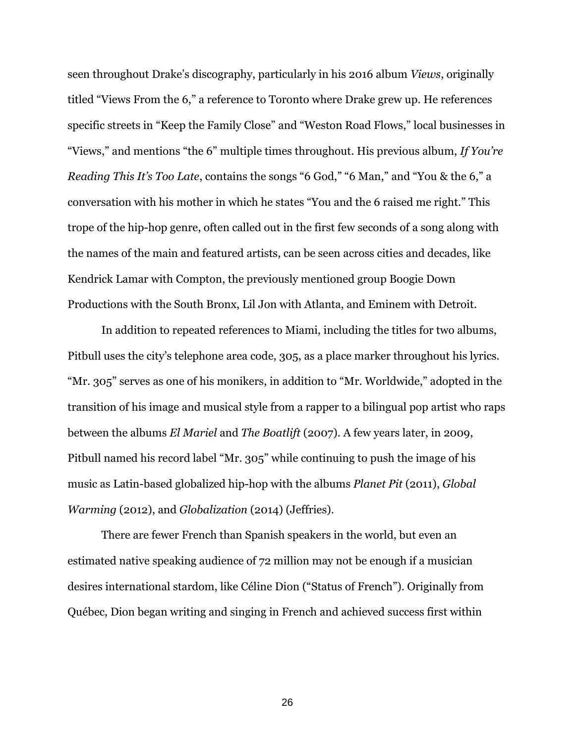seen throughout Drake's discography, particularly in his 2016 album *Views*, originally titled "Views From the 6," a reference to Toronto where Drake grew up. He references specific streets in "Keep the Family Close" and "Weston Road Flows," local businesses in "Views," and mentions "the 6" multiple times throughout. His previous album, *If You're Reading This It's Too Late*, contains the songs "6 God," "6 Man," and "You & the 6," a conversation with his mother in which he states "You and the 6 raised me right." This trope of the hip-hop genre, often called out in the first few seconds of a song along with the names of the main and featured artists, can be seen across cities and decades, like Kendrick Lamar with Compton, the previously mentioned group Boogie Down Productions with the South Bronx, Lil Jon with Atlanta, and Eminem with Detroit.

In addition to repeated references to Miami, including the titles for two albums, Pitbull uses the city's telephone area code, 305, as a place marker throughout his lyrics. "Mr. 305" serves as one of his monikers, in addition to "Mr. Worldwide," adopted in the transition of his image and musical style from a rapper to a bilingual pop artist who raps between the albums *El Mariel* and *The Boatlift* (2007). A few years later, in 2009, Pitbull named his record label "Mr. 305" while continuing to push the image of his music as Latin-based globalized hip-hop with the albums *Planet Pit* (2011), *Global Warming* (2012), and *Globalization* (2014) (Jeffries).

There are fewer French than Spanish speakers in the world, but even an estimated native speaking audience of 72 million may not be enough if a musician desires international stardom, like Céline Dion ("Status of French"). Originally from Québec, Dion began writing and singing in French and achieved success first within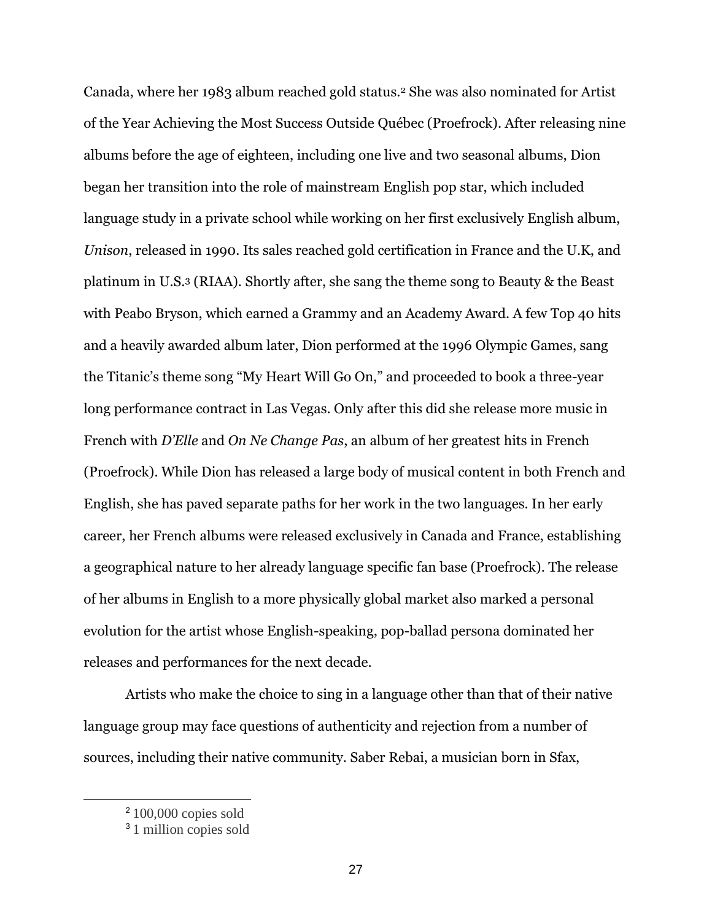Canada, where her 1983 album reached gold status.[2] She was also nominated for Artist of the Year Achieving the Most Success Outside Québec (Proefrock). After releasing nine albums before the age of eighteen, including one live and two seasonal albums, Dion began her transition into the role of mainstream English pop star, which included language study in a private school while working on her first exclusively English album, *Unison*, released in 1990. Its sales reached gold certification in France and the U.K, and platinum in U.S.[3] (RIAA). Shortly after, she sang the theme song to Beauty & the Beast with Peabo Bryson, which earned a Grammy and an Academy Award. A few Top 40 hits and a heavily awarded album later, Dion performed at the 1996 Olympic Games, sang the Titanic's theme song "My Heart Will Go On," and proceeded to book a three-year long performance contract in Las Vegas. Only after this did she release more music in French with *D'Elle* and *On Ne Change Pas*, an album of her greatest hits in French (Proefrock). While Dion has released a large body of musical content in both French and English, she has paved separate paths for her work in the two languages. In her early career, her French albums were released exclusively in Canada and France, establishing a geographical nature to her already language specific fan base (Proefrock). The release of her albums in English to a more physically global market also marked a personal evolution for the artist whose English-speaking, pop-ballad persona dominated her releases and performances for the next decade.

Artists who make the choice to sing in a language other than that of their native language group may face questions of authenticity and rejection from a number of sources, including their native community. Saber Rebai, a musician born in Sfax,

[2] 100,000 copies sold

[3] 1 million copies sold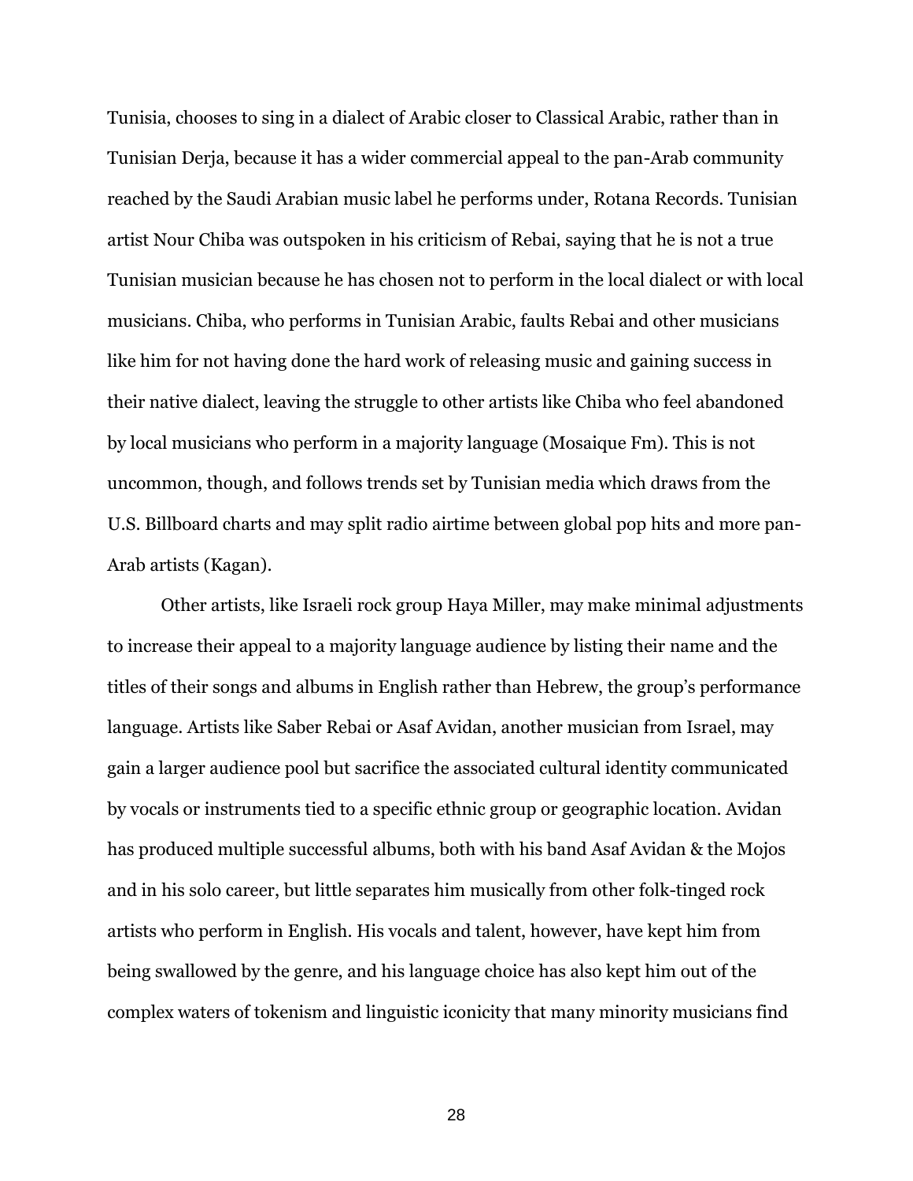Tunisia, chooses to sing in a dialect of Arabic closer to Classical Arabic, rather than in Tunisian Derja, because it has a wider commercial appeal to the pan-Arab community reached by the Saudi Arabian music label he performs under, Rotana Records. Tunisian artist Nour Chiba was outspoken in his criticism of Rebai, saying that he is not a true Tunisian musician because he has chosen not to perform in the local dialect or with local musicians. Chiba, who performs in Tunisian Arabic, faults Rebai and other musicians like him for not having done the hard work of releasing music and gaining success in their native dialect, leaving the struggle to other artists like Chiba who feel abandoned by local musicians who perform in a majority language (Mosaique Fm). This is not uncommon, though, and follows trends set by Tunisian media which draws from the U.S. Billboard charts and may split radio airtime between global pop hits and more pan-Arab artists (Kagan).

Other artists, like Israeli rock group Haya Miller, may make minimal adjustments to increase their appeal to a majority language audience by listing their name and the titles of their songs and albums in English rather than Hebrew, the group's performance language. Artists like Saber Rebai or Asaf Avidan, another musician from Israel, may gain a larger audience pool but sacrifice the associated cultural identity communicated by vocals or instruments tied to a specific ethnic group or geographic location. Avidan has produced multiple successful albums, both with his band Asaf Avidan & the Mojos and in his solo career, but little separates him musically from other folk-tinged rock artists who perform in English. His vocals and talent, however, have kept him from being swallowed by the genre, and his language choice has also kept him out of the complex waters of tokenism and linguistic iconicity that many minority musicians find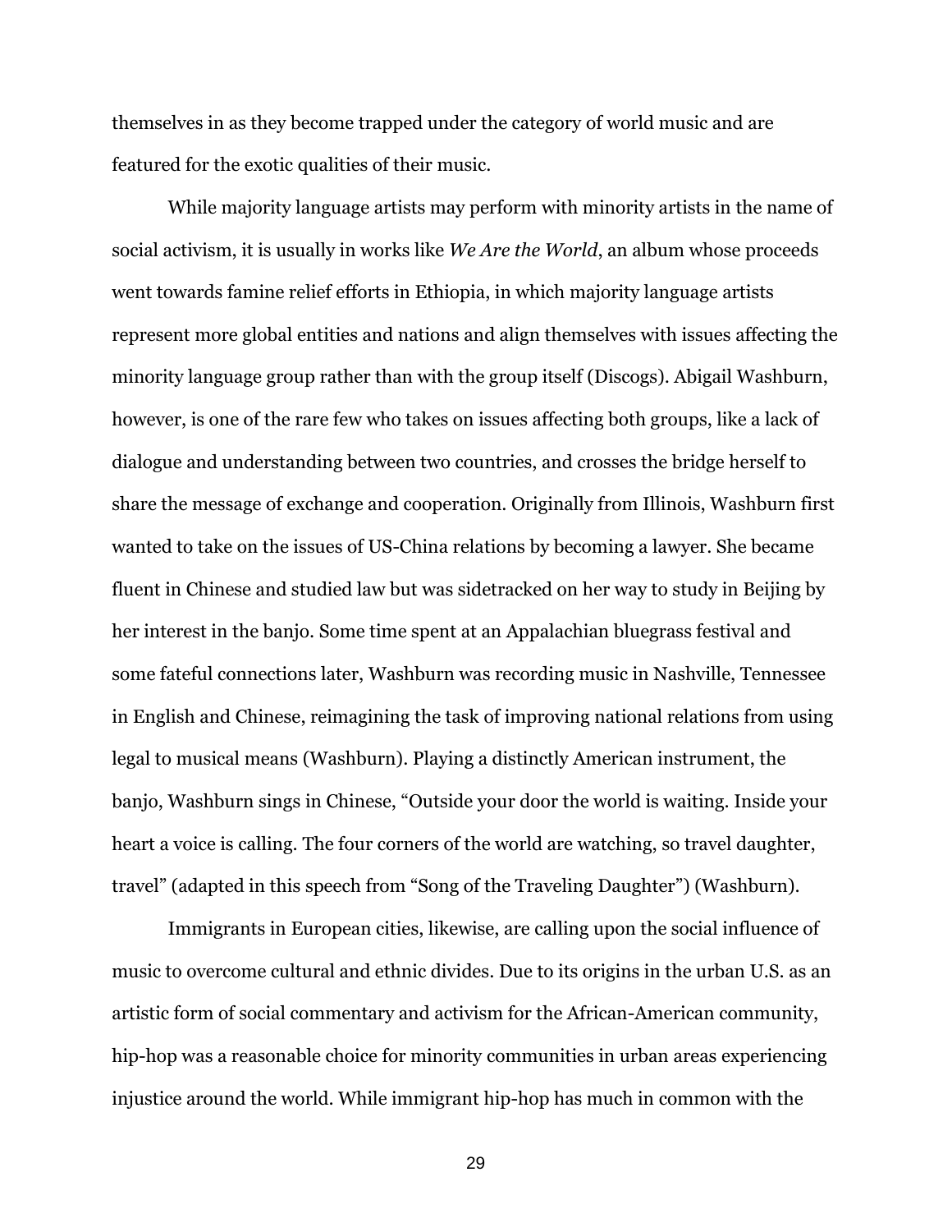themselves in as they become trapped under the category of world music and are featured for the exotic qualities of their music.

While majority language artists may perform with minority artists in the name of social activism, it is usually in works like *We Are the World*, an album whose proceeds went towards famine relief efforts in Ethiopia, in which majority language artists represent more global entities and nations and align themselves with issues affecting the minority language group rather than with the group itself (Discogs). Abigail Washburn, however, is one of the rare few who takes on issues affecting both groups, like a lack of dialogue and understanding between two countries, and crosses the bridge herself to share the message of exchange and cooperation. Originally from Illinois, Washburn first wanted to take on the issues of US-China relations by becoming a lawyer. She became fluent in Chinese and studied law but was sidetracked on her way to study in Beijing by her interest in the banjo. Some time spent at an Appalachian bluegrass festival and some fateful connections later, Washburn was recording music in Nashville, Tennessee in English and Chinese, reimagining the task of improving national relations from using legal to musical means (Washburn). Playing a distinctly American instrument, the banjo, Washburn sings in Chinese, "Outside your door the world is waiting. Inside your heart a voice is calling. The four corners of the world are watching, so travel daughter, travel" (adapted in this speech from "Song of the Traveling Daughter") (Washburn).

Immigrants in European cities, likewise, are calling upon the social influence of music to overcome cultural and ethnic divides. Due to its origins in the urban U.S. as an artistic form of social commentary and activism for the African-American community, hip-hop was a reasonable choice for minority communities in urban areas experiencing injustice around the world. While immigrant hip-hop has much in common with the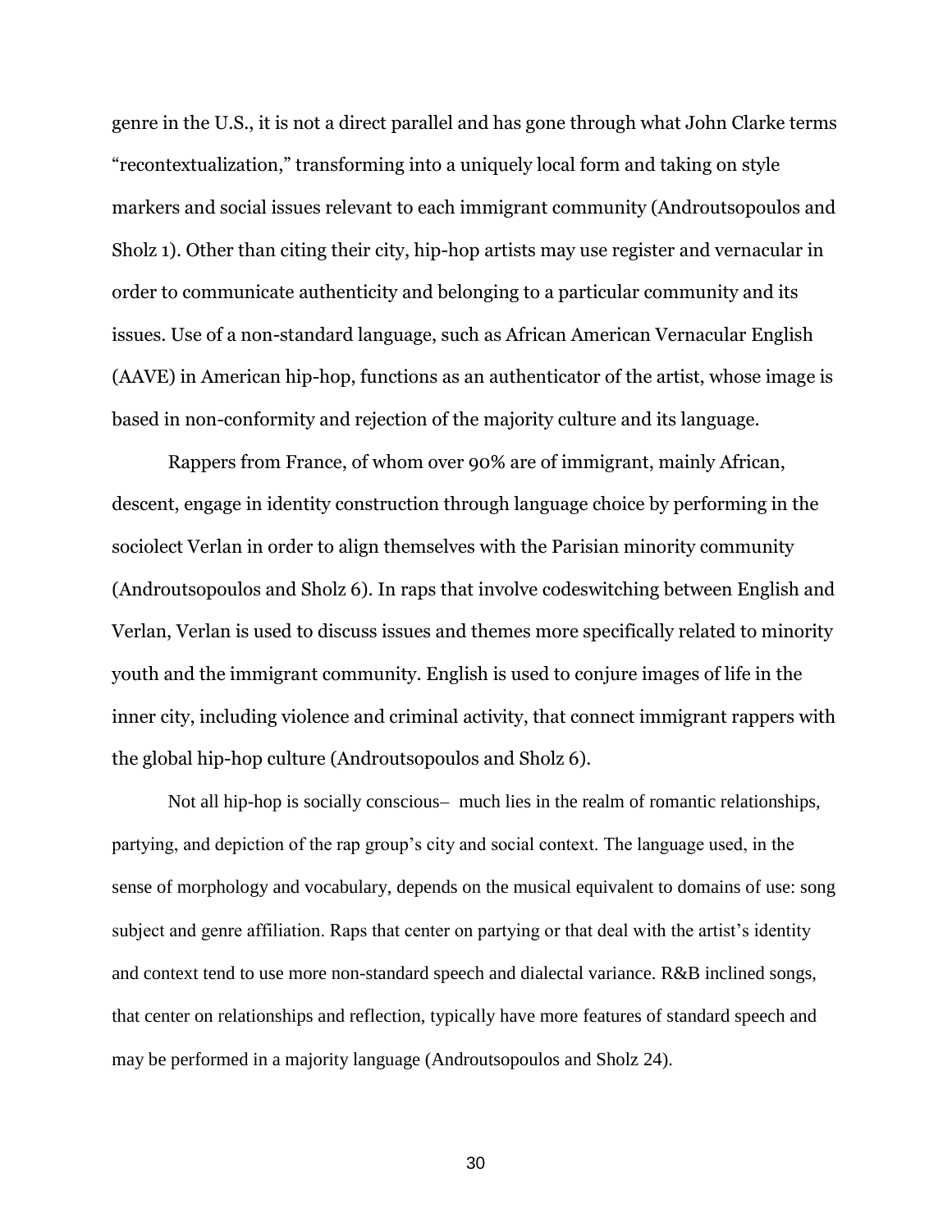genre in the U.S., it is not a direct parallel and has gone through what John Clarke terms "recontextualization," transforming into a uniquely local form and taking on style markers and social issues relevant to each immigrant community (Androutsopoulos and Sholz 1). Other than citing their city, hip-hop artists may use register and vernacular in order to communicate authenticity and belonging to a particular community and its issues. Use of a non-standard language, such as African American Vernacular English (AAVE) in American hip-hop, functions as an authenticator of the artist, whose image is based in non-conformity and rejection of the majority culture and its language.

Rappers from France, of whom over 90% are of immigrant, mainly African, descent, engage in identity construction through language choice by performing in the sociolect Verlan in order to align themselves with the Parisian minority community (Androutsopoulos and Sholz 6). In raps that involve codeswitching between English and Verlan, Verlan is used to discuss issues and themes more specifically related to minority youth and the immigrant community. English is used to conjure images of life in the inner city, including violence and criminal activity, that connect immigrant rappers with the global hip-hop culture (Androutsopoulos and Sholz 6).

Not all hip-hop is socially conscious– much lies in the realm of romantic relationships, partying, and depiction of the rap group's city and social context. The language used, in the sense of morphology and vocabulary, depends on the musical equivalent to domains of use: song subject and genre affiliation. Raps that center on partying or that deal with the artist's identity and context tend to use more non-standard speech and dialectal variance. R&B inclined songs, that center on relationships and reflection, typically have more features of standard speech and may be performed in a majority language (Androutsopoulos and Sholz 24).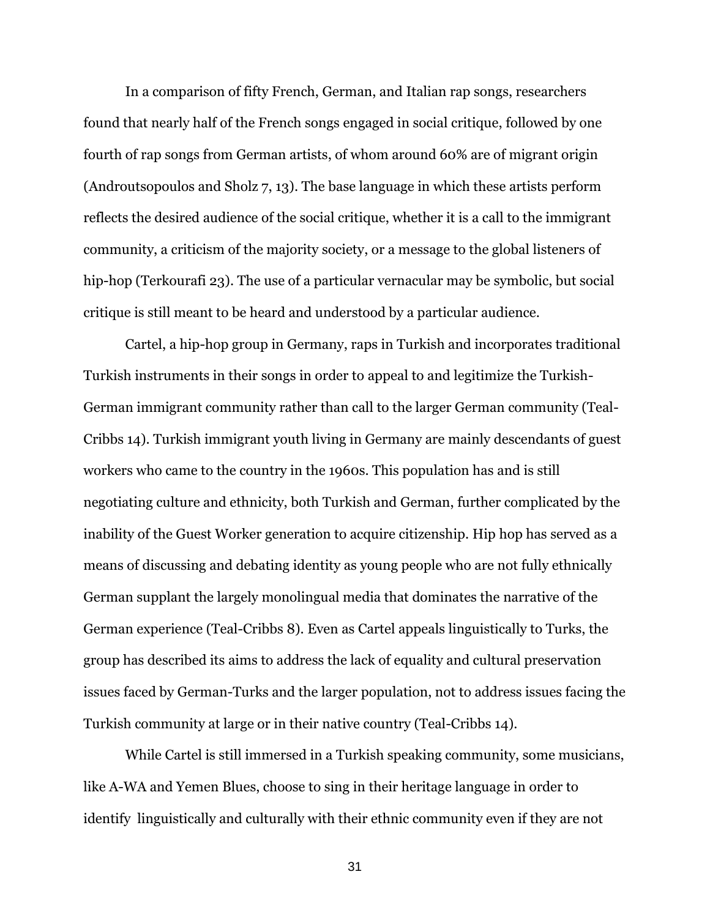In a comparison of fifty French, German, and Italian rap songs, researchers found that nearly half of the French songs engaged in social critique, followed by one fourth of rap songs from German artists, of whom around 60% are of migrant origin (Androutsopoulos and Sholz 7, 13). The base language in which these artists perform reflects the desired audience of the social critique, whether it is a call to the immigrant community, a criticism of the majority society, or a message to the global listeners of hip-hop (Terkourafi 23). The use of a particular vernacular may be symbolic, but social critique is still meant to be heard and understood by a particular audience.

Cartel, a hip-hop group in Germany, raps in Turkish and incorporates traditional Turkish instruments in their songs in order to appeal to and legitimize the Turkish-German immigrant community rather than call to the larger German community (Teal-Cribbs 14). Turkish immigrant youth living in Germany are mainly descendants of guest workers who came to the country in the 1960s. This population has and is still negotiating culture and ethnicity, both Turkish and German, further complicated by the inability of the Guest Worker generation to acquire citizenship. Hip hop has served as a means of discussing and debating identity as young people who are not fully ethnically German supplant the largely monolingual media that dominates the narrative of the German experience (Teal-Cribbs 8). Even as Cartel appeals linguistically to Turks, the group has described its aims to address the lack of equality and cultural preservation issues faced by German-Turks and the larger population, not to address issues facing the Turkish community at large or in their native country (Teal-Cribbs 14).

While Cartel is still immersed in a Turkish speaking community, some musicians, like A-WA and Yemen Blues, choose to sing in their heritage language in order to identify linguistically and culturally with their ethnic community even if they are not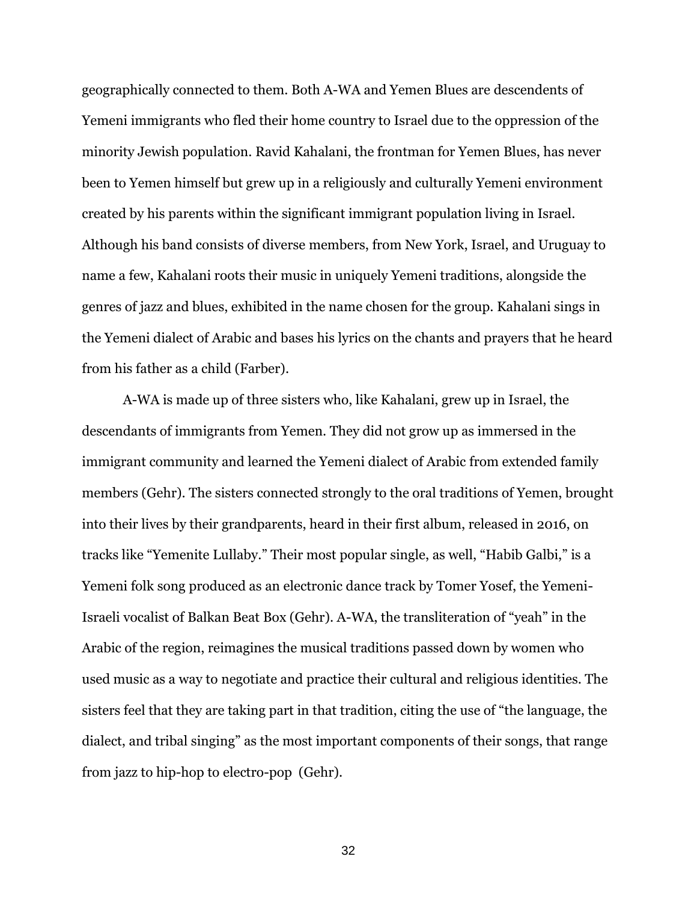geographically connected to them. Both A-WA and Yemen Blues are descendents of Yemeni immigrants who fled their home country to Israel due to the oppression of the minority Jewish population. Ravid Kahalani, the frontman for Yemen Blues, has never been to Yemen himself but grew up in a religiously and culturally Yemeni environment created by his parents within the significant immigrant population living in Israel. Although his band consists of diverse members, from New York, Israel, and Uruguay to name a few, Kahalani roots their music in uniquely Yemeni traditions, alongside the genres of jazz and blues, exhibited in the name chosen for the group. Kahalani sings in the Yemeni dialect of Arabic and bases his lyrics on the chants and prayers that he heard from his father as a child (Farber).

A-WA is made up of three sisters who, like Kahalani, grew up in Israel, the descendants of immigrants from Yemen. They did not grow up as immersed in the immigrant community and learned the Yemeni dialect of Arabic from extended family members (Gehr). The sisters connected strongly to the oral traditions of Yemen, brought into their lives by their grandparents, heard in their first album, released in 2016, on tracks like "Yemenite Lullaby." Their most popular single, as well, "Habib Galbi," is a Yemeni folk song produced as an electronic dance track by Tomer Yosef, the Yemeni-Israeli vocalist of Balkan Beat Box (Gehr). A-WA, the transliteration of "yeah" in the Arabic of the region, reimagines the musical traditions passed down by women who used music as a way to negotiate and practice their cultural and religious identities. The sisters feel that they are taking part in that tradition, citing the use of "the language, the dialect, and tribal singing" as the most important components of their songs, that range from jazz to hip-hop to electro-pop (Gehr).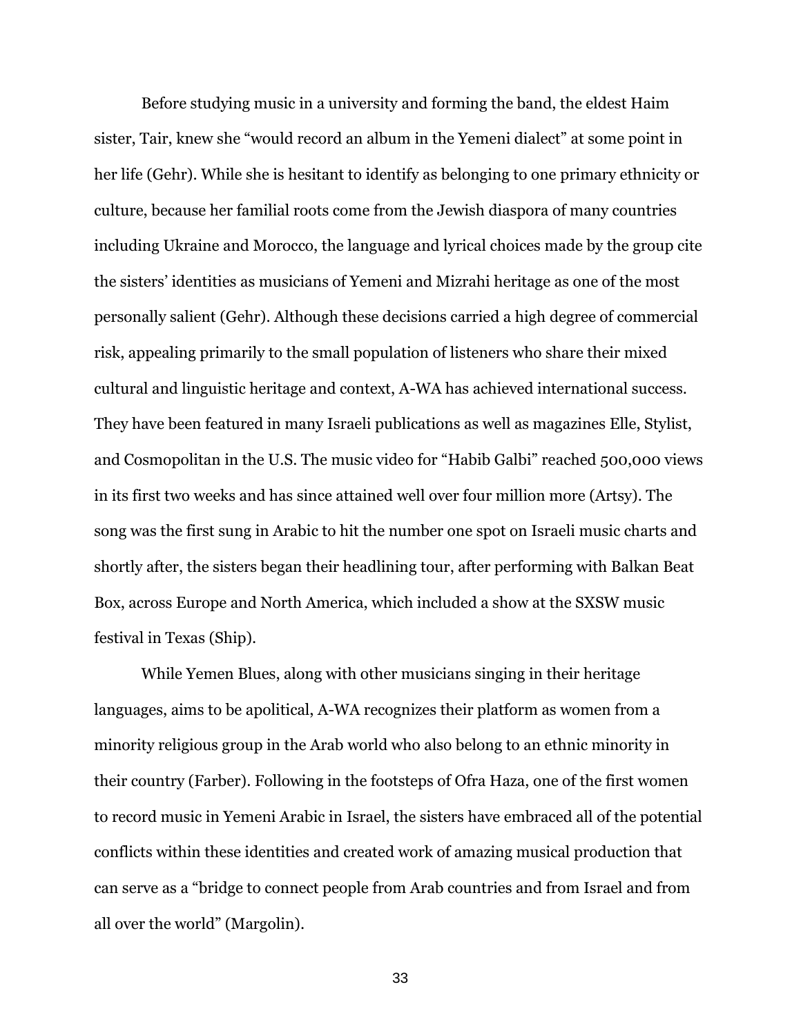Before studying music in a university and forming the band, the eldest Haim sister, Tair, knew she "would record an album in the Yemeni dialect" at some point in her life (Gehr). While she is hesitant to identify as belonging to one primary ethnicity or culture, because her familial roots come from the Jewish diaspora of many countries including Ukraine and Morocco, the language and lyrical choices made by the group cite the sisters' identities as musicians of Yemeni and Mizrahi heritage as one of the most personally salient (Gehr). Although these decisions carried a high degree of commercial risk, appealing primarily to the small population of listeners who share their mixed cultural and linguistic heritage and context, A-WA has achieved international success. They have been featured in many Israeli publications as well as magazines Elle, Stylist, and Cosmopolitan in the U.S. The music video for "Habib Galbi" reached 500,000 views in its first two weeks and has since attained well over four million more (Artsy). The song was the first sung in Arabic to hit the number one spot on Israeli music charts and shortly after, the sisters began their headlining tour, after performing with Balkan Beat Box, across Europe and North America, which included a show at the SXSW music festival in Texas (Ship).

While Yemen Blues, along with other musicians singing in their heritage languages, aims to be apolitical, A-WA recognizes their platform as women from a minority religious group in the Arab world who also belong to an ethnic minority in their country (Farber). Following in the footsteps of Ofra Haza, one of the first women to record music in Yemeni Arabic in Israel, the sisters have embraced all of the potential conflicts within these identities and created work of amazing musical production that can serve as a "bridge to connect people from Arab countries and from Israel and from all over the world" (Margolin).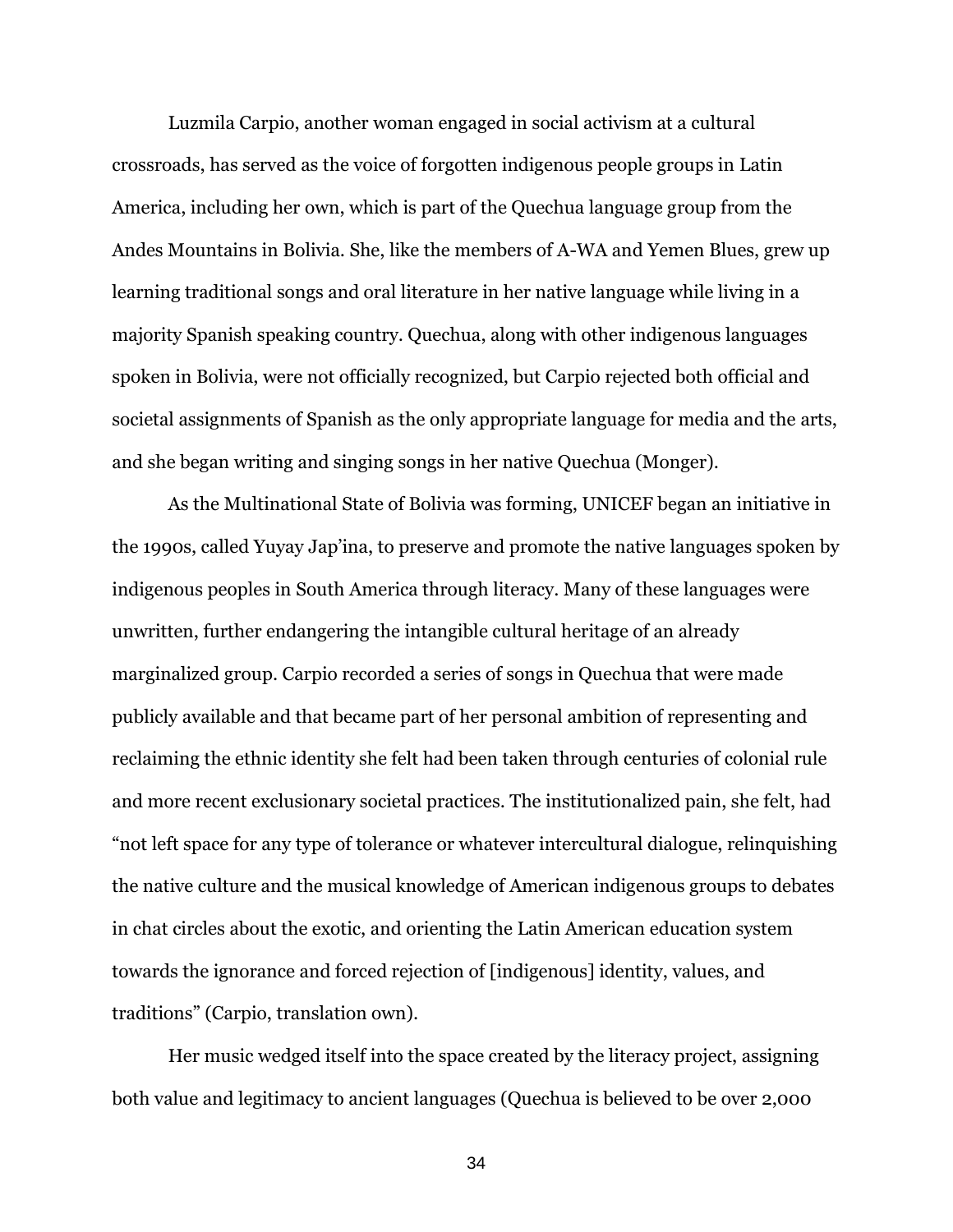Luzmila Carpio, another woman engaged in social activism at a cultural crossroads, has served as the voice of forgotten indigenous people groups in Latin America, including her own, which is part of the Quechua language group from the Andes Mountains in Bolivia. She, like the members of A-WA and Yemen Blues, grew up learning traditional songs and oral literature in her native language while living in a majority Spanish speaking country. Quechua, along with other indigenous languages spoken in Bolivia, were not officially recognized, but Carpio rejected both official and societal assignments of Spanish as the only appropriate language for media and the arts, and she began writing and singing songs in her native Quechua (Monger).

As the Multinational State of Bolivia was forming, UNICEF began an initiative in the 1990s, called Yuyay Jap'ina, to preserve and promote the native languages spoken by indigenous peoples in South America through literacy. Many of these languages were unwritten, further endangering the intangible cultural heritage of an already marginalized group. Carpio recorded a series of songs in Quechua that were made publicly available and that became part of her personal ambition of representing and reclaiming the ethnic identity she felt had been taken through centuries of colonial rule and more recent exclusionary societal practices. The institutionalized pain, she felt, had "not left space for any type of tolerance or whatever intercultural dialogue, relinquishing the native culture and the musical knowledge of American indigenous groups to debates in chat circles about the exotic, and orienting the Latin American education system towards the ignorance and forced rejection of [indigenous] identity, values, and traditions" (Carpio, translation own).

Her music wedged itself into the space created by the literacy project, assigning both value and legitimacy to ancient languages (Quechua is believed to be over 2,000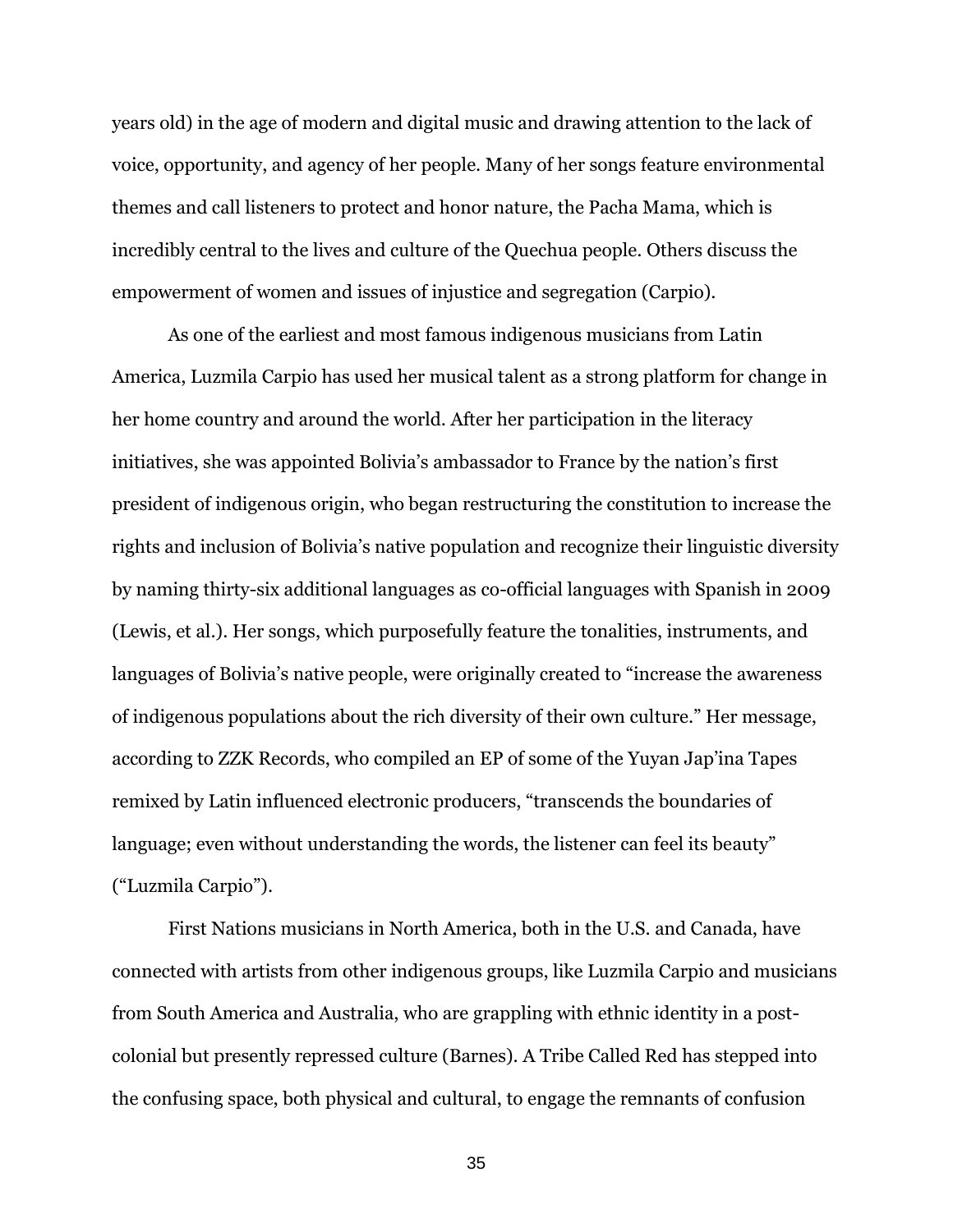years old) in the age of modern and digital music and drawing attention to the lack of voice, opportunity, and agency of her people. Many of her songs feature environmental themes and call listeners to protect and honor nature, the Pacha Mama, which is incredibly central to the lives and culture of the Quechua people. Others discuss the empowerment of women and issues of injustice and segregation (Carpio).

As one of the earliest and most famous indigenous musicians from Latin America, Luzmila Carpio has used her musical talent as a strong platform for change in her home country and around the world. After her participation in the literacy initiatives, she was appointed Bolivia's ambassador to France by the nation's first president of indigenous origin, who began restructuring the constitution to increase the rights and inclusion of Bolivia's native population and recognize their linguistic diversity by naming thirty-six additional languages as co-official languages with Spanish in 2009 (Lewis, et al.). Her songs, which purposefully feature the tonalities, instruments, and languages of Bolivia's native people, were originally created to "increase the awareness of indigenous populations about the rich diversity of their own culture." Her message, according to ZZK Records, who compiled an EP of some of the Yuyan Jap'ina Tapes remixed by Latin influenced electronic producers, "transcends the boundaries of language; even without understanding the words, the listener can feel its beauty" ("Luzmila Carpio").

First Nations musicians in North America, both in the U.S. and Canada, have connected with artists from other indigenous groups, like Luzmila Carpio and musicians from South America and Australia, who are grappling with ethnic identity in a post-colonial but presently repressed culture (Barnes). A Tribe Called Red has stepped into the confusing space, both physical and cultural, to engage the remnants of confusion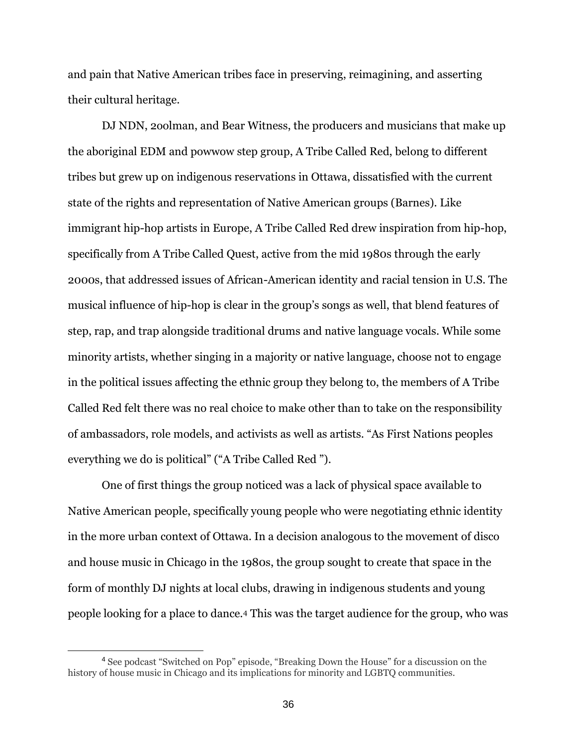and pain that Native American tribes face in preserving, reimagining, and asserting their cultural heritage.

DJ NDN, 2oolman, and Bear Witness, the producers and musicians that make up the aboriginal EDM and powwow step group, A Tribe Called Red, belong to different tribes but grew up on indigenous reservations in Ottawa, dissatisfied with the current state of the rights and representation of Native American groups (Barnes). Like immigrant hip-hop artists in Europe, A Tribe Called Red drew inspiration from hip-hop, specifically from A Tribe Called Quest, active from the mid 1980s through the early 2000s, that addressed issues of African-American identity and racial tension in U.S. The musical influence of hip-hop is clear in the group's songs as well, that blend features of step, rap, and trap alongside traditional drums and native language vocals. While some minority artists, whether singing in a majority or native language, choose not to engage in the political issues affecting the ethnic group they belong to, the members of A Tribe Called Red felt there was no real choice to make other than to take on the responsibility of ambassadors, role models, and activists as well as artists. "As First Nations peoples everything we do is political" ("A Tribe Called Red ").

One of first things the group noticed was a lack of physical space available to Native American people, specifically young people who were negotiating ethnic identity in the more urban context of Ottawa. In a decision analogous to the movement of disco and house music in Chicago in the 1980s, the group sought to create that space in the form of monthly DJ nights at local clubs, drawing in indigenous students and young people looking for a place to dance.[4] This was the target audience for the group, who was

[4] See podcast "Switched on Pop" episode, "Breaking Down the House" for a discussion on the history of house music in Chicago and its implications for minority and LGBTQ communities.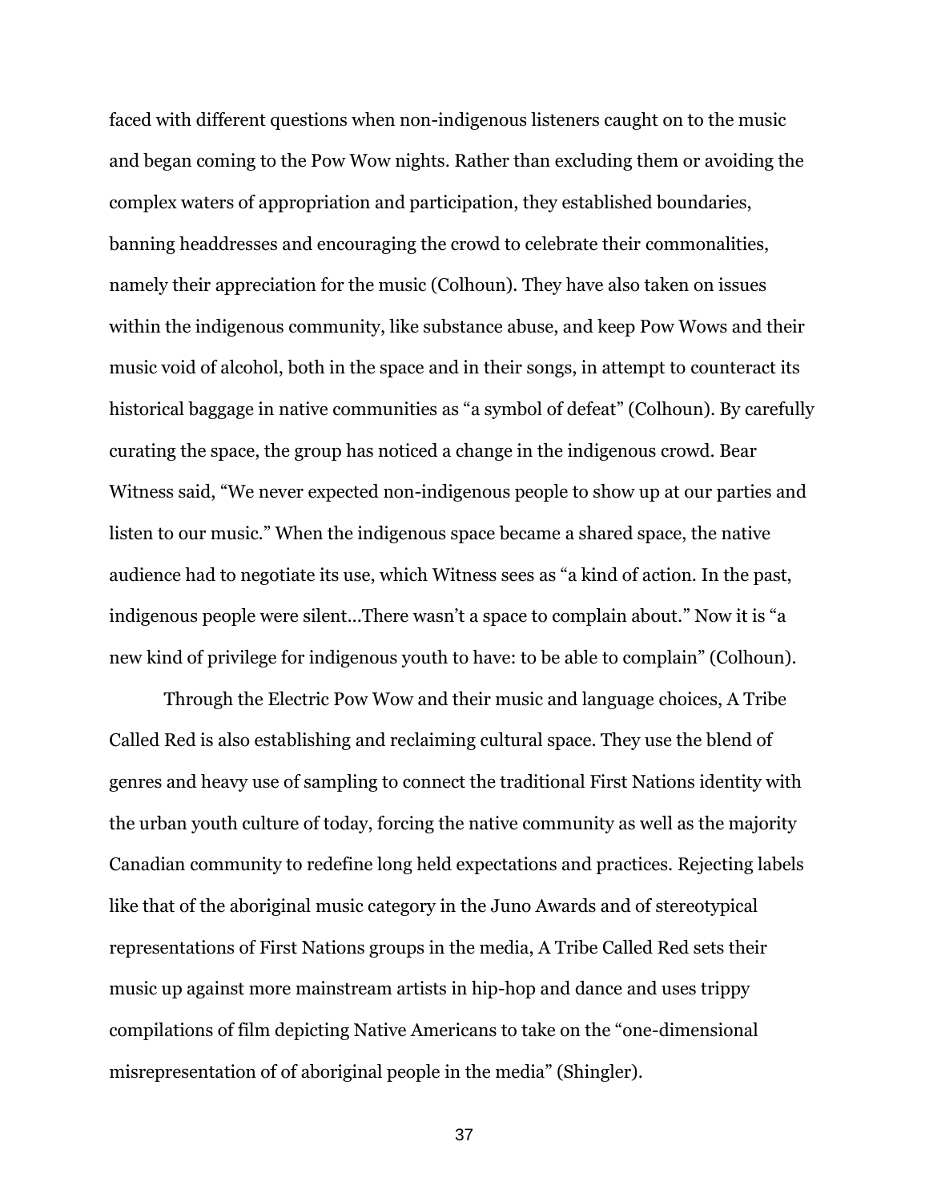faced with different questions when non-indigenous listeners caught on to the music and began coming to the Pow Wow nights. Rather than excluding them or avoiding the complex waters of appropriation and participation, they established boundaries, banning headdresses and encouraging the crowd to celebrate their commonalities, namely their appreciation for the music (Colhoun). They have also taken on issues within the indigenous community, like substance abuse, and keep Pow Wows and their music void of alcohol, both in the space and in their songs, in attempt to counteract its historical baggage in native communities as "a symbol of defeat" (Colhoun). By carefully curating the space, the group has noticed a change in the indigenous crowd. Bear Witness said, "We never expected non-indigenous people to show up at our parties and listen to our music." When the indigenous space became a shared space, the native audience had to negotiate its use, which Witness sees as "a kind of action. In the past, indigenous people were silent…There wasn't a space to complain about." Now it is "a new kind of privilege for indigenous youth to have: to be able to complain" (Colhoun).

Through the Electric Pow Wow and their music and language choices, A Tribe Called Red is also establishing and reclaiming cultural space. They use the blend of genres and heavy use of sampling to connect the traditional First Nations identity with the urban youth culture of today, forcing the native community as well as the majority Canadian community to redefine long held expectations and practices. Rejecting labels like that of the aboriginal music category in the Juno Awards and of stereotypical representations of First Nations groups in the media, A Tribe Called Red sets their music up against more mainstream artists in hip-hop and dance and uses trippy compilations of film depicting Native Americans to take on the "one-dimensional misrepresentation of of aboriginal people in the media" (Shingler).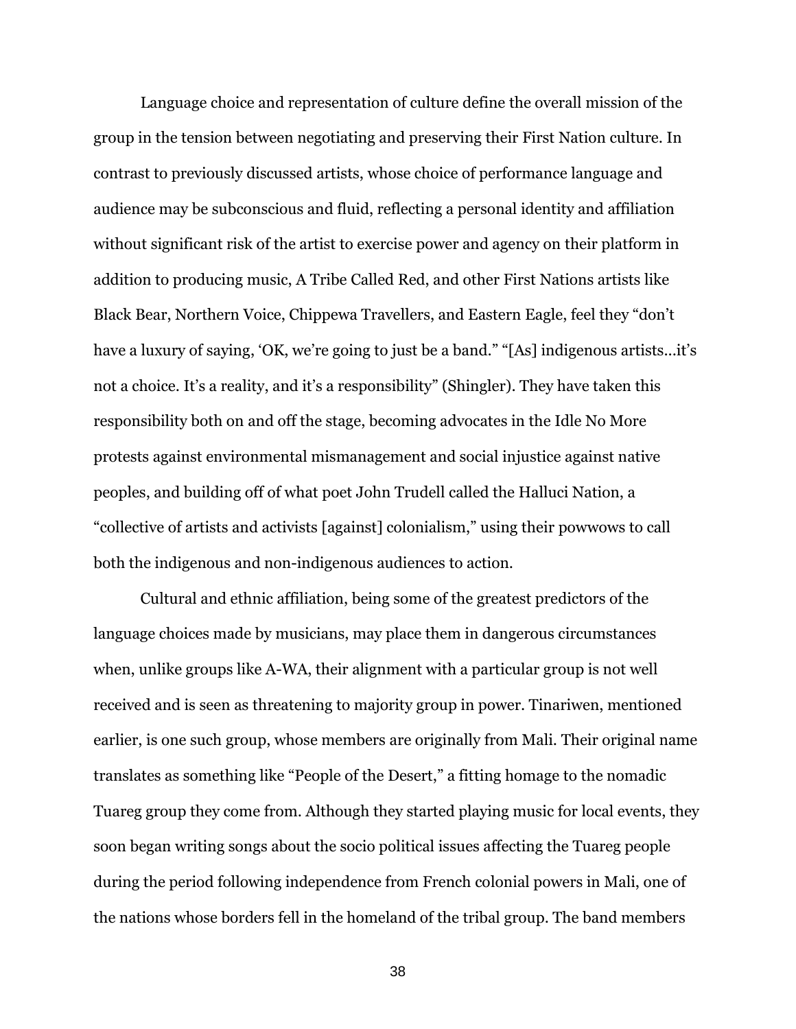Language choice and representation of culture define the overall mission of the group in the tension between negotiating and preserving their First Nation culture. In contrast to previously discussed artists, whose choice of performance language and audience may be subconscious and fluid, reflecting a personal identity and affiliation without significant risk of the artist to exercise power and agency on their platform in addition to producing music, A Tribe Called Red, and other First Nations artists like Black Bear, Northern Voice, Chippewa Travellers, and Eastern Eagle, feel they "don't have a luxury of saying, 'OK, we're going to just be a band." "[As] indigenous artists…it's not a choice. It's a reality, and it's a responsibility" (Shingler). They have taken this responsibility both on and off the stage, becoming advocates in the Idle No More protests against environmental mismanagement and social injustice against native peoples, and building off of what poet John Trudell called the Halluci Nation, a "collective of artists and activists [against] colonialism," using their powwows to call both the indigenous and non-indigenous audiences to action.

Cultural and ethnic affiliation, being some of the greatest predictors of the language choices made by musicians, may place them in dangerous circumstances when, unlike groups like A-WA, their alignment with a particular group is not well received and is seen as threatening to majority group in power. Tinariwen, mentioned earlier, is one such group, whose members are originally from Mali. Their original name translates as something like "People of the Desert," a fitting homage to the nomadic Tuareg group they come from. Although they started playing music for local events, they soon began writing songs about the socio political issues affecting the Tuareg people during the period following independence from French colonial powers in Mali, one of the nations whose borders fell in the homeland of the tribal group. The band members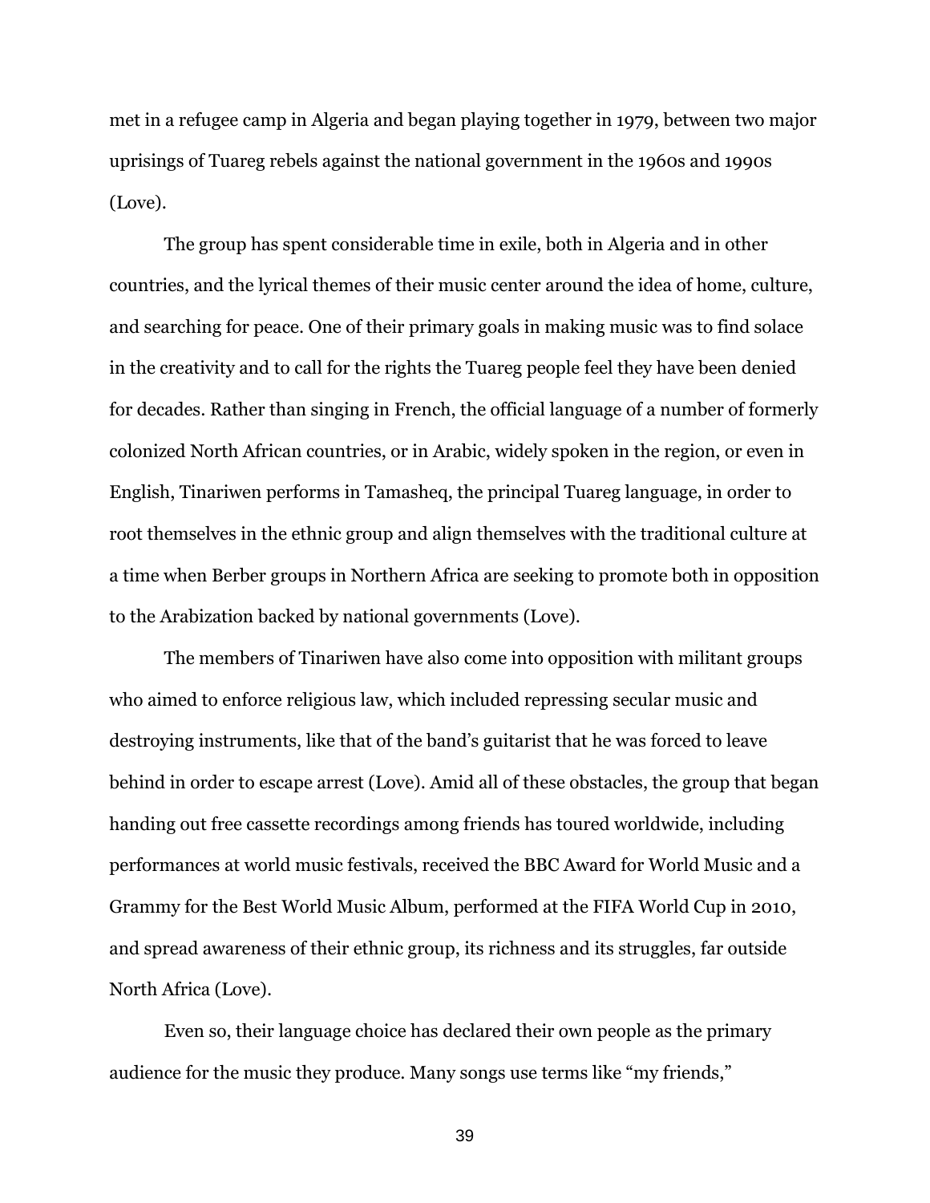met in a refugee camp in Algeria and began playing together in 1979, between two major uprisings of Tuareg rebels against the national government in the 1960s and 1990s (Love).

The group has spent considerable time in exile, both in Algeria and in other countries, and the lyrical themes of their music center around the idea of home, culture, and searching for peace. One of their primary goals in making music was to find solace in the creativity and to call for the rights the Tuareg people feel they have been denied for decades. Rather than singing in French, the official language of a number of formerly colonized North African countries, or in Arabic, widely spoken in the region, or even in English, Tinariwen performs in Tamasheq, the principal Tuareg language, in order to root themselves in the ethnic group and align themselves with the traditional culture at a time when Berber groups in Northern Africa are seeking to promote both in opposition to the Arabization backed by national governments (Love).

The members of Tinariwen have also come into opposition with militant groups who aimed to enforce religious law, which included repressing secular music and destroying instruments, like that of the band's guitarist that he was forced to leave behind in order to escape arrest (Love). Amid all of these obstacles, the group that began handing out free cassette recordings among friends has toured worldwide, including performances at world music festivals, received the BBC Award for World Music and a Grammy for the Best World Music Album, performed at the FIFA World Cup in 2010, and spread awareness of their ethnic group, its richness and its struggles, far outside North Africa (Love).

Even so, their language choice has declared their own people as the primary audience for the music they produce. Many songs use terms like "my friends,"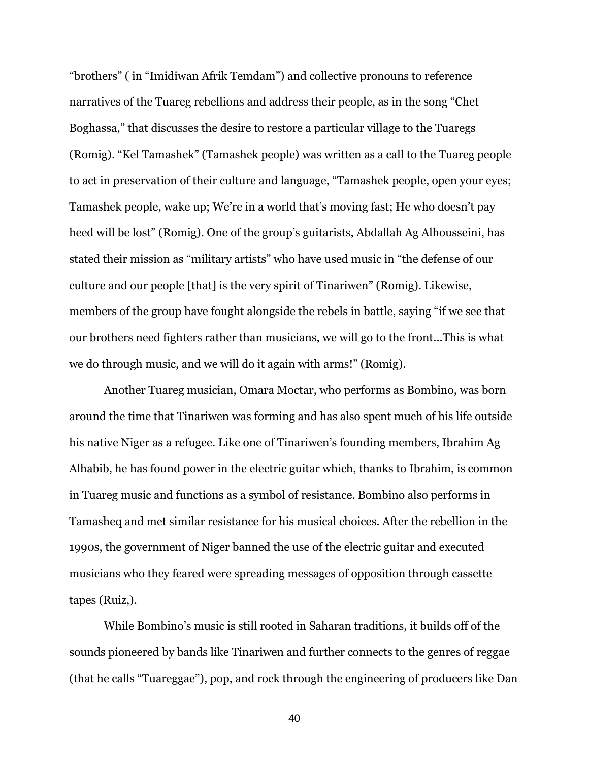"brothers" ( in "Imidiwan Afrik Temdam") and collective pronouns to reference narratives of the Tuareg rebellions and address their people, as in the song "Chet Boghassa," that discusses the desire to restore a particular village to the Tuaregs (Romig). "Kel Tamashek" (Tamashek people) was written as a call to the Tuareg people to act in preservation of their culture and language, "Tamashek people, open your eyes; Tamashek people, wake up; We're in a world that's moving fast; He who doesn't pay heed will be lost" (Romig). One of the group's guitarists, Abdallah Ag Alhousseini, has stated their mission as "military artists" who have used music in "the defense of our culture and our people [that] is the very spirit of Tinariwen" (Romig). Likewise, members of the group have fought alongside the rebels in battle, saying "if we see that our brothers need fighters rather than musicians, we will go to the front…This is what we do through music, and we will do it again with arms!" (Romig).

Another Tuareg musician, Omara Moctar, who performs as Bombino, was born around the time that Tinariwen was forming and has also spent much of his life outside his native Niger as a refugee. Like one of Tinariwen's founding members, Ibrahim Ag Alhabib, he has found power in the electric guitar which, thanks to Ibrahim, is common in Tuareg music and functions as a symbol of resistance. Bombino also performs in Tamasheq and met similar resistance for his musical choices. After the rebellion in the 1990s, the government of Niger banned the use of the electric guitar and executed musicians who they feared were spreading messages of opposition through cassette tapes (Ruiz,).

While Bombino's music is still rooted in Saharan traditions, it builds off of the sounds pioneered by bands like Tinariwen and further connects to the genres of reggae (that he calls "Tuareggae"), pop, and rock through the engineering of producers like Dan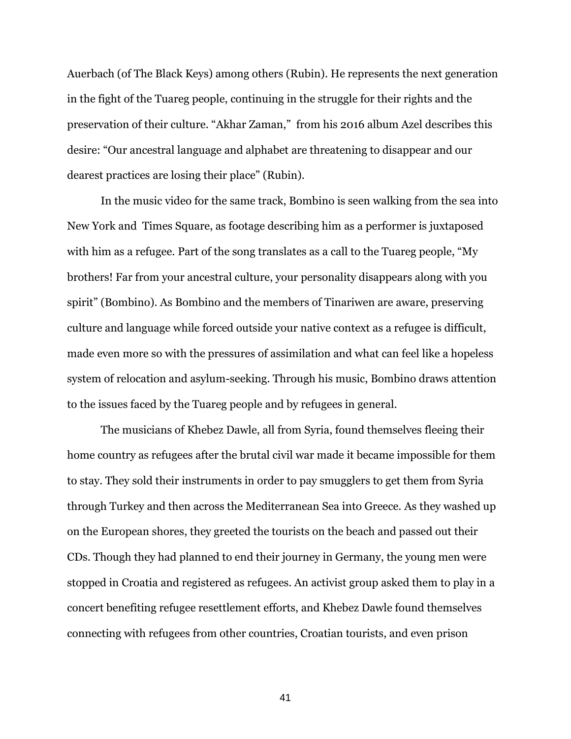Auerbach (of The Black Keys) among others (Rubin). He represents the next generation in the fight of the Tuareg people, continuing in the struggle for their rights and the preservation of their culture. "Akhar Zaman," from his 2016 album Azel describes this desire: "Our ancestral language and alphabet are threatening to disappear and our dearest practices are losing their place" (Rubin).

In the music video for the same track, Bombino is seen walking from the sea into New York and Times Square, as footage describing him as a performer is juxtaposed with him as a refugee. Part of the song translates as a call to the Tuareg people, "My brothers! Far from your ancestral culture, your personality disappears along with you spirit" (Bombino). As Bombino and the members of Tinariwen are aware, preserving culture and language while forced outside your native context as a refugee is difficult, made even more so with the pressures of assimilation and what can feel like a hopeless system of relocation and asylum-seeking. Through his music, Bombino draws attention to the issues faced by the Tuareg people and by refugees in general.

The musicians of Khebez Dawle, all from Syria, found themselves fleeing their home country as refugees after the brutal civil war made it became impossible for them to stay. They sold their instruments in order to pay smugglers to get them from Syria through Turkey and then across the Mediterranean Sea into Greece. As they washed up on the European shores, they greeted the tourists on the beach and passed out their CDs. Though they had planned to end their journey in Germany, the young men were stopped in Croatia and registered as refugees. An activist group asked them to play in a concert benefiting refugee resettlement efforts, and Khebez Dawle found themselves connecting with refugees from other countries, Croatian tourists, and even prison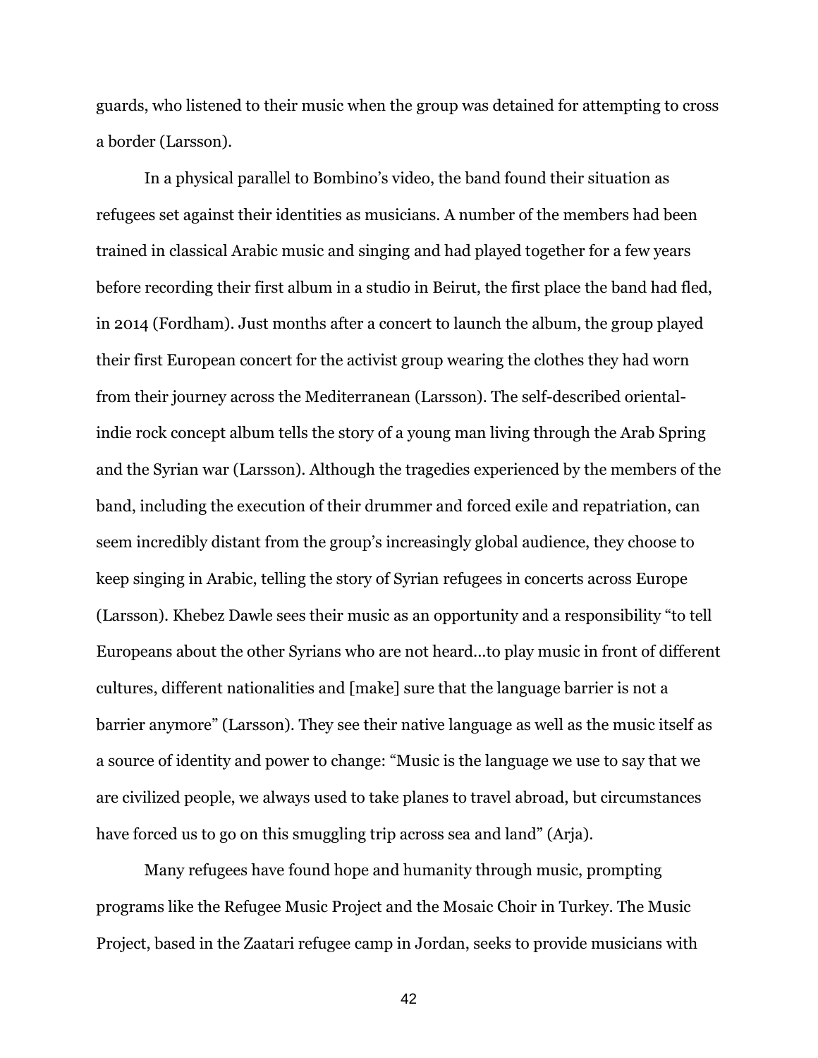guards, who listened to their music when the group was detained for attempting to cross a border (Larsson).

In a physical parallel to Bombino's video, the band found their situation as refugees set against their identities as musicians. A number of the members had been trained in classical Arabic music and singing and had played together for a few years before recording their first album in a studio in Beirut, the first place the band had fled, in 2014 (Fordham). Just months after a concert to launch the album, the group played their first European concert for the activist group wearing the clothes they had worn from their journey across the Mediterranean (Larsson). The self-described oriental-indie rock concept album tells the story of a young man living through the Arab Spring and the Syrian war (Larsson). Although the tragedies experienced by the members of the band, including the execution of their drummer and forced exile and repatriation, can seem incredibly distant from the group's increasingly global audience, they choose to keep singing in Arabic, telling the story of Syrian refugees in concerts across Europe (Larsson). Khebez Dawle sees their music as an opportunity and a responsibility "to tell Europeans about the other Syrians who are not heard…to play music in front of different cultures, different nationalities and [make] sure that the language barrier is not a barrier anymore" (Larsson). They see their native language as well as the music itself as a source of identity and power to change: "Music is the language we use to say that we are civilized people, we always used to take planes to travel abroad, but circumstances have forced us to go on this smuggling trip across sea and land" (Arja).

Many refugees have found hope and humanity through music, prompting programs like the Refugee Music Project and the Mosaic Choir in Turkey. The Music Project, based in the Zaatari refugee camp in Jordan, seeks to provide musicians with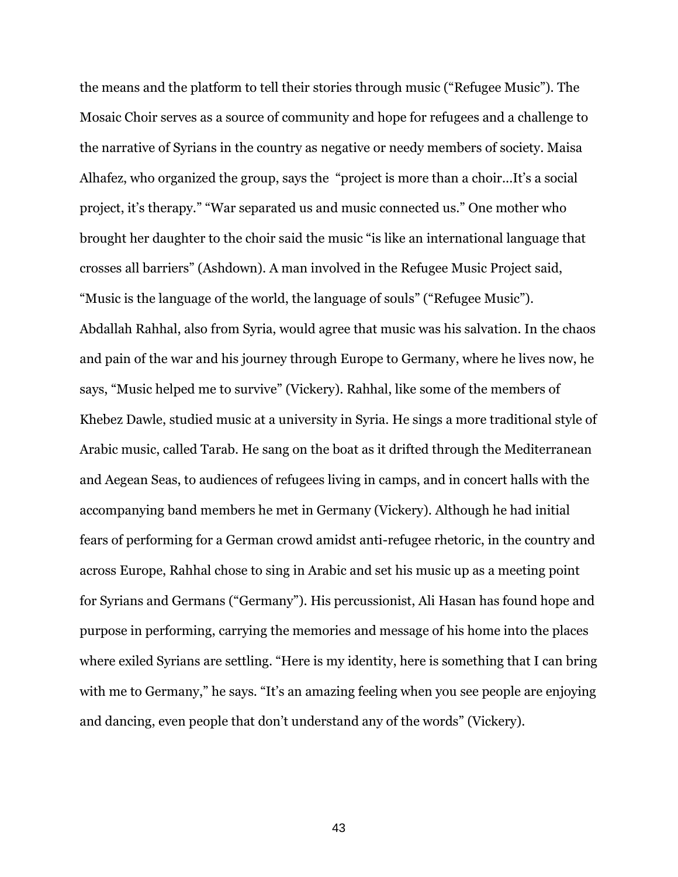the means and the platform to tell their stories through music ("Refugee Music"). The Mosaic Choir serves as a source of community and hope for refugees and a challenge to the narrative of Syrians in the country as negative or needy members of society. Maisa Alhafez, who organized the group, says the "project is more than a choir…It's a social project, it's therapy." "War separated us and music connected us." One mother who brought her daughter to the choir said the music "is like an international language that crosses all barriers" (Ashdown). A man involved in the Refugee Music Project said, "Music is the language of the world, the language of souls" ("Refugee Music").

Abdallah Rahhal, also from Syria, would agree that music was his salvation. In the chaos and pain of the war and his journey through Europe to Germany, where he lives now, he says, "Music helped me to survive" (Vickery). Rahhal, like some of the members of Khebez Dawle, studied music at a university in Syria. He sings a more traditional style of Arabic music, called Tarab. He sang on the boat as it drifted through the Mediterranean and Aegean Seas, to audiences of refugees living in camps, and in concert halls with the accompanying band members he met in Germany (Vickery). Although he had initial fears of performing for a German crowd amidst anti-refugee rhetoric, in the country and across Europe, Rahhal chose to sing in Arabic and set his music up as a meeting point for Syrians and Germans ("Germany"). His percussionist, Ali Hasan has found hope and purpose in performing, carrying the memories and message of his home into the places where exiled Syrians are settling. "Here is my identity, here is something that I can bring with me to Germany," he says. "It's an amazing feeling when you see people are enjoying and dancing, even people that don't understand any of the words" (Vickery).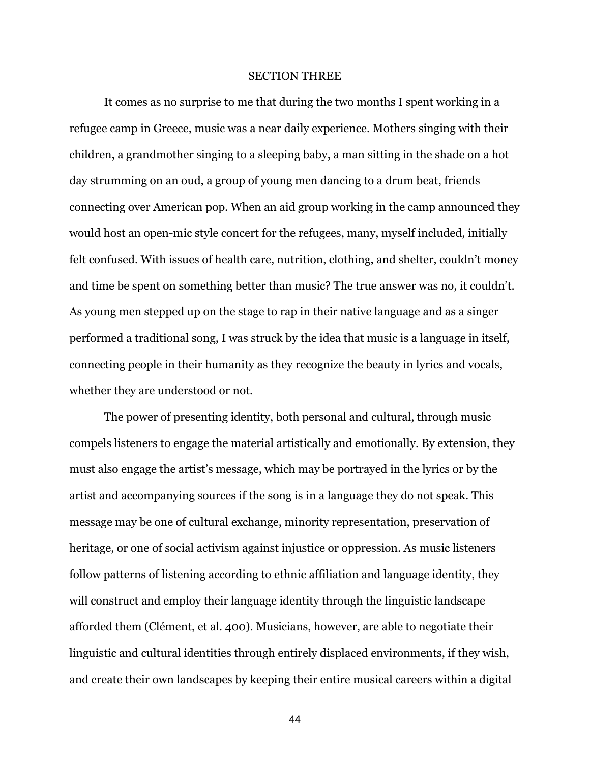## SECTION THREE

It comes as no surprise to me that during the two months I spent working in a refugee camp in Greece, music was a near daily experience. Mothers singing with their children, a grandmother singing to a sleeping baby, a man sitting in the shade on a hot day strumming on an oud, a group of young men dancing to a drum beat, friends connecting over American pop. When an aid group working in the camp announced they would host an open-mic style concert for the refugees, many, myself included, initially felt confused. With issues of health care, nutrition, clothing, and shelter, couldn't money and time be spent on something better than music? The true answer was no, it couldn't. As young men stepped up on the stage to rap in their native language and as a singer performed a traditional song, I was struck by the idea that music is a language in itself, connecting people in their humanity as they recognize the beauty in lyrics and vocals, whether they are understood or not.

The power of presenting identity, both personal and cultural, through music compels listeners to engage the material artistically and emotionally. By extension, they must also engage the artist's message, which may be portrayed in the lyrics or by the artist and accompanying sources if the song is in a language they do not speak. This message may be one of cultural exchange, minority representation, preservation of heritage, or one of social activism against injustice or oppression. As music listeners follow patterns of listening according to ethnic affiliation and language identity, they will construct and employ their language identity through the linguistic landscape afforded them (Clément, et al. 400). Musicians, however, are able to negotiate their linguistic and cultural identities through entirely displaced environments, if they wish, and create their own landscapes by keeping their entire musical careers within a digital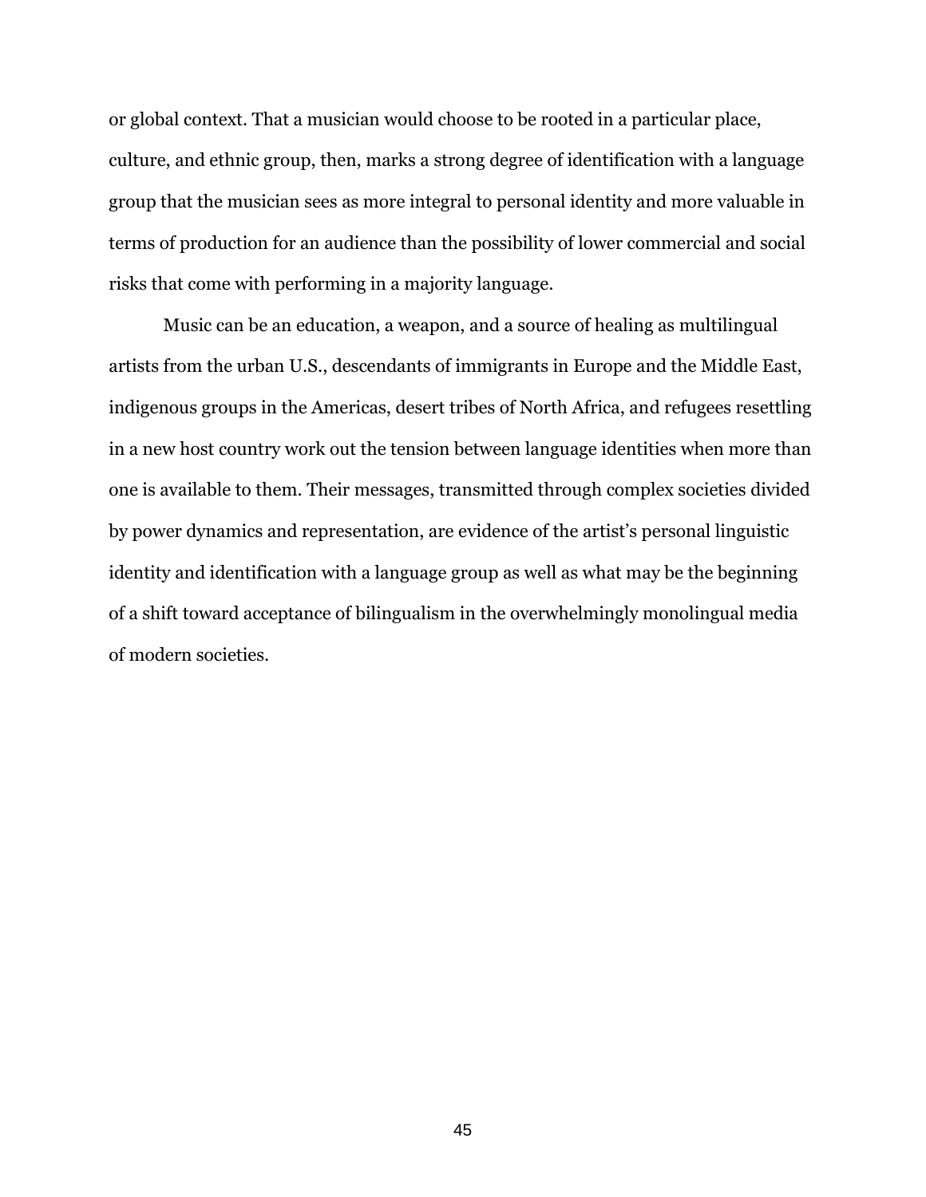or global context. That a musician would choose to be rooted in a particular place, culture, and ethnic group, then, marks a strong degree of identification with a language group that the musician sees as more integral to personal identity and more valuable in terms of production for an audience than the possibility of lower commercial and social risks that come with performing in a majority language.

Music can be an education, a weapon, and a source of healing as multilingual artists from the urban U.S., descendants of immigrants in Europe and the Middle East, indigenous groups in the Americas, desert tribes of North Africa, and refugees resettling in a new host country work out the tension between language identities when more than one is available to them. Their messages, transmitted through complex societies divided by power dynamics and representation, are evidence of the artist's personal linguistic identity and identification with a language group as well as what may be the beginning of a shift toward acceptance of bilingualism in the overwhelmingly monolingual media of modern societies.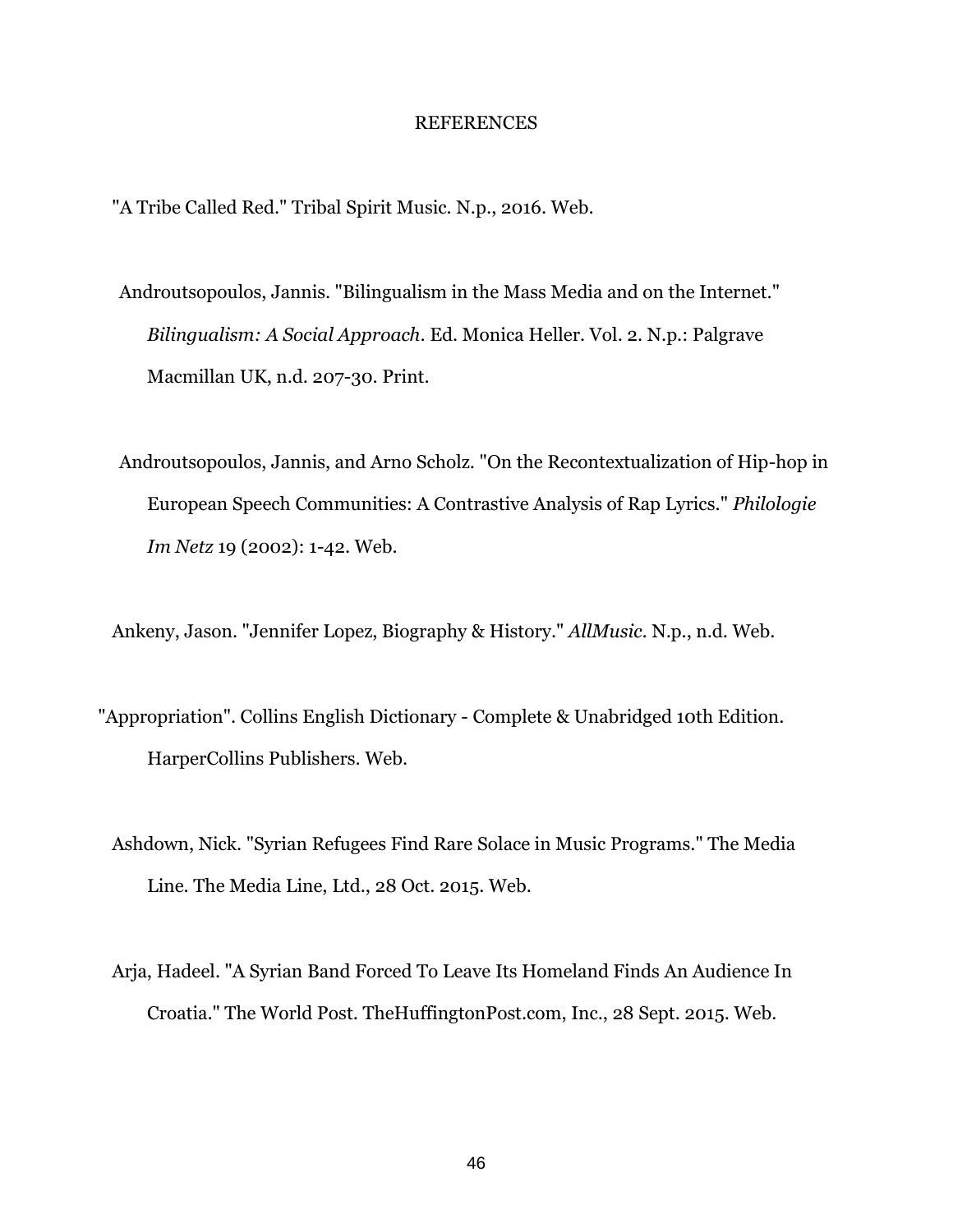# REFERENCES

"A Tribe Called Red." Tribal Spirit Music. N.p., 2016. Web.

Androutsopoulos, Jannis. "Bilingualism in the Mass Media and on the Internet." *Bilingualism: A Social Approach*. Ed. Monica Heller. Vol. 2. N.p.: Palgrave Macmillan UK, n.d. 207-30. Print.

Androutsopoulos, Jannis, and Arno Scholz. "On the Recontextualization of Hip-hop in European Speech Communities: A Contrastive Analysis of Rap Lyrics." *Philologie Im Netz* 19 (2002): 1-42. Web.

Ankeny, Jason. "Jennifer Lopez, Biography & History." *AllMusic*. N.p., n.d. Web.

"Appropriation". Collins English Dictionary - Complete & Unabridged 10th Edition. HarperCollins Publishers. Web.

Ashdown, Nick. "Syrian Refugees Find Rare Solace in Music Programs." The Media Line. The Media Line, Ltd., 28 Oct. 2015. Web.

Arja, Hadeel. "A Syrian Band Forced To Leave Its Homeland Finds An Audience In Croatia." The World Post. TheHuffingtonPost.com, Inc., 28 Sept. 2015. Web.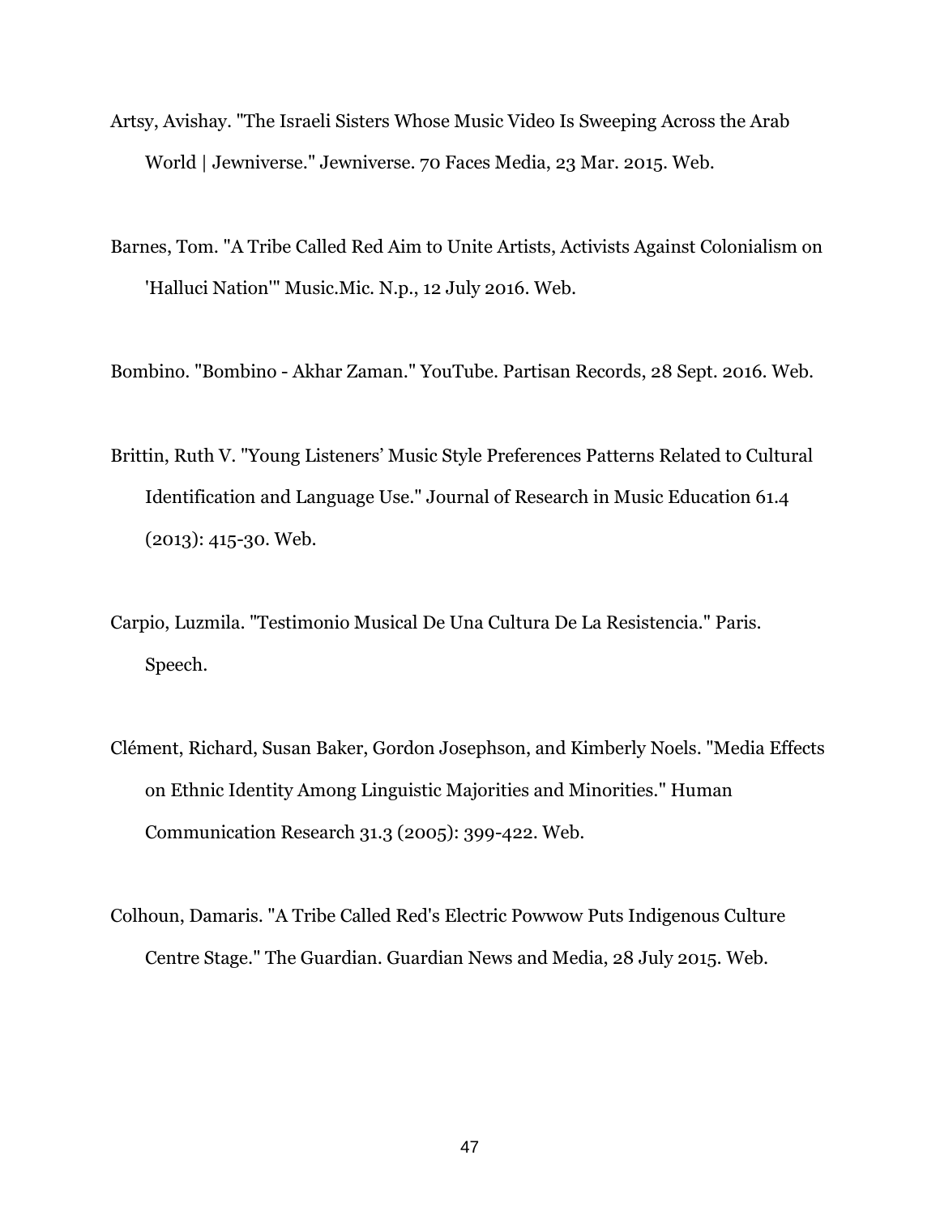Artsy, Avishay. "The Israeli Sisters Whose Music Video Is Sweeping Across the Arab World | Jewniverse." Jewniverse. 70 Faces Media, 23 Mar. 2015. Web.

Barnes, Tom. "A Tribe Called Red Aim to Unite Artists, Activists Against Colonialism on 'Halluci Nation'" Music.Mic. N.p., 12 July 2016. Web.

Bombino. "Bombino - Akhar Zaman." YouTube. Partisan Records, 28 Sept. 2016. Web.

Brittin, Ruth V. "Young Listeners' Music Style Preferences Patterns Related to Cultural Identification and Language Use." Journal of Research in Music Education 61.4 (2013): 415-30. Web.

Carpio, Luzmila. "Testimonio Musical De Una Cultura De La Resistencia." Paris. Speech.

Clément, Richard, Susan Baker, Gordon Josephson, and Kimberly Noels. "Media Effects on Ethnic Identity Among Linguistic Majorities and Minorities." Human Communication Research 31.3 (2005): 399-422. Web.

Colhoun, Damaris. "A Tribe Called Red's Electric Powwow Puts Indigenous Culture Centre Stage." The Guardian. Guardian News and Media, 28 July 2015. Web.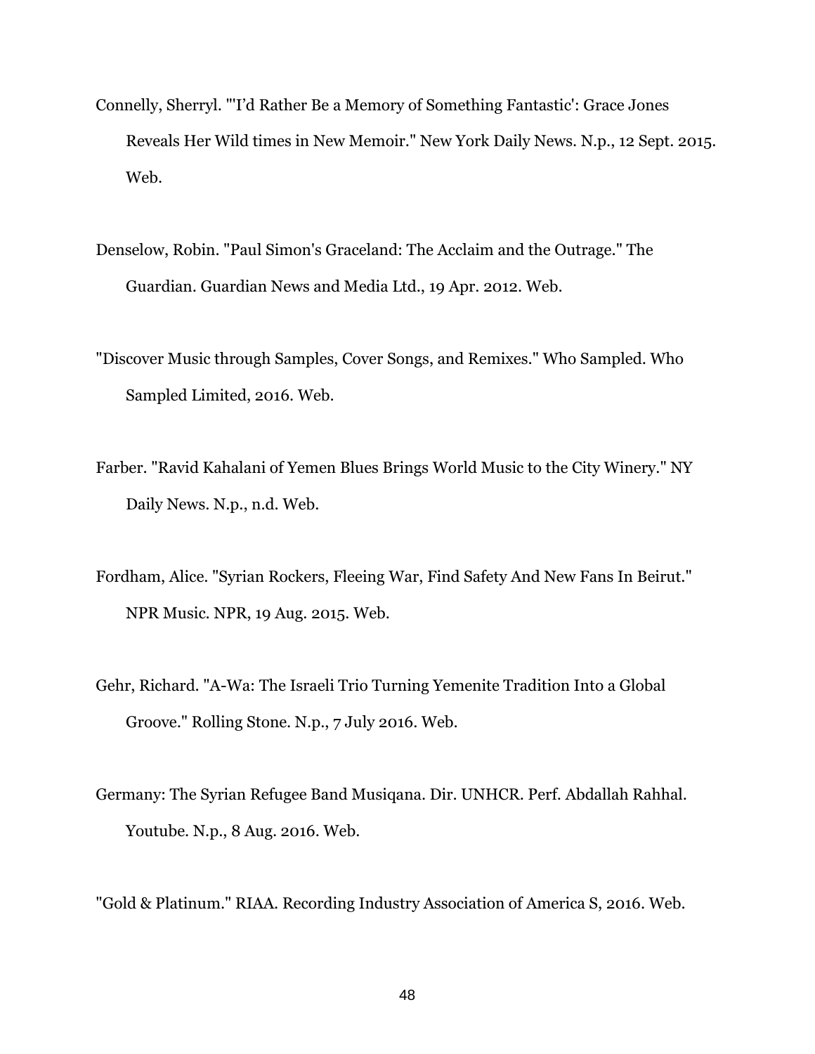Connelly, Sherryl. "'I'd Rather Be a Memory of Something Fantastic': Grace Jones Reveals Her Wild times in New Memoir." New York Daily News. N.p., 12 Sept. 2015. Web.

Denselow, Robin. "Paul Simon's Graceland: The Acclaim and the Outrage." The Guardian. Guardian News and Media Ltd., 19 Apr. 2012. Web.

"Discover Music through Samples, Cover Songs, and Remixes." Who Sampled. Who Sampled Limited, 2016. Web.

Farber. "Ravid Kahalani of Yemen Blues Brings World Music to the City Winery." NY Daily News. N.p., n.d. Web.

Fordham, Alice. "Syrian Rockers, Fleeing War, Find Safety And New Fans In Beirut." NPR Music. NPR, 19 Aug. 2015. Web.

Gehr, Richard. "A-Wa: The Israeli Trio Turning Yemenite Tradition Into a Global Groove." Rolling Stone. N.p., 7 July 2016. Web.

Germany: The Syrian Refugee Band Musiqana. Dir. UNHCR. Perf. Abdallah Rahhal. Youtube. N.p., 8 Aug. 2016. Web.

"Gold & Platinum." RIAA. Recording Industry Association of America S, 2016. Web.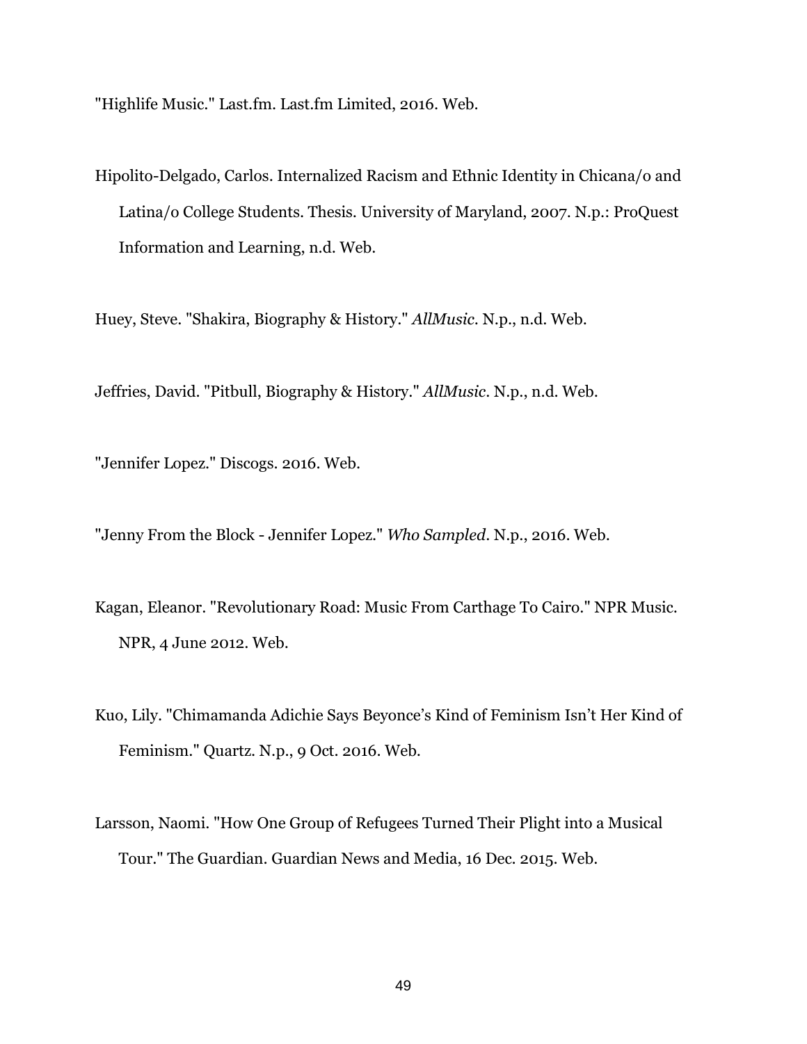"Highlife Music." Last.fm. Last.fm Limited, 2016. Web.

Hipolito-Delgado, Carlos. Internalized Racism and Ethnic Identity in Chicana/o and Latina/o College Students. Thesis. University of Maryland, 2007. N.p.: ProQuest Information and Learning, n.d. Web.

Huey, Steve. "Shakira, Biography & History." *AllMusic*. N.p., n.d. Web.

Jeffries, David. "Pitbull, Biography & History." *AllMusic*. N.p., n.d. Web.

"Jennifer Lopez." Discogs. 2016. Web.

"Jenny From the Block - Jennifer Lopez." *Who Sampled*. N.p., 2016. Web.

Kagan, Eleanor. "Revolutionary Road: Music From Carthage To Cairo." NPR Music. NPR, 4 June 2012. Web.

Kuo, Lily. "Chimamanda Adichie Says Beyonce's Kind of Feminism Isn't Her Kind of Feminism." Quartz. N.p., 9 Oct. 2016. Web.

Larsson, Naomi. "How One Group of Refugees Turned Their Plight into a Musical Tour." The Guardian. Guardian News and Media, 16 Dec. 2015. Web.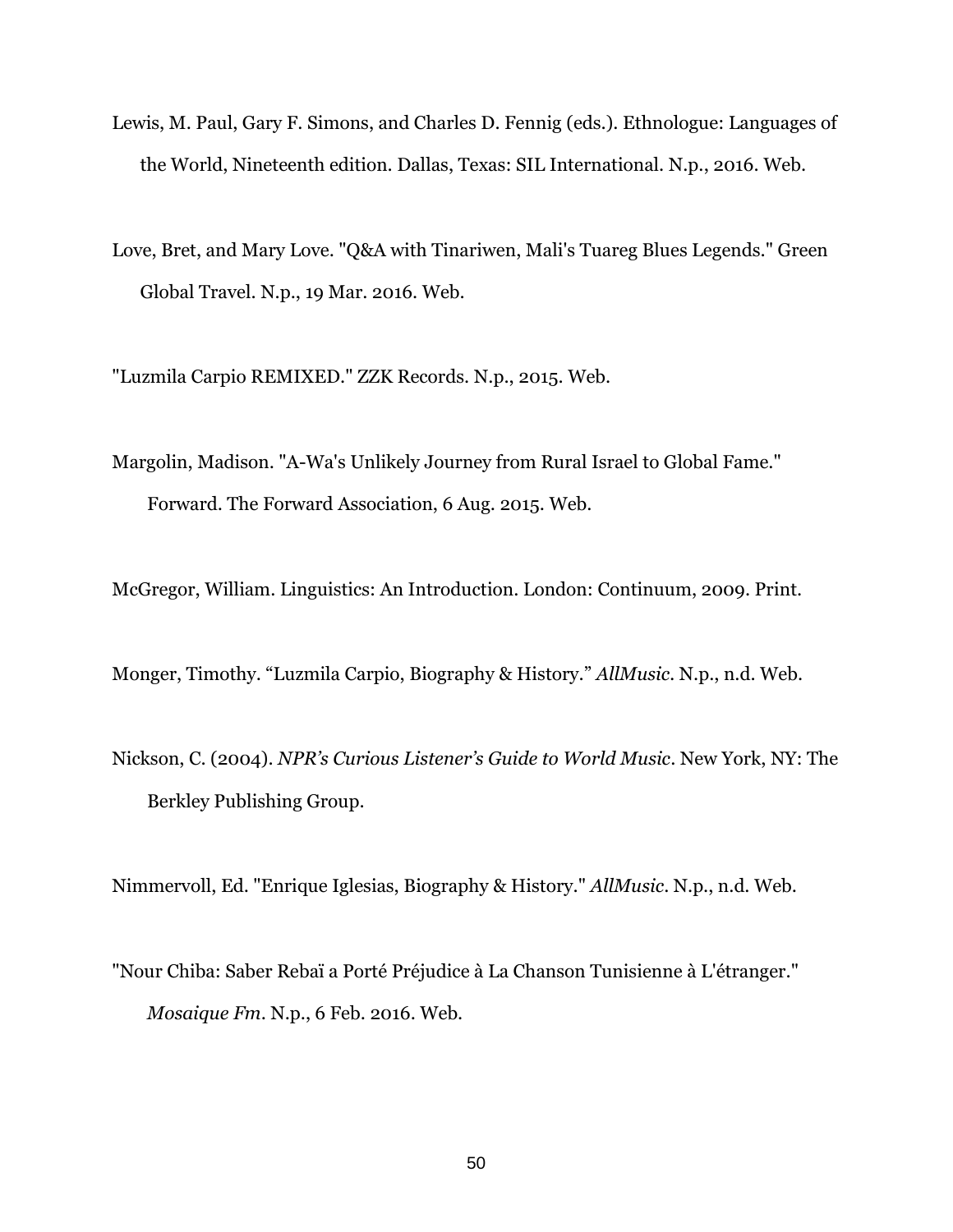Lewis, M. Paul, Gary F. Simons, and Charles D. Fennig (eds.). Ethnologue: Languages of the World, Nineteenth edition. Dallas, Texas: SIL International. N.p., 2016. Web.

Love, Bret, and Mary Love. "Q&A with Tinariwen, Mali's Tuareg Blues Legends." Green Global Travel. N.p., 19 Mar. 2016. Web.

"Luzmila Carpio REMIXED." ZZK Records. N.p., 2015. Web.

Margolin, Madison. "A-Wa's Unlikely Journey from Rural Israel to Global Fame." Forward. The Forward Association, 6 Aug. 2015. Web.

McGregor, William. Linguistics: An Introduction. London: Continuum, 2009. Print.

Monger, Timothy. "Luzmila Carpio, Biography & History." *AllMusic*. N.p., n.d. Web.

Nickson, C. (2004). *NPR's Curious Listener's Guide to World Music*. New York, NY: The Berkley Publishing Group.

Nimmervoll, Ed. "Enrique Iglesias, Biography & History." *AllMusic*. N.p., n.d. Web.

"Nour Chiba: Saber Rebaï a Porté Préjudice à La Chanson Tunisienne à L'étranger." *Mosaique Fm*. N.p., 6 Feb. 2016. Web.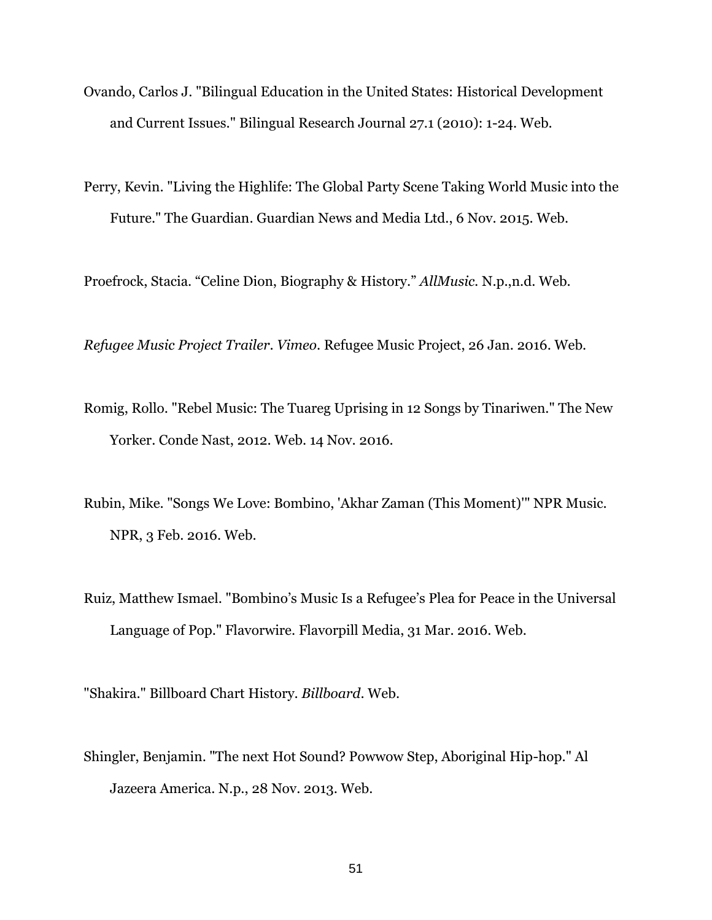Ovando, Carlos J. "Bilingual Education in the United States: Historical Development and Current Issues." Bilingual Research Journal 27.1 (2010): 1-24. Web.

Perry, Kevin. "Living the Highlife: The Global Party Scene Taking World Music into the Future." The Guardian. Guardian News and Media Ltd., 6 Nov. 2015. Web.

Proefrock, Stacia. “Celine Dion, Biography & History.” *AllMusic*. N.p.,n.d. Web.

*Refugee Music Project Trailer*. *Vimeo*. Refugee Music Project, 26 Jan. 2016. Web.

Romig, Rollo. "Rebel Music: The Tuareg Uprising in 12 Songs by Tinariwen." The New Yorker. Conde Nast, 2012. Web. 14 Nov. 2016.

Rubin, Mike. "Songs We Love: Bombino, 'Akhar Zaman (This Moment)'" NPR Music. NPR, 3 Feb. 2016. Web.

Ruiz, Matthew Ismael. "Bombino’s Music Is a Refugee’s Plea for Peace in the Universal Language of Pop." Flavorwire. Flavorpill Media, 31 Mar. 2016. Web.

"Shakira." Billboard Chart History. *Billboard*. Web.

Shingler, Benjamin. "The next Hot Sound? Powwow Step, Aboriginal Hip-hop." Al Jazeera America. N.p., 28 Nov. 2013. Web.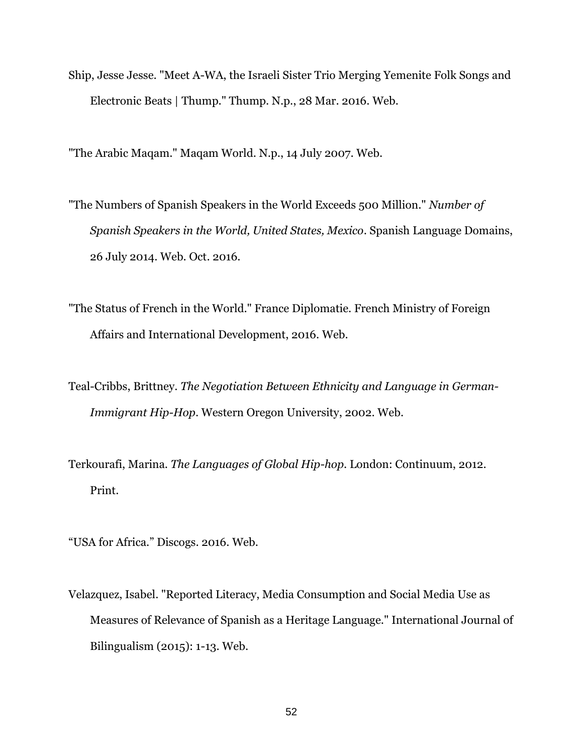Ship, Jesse Jesse. "Meet A-WA, the Israeli Sister Trio Merging Yemenite Folk Songs and Electronic Beats | Thump." Thump. N.p., 28 Mar. 2016. Web.

"The Arabic Maqam." Maqam World. N.p., 14 July 2007. Web.

"The Numbers of Spanish Speakers in the World Exceeds 500 Million." *Number of Spanish Speakers in the World, United States, Mexico*. Spanish Language Domains, 26 July 2014. Web. Oct. 2016.

"The Status of French in the World." France Diplomatie. French Ministry of Foreign Affairs and International Development, 2016. Web.

Teal-Cribbs, Brittney. *The Negotiation Between Ethnicity and Language in German-Immigrant Hip-Hop*. Western Oregon University, 2002. Web.

Terkourafi, Marina. *The Languages of Global Hip-hop*. London: Continuum, 2012. Print.

"USA for Africa." Discogs. 2016. Web.

Velazquez, Isabel. "Reported Literacy, Media Consumption and Social Media Use as Measures of Relevance of Spanish as a Heritage Language." International Journal of Bilingualism (2015): 1-13. Web.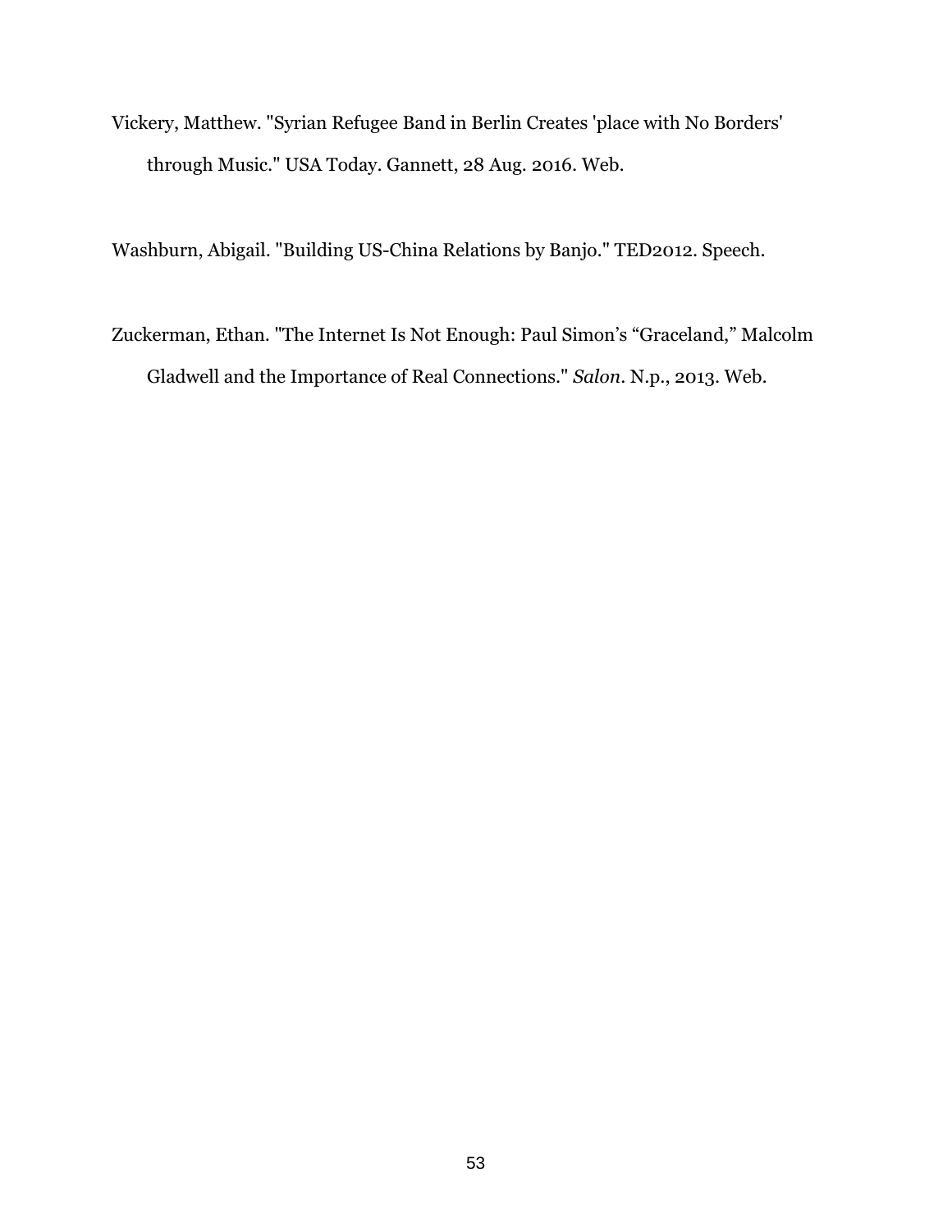Vickery, Matthew. "Syrian Refugee Band in Berlin Creates 'place with No Borders' through Music." USA Today. Gannett, 28 Aug. 2016. Web.

Washburn, Abigail. "Building US-China Relations by Banjo." TED2012. Speech.

Zuckerman, Ethan. "The Internet Is Not Enough: Paul Simon's "Graceland," Malcolm Gladwell and the Importance of Real Connections." *Salon*. N.p., 2013. Web.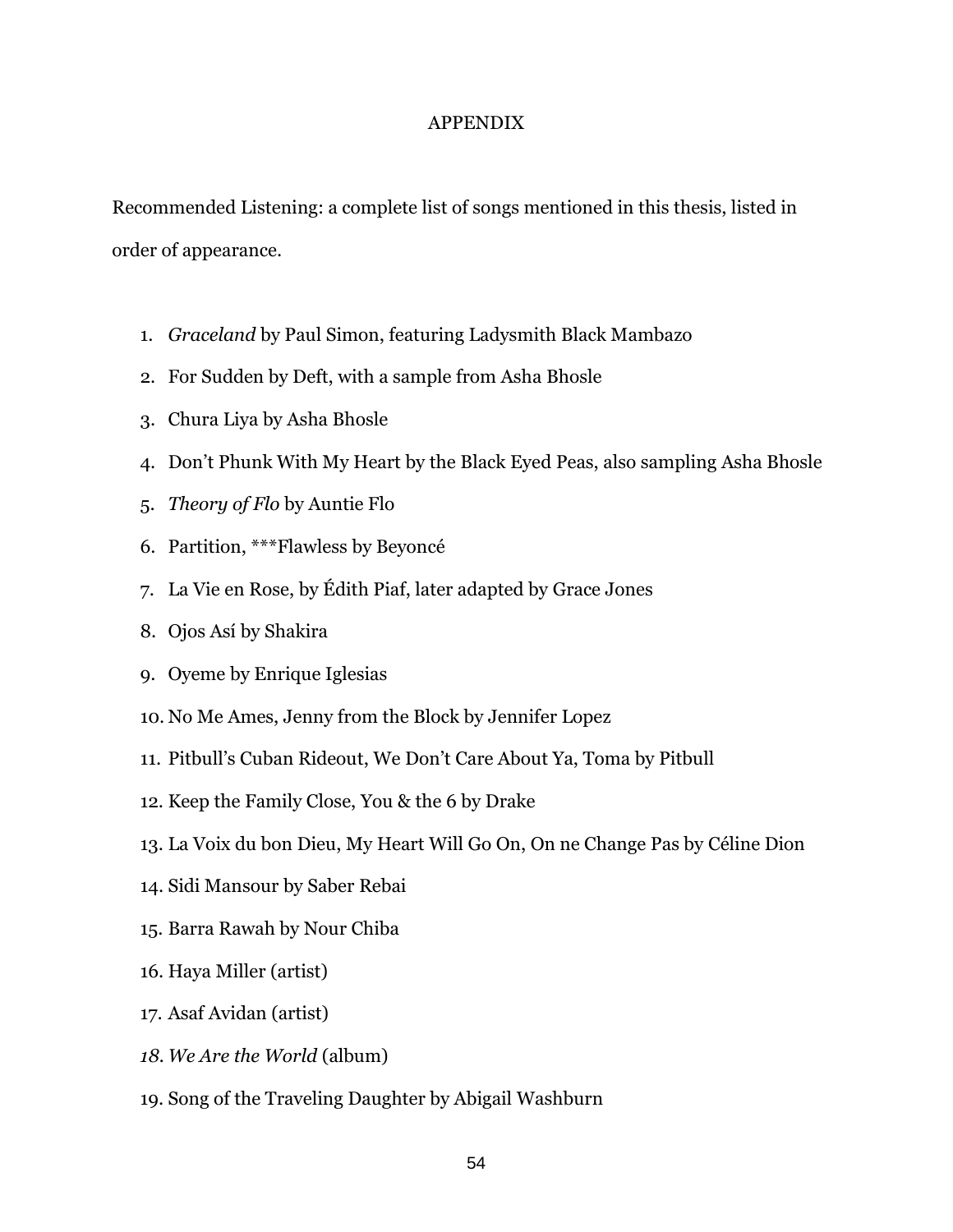# APPENDIX

Recommended Listening: a complete list of songs mentioned in this thesis, listed in order of appearance.

1. *Graceland* by Paul Simon, featuring Ladysmith Black Mambazo
2. For Sudden by Deft, with a sample from Asha Bhosle
3. Chura Liya by Asha Bhosle
4. Don't Phunk With My Heart by the Black Eyed Peas, also sampling Asha Bhosle
5. *Theory of Flo* by Auntie Flo
6. Partition, ***Flawless by Beyoncé
7. La Vie en Rose, by Édith Piaf, later adapted by Grace Jones
8. Ojos Así by Shakira
9. Oyeme by Enrique Iglesias
10. No Me Ames, Jenny from the Block by Jennifer Lopez
11. Pitbull's Cuban Rideout, We Don't Care About Ya, Toma by Pitbull
12. Keep the Family Close, You & the 6 by Drake
13. La Voix du bon Dieu, My Heart Will Go On, On ne Change Pas by Céline Dion
14. Sidi Mansour by Saber Rebai
15. Barra Rawah by Nour Chiba
16. Haya Miller (artist)
17. Asaf Avidan (artist)
18. *We Are the World* (album)
19. Song of the Traveling Daughter by Abigail Washburn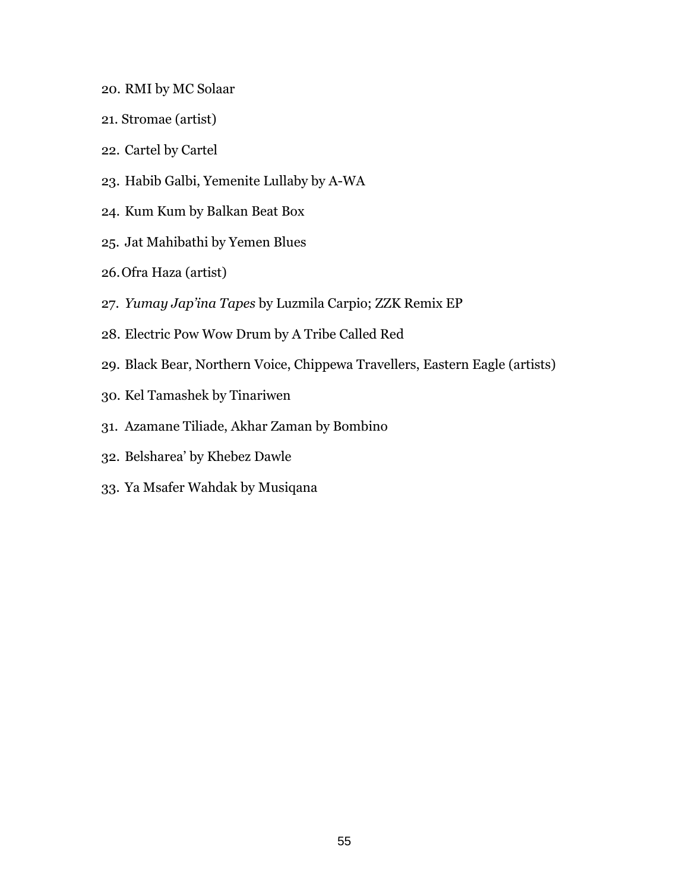20. RMI by MC Solaar
21. Stromae (artist)
22. Cartel by Cartel
23. Habib Galbi, Yemenite Lullaby by A-WA
24. Kum Kum by Balkan Beat Box
25. Jat Mahibathi by Yemen Blues
26. Ofra Haza (artist)
27. *Yumay Jap'ina Tapes* by Luzmila Carpio; ZZK Remix EP
28. Electric Pow Wow Drum by A Tribe Called Red
29. Black Bear, Northern Voice, Chippewa Travellers, Eastern Eagle (artists)
30. Kel Tamashek by Tinariwen
31. Azamane Tiliade, Akhar Zaman by Bombino
32. Belsharea' by Khebez Dawle
33. Ya Msafer Wahdak by Musiqana